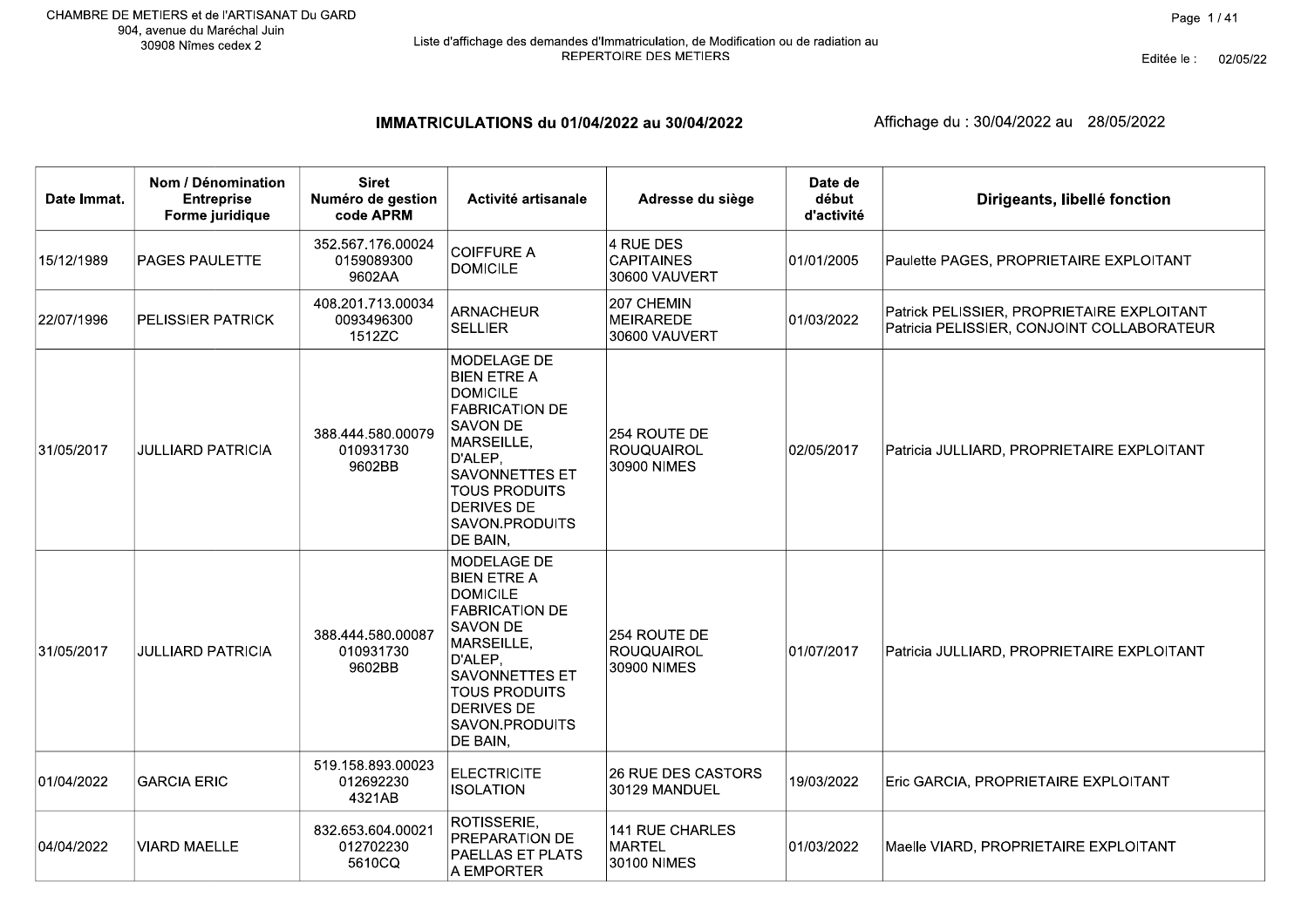CHAMBRE DE METIERS et de l'ARTISANAT Du GARD
904, avenue du Maréchal Juin
30908 Nîmes cedex 2

Liste d'affichage des demandes d'Immatriculation, de Modification ou de radiation au REPERTOIRE DES METIERS

Editée le : 02/05/22

## IMMATRICULATIONS du 01/04/2022 au 30/04/2022

Affichage du : 30/04/2022 au 28/05/2022

| Date Immat. | Nom / Dénomination Entreprise Forme juridique | Siret Numéro de gestion code APRM | Activité artisanale | Adresse du siège | Date de début d'activité | Dirigeants, libellé fonction |
|---|---|---|---|---|---|---|
| 15/12/1989 | PAGES PAULETTE | 352.567.176.00024 0159089300 9602AA | COIFFURE A DOMICILE | 4 RUE DES CAPITAINES 30600 VAUVERT | 01/01/2005 | Paulette PAGES, PROPRIETAIRE EXPLOITANT |
| 22/07/1996 | PELISSIER PATRICK | 408.201.713.00034 0093496300 1512ZC | ARNACHEUR SELLIER | 207 CHEMIN MEIRAREDE 30600 VAUVERT | 01/03/2022 | Patrick PELISSIER, PROPRIETAIRE EXPLOITANT Patricia PELISSIER, CONJOINT COLLABORATEUR |
| 31/05/2017 | JULLIARD PATRICIA | 388.444.580.00079 010931730 9602BB | MODELAGE DE BIEN ETRE A DOMICILE FABRICATION DE SAVON DE MARSEILLE, D'ALEP, SAVONNETTES ET TOUS PRODUITS DERIVES DE SAVON.PRODUITS DE BAIN, | 254 ROUTE DE ROUQUAIROL 30900 NIMES | 02/05/2017 | Patricia JULLIARD, PROPRIETAIRE EXPLOITANT |
| 31/05/2017 | JULLIARD PATRICIA | 388.444.580.00087 010931730 9602BB | MODELAGE DE BIEN ETRE A DOMICILE FABRICATION DE SAVON DE MARSEILLE, D'ALEP, SAVONNETTES ET TOUS PRODUITS DERIVES DE SAVON.PRODUITS DE BAIN, | 254 ROUTE DE ROUQUAIROL 30900 NIMES | 01/07/2017 | Patricia JULLIARD, PROPRIETAIRE EXPLOITANT |
| 01/04/2022 | GARCIA ERIC | 519.158.893.00023 012692230 4321AB | ELECTRICITE ISOLATION | 26 RUE DES CASTORS 30129 MANDUEL | 19/03/2022 | Eric GARCIA, PROPRIETAIRE EXPLOITANT |
| 04/04/2022 | VIARD MAELLE | 832.653.604.00021 012702230 5610CQ | ROTISSERIE, PREPARATION DE PAELLAS ET PLATS A EMPORTER | 141 RUE CHARLES MARTEL 30100 NIMES | 01/03/2022 | Maelle VIARD, PROPRIETAIRE EXPLOITANT |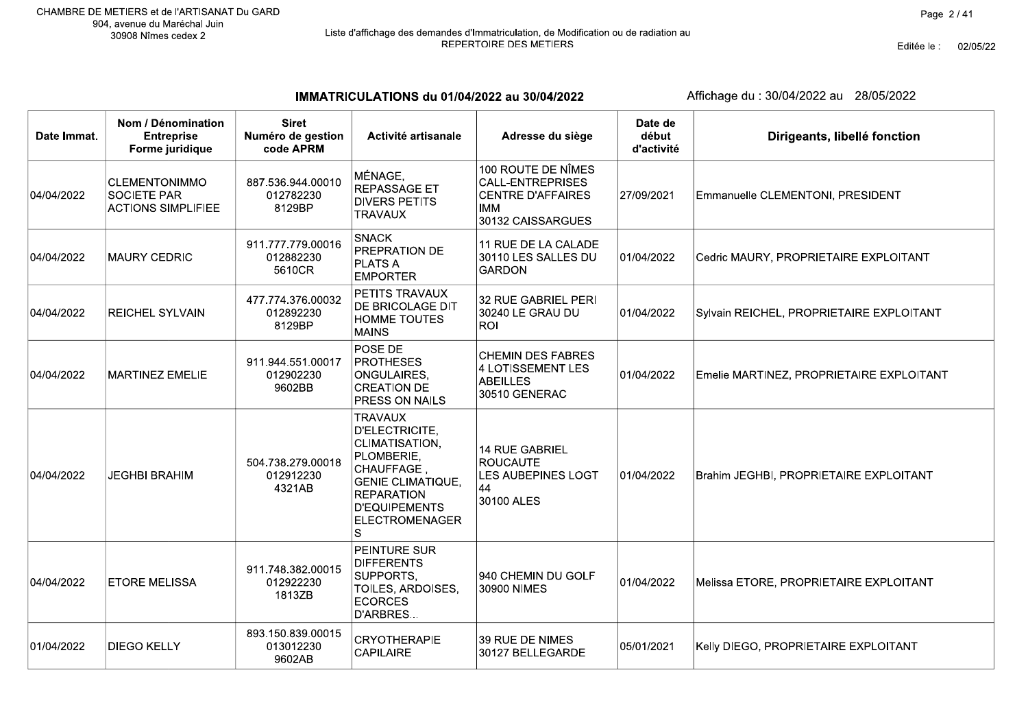CHAMBRE DE METIERS et de l'ARTISANAT Du GARD
904, avenue du Maréchal Juin
30908 Nîmes cedex 2

Liste d'affichage des demandes d'Immatriculation, de Modification ou de radiation au REPERTOIRE DES METIERS

Editée le : 02/05/22

## IMMATRICULATIONS du 01/04/2022 au 30/04/2022

Affichage du : 30/04/2022 au 28/05/2022

| Date Immat. | Nom / Dénomination Entreprise Forme juridique | Siret Numéro de gestion code APRM | Activité artisanale | Adresse du siège | Date de début d'activité | Dirigeants, libellé fonction |
|---|---|---|---|---|---|---|
| 04/04/2022 | CLEMENTONIMMO SOCIETE PAR ACTIONS SIMPLIFIEE | 887.536.944.00010 012782230 8129BP | MÉNAGE, REPASSAGE ET DIVERS PETITS TRAVAUX | 100 ROUTE DE NÎMES CALL-ENTREPRISES CENTRE D'AFFAIRES IMM 30132 CAISSARGUES | 27/09/2021 | Emmanuelle CLEMENTONI, PRESIDENT |
| 04/04/2022 | MAURY CEDRIC | 911.777.779.00016 012882230 5610CR | SNACK PREPRATION DE PLATS A EMPORTER | 11 RUE DE LA CALADE 30110 LES SALLES DU GARDON | 01/04/2022 | Cedric MAURY, PROPRIETAIRE EXPLOITANT |
| 04/04/2022 | REICHEL SYLVAIN | 477.774.376.00032 012892230 8129BP | PETITS TRAVAUX DE BRICOLAGE DIT HOMME TOUTES MAINS | 32 RUE GABRIEL PERI 30240 LE GRAU DU ROI | 01/04/2022 | Sylvain REICHEL, PROPRIETAIRE EXPLOITANT |
| 04/04/2022 | MARTINEZ EMELIE | 911.944.551.00017 012902230 9602BB | POSE DE PROTHESES ONGULAIRES, CREATION DE PRESS ON NAILS | CHEMIN DES FABRES 4 LOTISSEMENT LES ABEILLES 30510 GENERAC | 01/04/2022 | Emelie MARTINEZ, PROPRIETAIRE EXPLOITANT |
| 04/04/2022 | JEGHBI BRAHIM | 504.738.279.00018 012912230 4321AB | TRAVAUX D'ELECTRICITE, CLIMATISATION, PLOMBERIE, CHAUFFAGE , GENIE CLIMATIQUE, REPARATION D'EQUIPEMENTS ELECTROMENAGERS | 14 RUE GABRIEL ROUCAUTE LES AUBEPINES LOGT 44 30100 ALES | 01/04/2022 | Brahim JEGHBI, PROPRIETAIRE EXPLOITANT |
| 04/04/2022 | ETORE MELISSA | 911.748.382.00015 012922230 1813ZB | PEINTURE SUR DIFFERENTS SUPPORTS, TOILES, ARDOISES, ECORCES D'ARBRES... | 940 CHEMIN DU GOLF 30900 NIMES | 01/04/2022 | Melissa ETORE, PROPRIETAIRE EXPLOITANT |
| 01/04/2022 | DIEGO KELLY | 893.150.839.00015 013012230 9602AB | CRYOTHERAPIE CAPILAIRE | 39 RUE DE NIMES 30127 BELLEGARDE | 05/01/2021 | Kelly DIEGO, PROPRIETAIRE EXPLOITANT |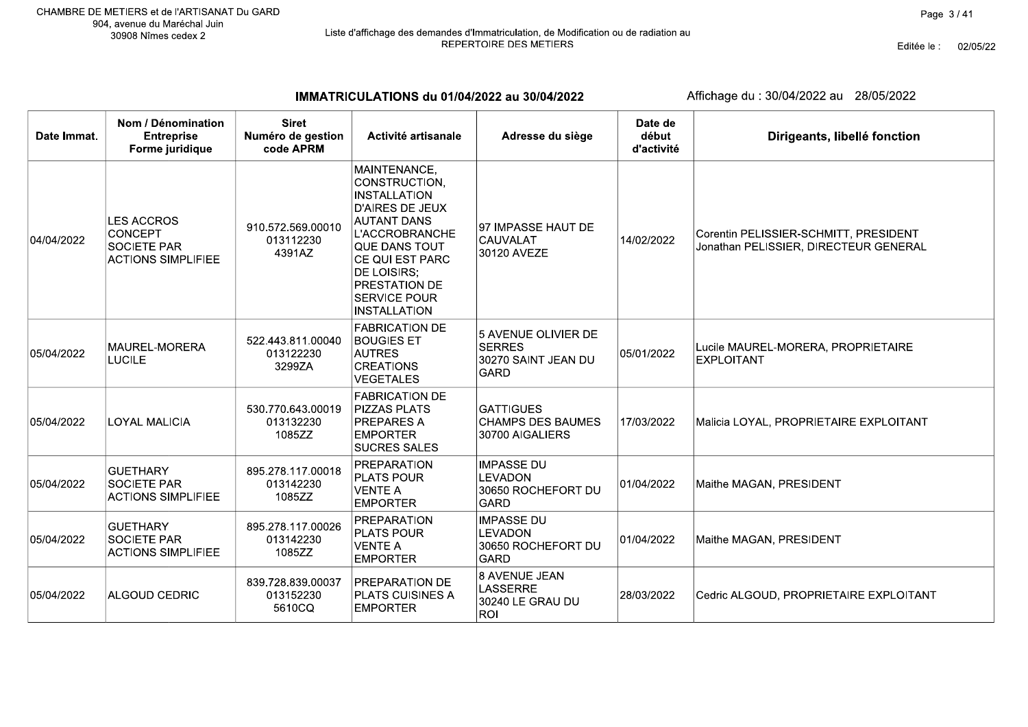CHAMBRE DE METIERS et de l'ARTISANAT Du GARD
904, avenue du Maréchal Juin
30908 Nîmes cedex 2

Liste d'affichage des demandes d'Immatriculation, de Modification ou de radiation au REPERTOIRE DES METIERS

Editée le : 02/05/22

## IMMATRICULATIONS du 01/04/2022 au 30/04/2022

Affichage du : 30/04/2022 au 28/05/2022

| Date Immat. | Nom / Dénomination Entreprise Forme juridique | Siret Numéro de gestion code APRM | Activité artisanale | Adresse du siège | Date de début d'activité | Dirigeants, libellé fonction |
|---|---|---|---|---|---|---|
| 04/04/2022 | LES ACCROS CONCEPT SOCIETE PAR ACTIONS SIMPLIFIEE | 910.572.569.00010 013112230 4391AZ | MAINTENANCE, CONSTRUCTION, INSTALLATION D'AIRES DE JEUX AUTANT DANS L'ACCROBRANCHE QUE DANS TOUT CE QUI EST PARC DE LOISIRS; PRESTATION DE SERVICE POUR INSTALLATION | 97 IMPASSE HAUT DE CAUVALAT 30120 AVEZE | 14/02/2022 | Corentin PELISSIER-SCHMITT, PRESIDENT Jonathan PELISSIER, DIRECTEUR GENERAL |
| 05/04/2022 | MAUREL-MORERA LUCILE | 522.443.811.00040 013122230 3299ZA | FABRICATION DE BOUGIES ET AUTRES CREATIONS VEGETALES | 5 AVENUE OLIVIER DE SERRES 30270 SAINT JEAN DU GARD | 05/01/2022 | Lucile MAUREL-MORERA, PROPRIETAIRE EXPLOITANT |
| 05/04/2022 | LOYAL MALICIA | 530.770.643.00019 013132230 1085ZZ | FABRICATION DE PIZZAS PLATS PREPARES A EMPORTER SUCRES SALES | GATTIGUES CHAMPS DES BAUMES 30700 AIGALIERS | 17/03/2022 | Malicia LOYAL, PROPRIETAIRE EXPLOITANT |
| 05/04/2022 | GUETHARY SOCIETE PAR ACTIONS SIMPLIFIEE | 895.278.117.00018 013142230 1085ZZ | PREPARATION PLATS POUR VENTE A EMPORTER | IMPASSE DU LEVADON 30650 ROCHEFORT DU GARD | 01/04/2022 | Maithe MAGAN, PRESIDENT |
| 05/04/2022 | GUETHARY SOCIETE PAR ACTIONS SIMPLIFIEE | 895.278.117.00026 013142230 1085ZZ | PREPARATION PLATS POUR VENTE A EMPORTER | IMPASSE DU LEVADON 30650 ROCHEFORT DU GARD | 01/04/2022 | Maithe MAGAN, PRESIDENT |
| 05/04/2022 | ALGOUD CEDRIC | 839.728.839.00037 013152230 5610CQ | PREPARATION DE PLATS CUISINES A EMPORTER | 8 AVENUE JEAN LASSERRE 30240 LE GRAU DU ROI | 28/03/2022 | Cedric ALGOUD, PROPRIETAIRE EXPLOITANT |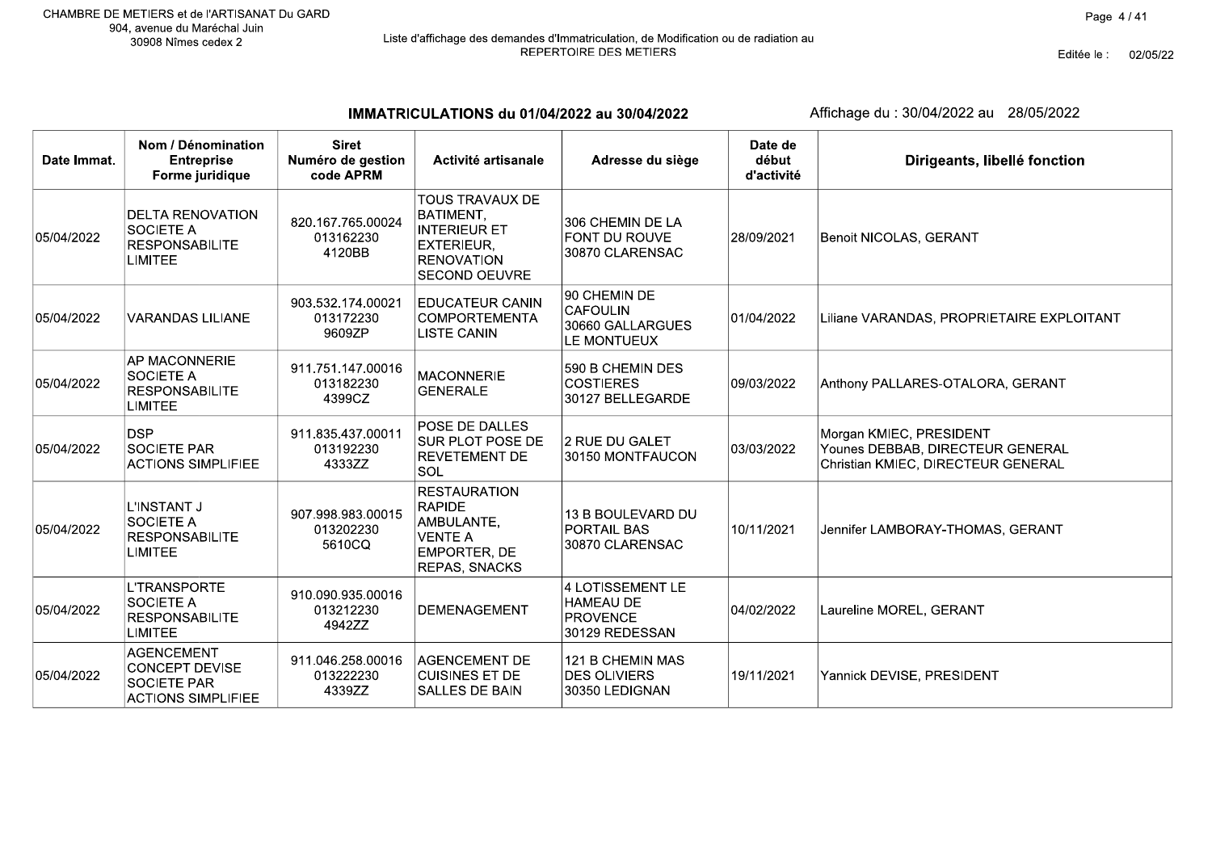CHAMBRE DE METIERS et de l'ARTISANAT Du GARD
904, avenue du Maréchal Juin
30908 Nîmes cedex 2

Liste d'affichage des demandes d'Immatriculation, de Modification ou de radiation au REPERTOIRE DES METIERS

Editée le : 02/05/22

## IMMATRICULATIONS du 01/04/2022 au 30/04/2022

Affichage du : 30/04/2022 au 28/05/2022

| Date Immat. | Nom / Dénomination Entreprise Forme juridique | Siret Numéro de gestion code APRM | Activité artisanale | Adresse du siège | Date de début d'activité | Dirigeants, libellé fonction |
|---|---|---|---|---|---|---|
| 05/04/2022 | DELTA RENOVATION SOCIETE A RESPONSABILITE LIMITEE | 820.167.765.00024 013162230 4120BB | TOUS TRAVAUX DE BATIMENT, INTERIEUR ET EXTERIEUR, RENOVATION SECOND OEUVRE | 306 CHEMIN DE LA FONT DU ROUVE 30870 CLARENSAC | 28/09/2021 | Benoit NICOLAS, GERANT |
| 05/04/2022 | VARANDAS LILIANE | 903.532.174.00021 013172230 9609ZP | EDUCATEUR CANIN COMPORTEMENTA LISTE CANIN | 90 CHEMIN DE CAFOULIN 30660 GALLARGUES LE MONTUEUX | 01/04/2022 | Liliane VARANDAS, PROPRIETAIRE EXPLOITANT |
| 05/04/2022 | AP MACONNERIE SOCIETE A RESPONSABILITE LIMITEE | 911.751.147.00016 013182230 4399CZ | MACONNERIE GENERALE | 590 B CHEMIN DES COSTIERES 30127 BELLEGARDE | 09/03/2022 | Anthony PALLARES-OTALORA, GERANT |
| 05/04/2022 | DSP SOCIETE PAR ACTIONS SIMPLIFIEE | 911.835.437.00011 013192230 4333ZZ | POSE DE DALLES SUR PLOT POSE DE REVETEMENT DE SOL | 2 RUE DU GALET 30150 MONTFAUCON | 03/03/2022 | Morgan KMIEC, PRESIDENT<br>Younes DEBBAB, DIRECTEUR GENERAL<br>Christian KMIEC, DIRECTEUR GENERAL |
| 05/04/2022 | L'INSTANT J SOCIETE A RESPONSABILITE LIMITEE | 907.998.983.00015 013202230 5610CQ | RESTAURATION RAPIDE AMBULANTE, VENTE A EMPORTER, DE REPAS, SNACKS | 13 B BOULEVARD DU PORTAIL BAS 30870 CLARENSAC | 10/11/2021 | Jennifer LAMBORAY-THOMAS, GERANT |
| 05/04/2022 | L'TRANSPORTE SOCIETE A RESPONSABILITE LIMITEE | 910.090.935.00016 013212230 4942ZZ | DEMENAGEMENT | 4 LOTISSEMENT LE HAMEAU DE PROVENCE 30129 REDESSAN | 04/02/2022 | Laureline MOREL, GERANT |
| 05/04/2022 | AGENCEMENT CONCEPT DEVISE SOCIETE PAR ACTIONS SIMPLIFIEE | 911.046.258.00016 013222230 4339ZZ | AGENCEMENT DE CUISINES ET DE SALLES DE BAIN | 121 B CHEMIN MAS DES OLIVIERS 30350 LEDIGNAN | 19/11/2021 | Yannick DEVISE, PRESIDENT |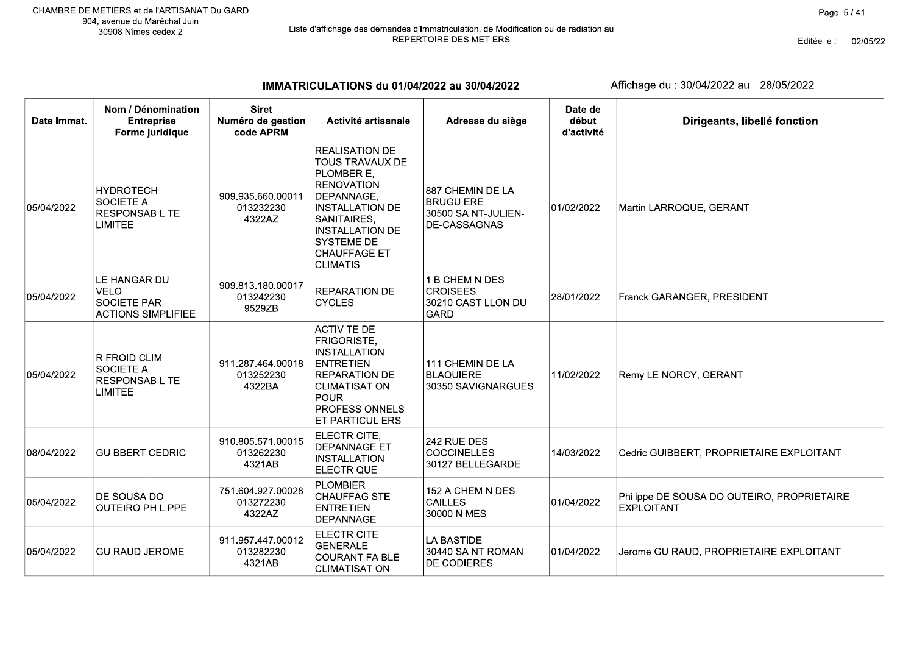CHAMBRE DE METIERS et de l'ARTISANAT Du GARD
904, avenue du Maréchal Juin
30908 Nîmes cedex 2

Liste d'affichage des demandes d'Immatriculation, de Modification ou de radiation au REPERTOIRE DES METIERS

Editée le : 02/05/22

## IMMATRICULATIONS du 01/04/2022 au 30/04/2022

Affichage du : 30/04/2022 au 28/05/2022

| Date Immat. | Nom / Dénomination Entreprise Forme juridique | Siret Numéro de gestion code APRM | Activité artisanale | Adresse du siège | Date de début d'activité | Dirigeants, libellé fonction |
|---|---|---|---|---|---|---|
| 05/04/2022 | HYDROTECH SOCIETE A RESPONSABILITE LIMITEE | 909.935.660.00011 013232230 4322AZ | REALISATION DE TOUS TRAVAUX DE PLOMBERIE, RENOVATION DEPANNAGE, INSTALLATION DE SANITAIRES, INSTALLATION DE SYSTEME DE CHAUFFAGE ET CLIMATIS | 887 CHEMIN DE LA BRUGUIERE 30500 SAINT-JULIEN-DE-CASSAGNAS | 01/02/2022 | Martin LARROQUE, GERANT |
| 05/04/2022 | LE HANGAR DU VELO SOCIETE PAR ACTIONS SIMPLIFIEE | 909.813.180.00017 013242230 9529ZB | REPARATION DE CYCLES | 1 B CHEMIN DES CROISEES 30210 CASTILLON DU GARD | 28/01/2022 | Franck GARANGER, PRESIDENT |
| 05/04/2022 | R FROID CLIM SOCIETE A RESPONSABILITE LIMITEE | 911.287.464.00018 013252230 4322BA | ACTIVITE DE FRIGORISTE, INSTALLATION ENTRETIEN REPARATION DE CLIMATISATION POUR PROFESSIONNELS ET PARTICULIERS | 111 CHEMIN DE LA BLAQUIERE 30350 SAVIGNARGUES | 11/02/2022 | Remy LE NORCY, GERANT |
| 08/04/2022 | GUIBBERT CEDRIC | 910.805.571.00015 013262230 4321AB | ELECTRICITE, DEPANNAGE ET INSTALLATION ELECTRIQUE | 242 RUE DES COCCINELLES 30127 BELLEGARDE | 14/03/2022 | Cedric GUIBBERT, PROPRIETAIRE EXPLOITANT |
| 05/04/2022 | DE SOUSA DO OUTEIRO PHILIPPE | 751.604.927.00028 013272230 4322AZ | PLOMBIER CHAUFFAGISTE ENTRETIEN DEPANNAGE | 152 A CHEMIN DES CAILLES 30000 NIMES | 01/04/2022 | Philippe DE SOUSA DO OUTEIRO, PROPRIETAIRE EXPLOITANT |
| 05/04/2022 | GUIRAUD JEROME | 911.957.447.00012 013282230 4321AB | ELECTRICITE GENERALE COURANT FAIBLE CLIMATISATION | LA BASTIDE 30440 SAINT ROMAN DE CODIERES | 01/04/2022 | Jerome GUIRAUD, PROPRIETAIRE EXPLOITANT |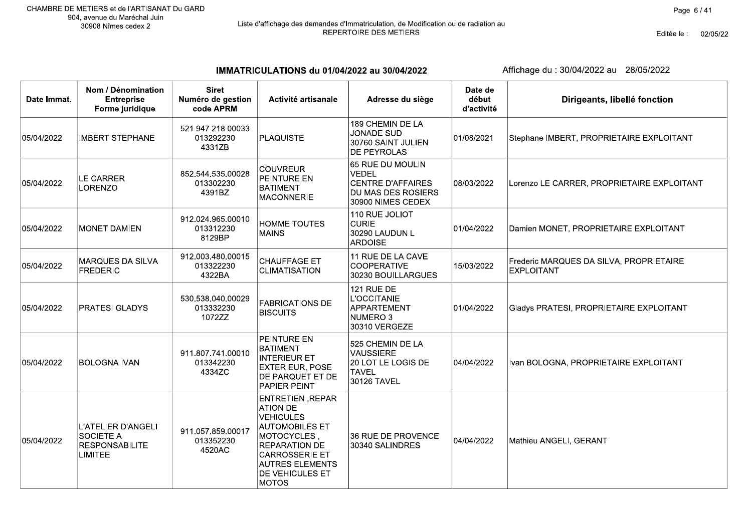CHAMBRE DE METIERS et de l'ARTISANAT Du GARD
904, avenue du Maréchal Juin
30908 Nîmes cedex 2

Liste d'affichage des demandes d'Immatriculation, de Modification ou de radiation au REPERTOIRE DES METIERS

Editée le : 02/05/22

## IMMATRICULATIONS du 01/04/2022 au 30/04/2022

Affichage du : 30/04/2022 au 28/05/2022

| Date Immat. | Nom / Dénomination Entreprise Forme juridique | Siret Numéro de gestion code APRM | Activité artisanale | Adresse du siège | Date de début d'activité | Dirigeants, libellé fonction |
|---|---|---|---|---|---|---|
| 05/04/2022 | IMBERT STEPHANE | 521.947.218.00033 013292230 4331ZB | PLAQUISTE | 189 CHEMIN DE LA JONADE SUD 30760 SAINT JULIEN DE PEYROLAS | 01/08/2021 | Stephane IMBERT, PROPRIETAIRE EXPLOITANT |
| 05/04/2022 | LE CARRER LORENZO | 852.544.535.00028 013302230 4391BZ | COUVREUR PEINTURE EN BATIMENT MACONNERIE | 65 RUE DU MOULIN VEDEL CENTRE D'AFFAIRES DU MAS DES ROSIERS 30900 NIMES CEDEX | 08/03/2022 | Lorenzo LE CARRER, PROPRIETAIRE EXPLOITANT |
| 05/04/2022 | MONET DAMIEN | 912.024.965.00010 013312230 8129BP | HOMME TOUTES MAINS | 110 RUE JOLIOT CURIE 30290 LAUDUN L ARDOISE | 01/04/2022 | Damien MONET, PROPRIETAIRE EXPLOITANT |
| 05/04/2022 | MARQUES DA SILVA FREDERIC | 912.003.480.00015 013322230 4322BA | CHAUFFAGE ET CLIMATISATION | 11 RUE DE LA CAVE COOPERATIVE 30230 BOUILLARGUES | 15/03/2022 | Frederic MARQUES DA SILVA, PROPRIETAIRE EXPLOITANT |
| 05/04/2022 | PRATESI GLADYS | 530.538.040.00029 013332230 1072ZZ | FABRICATIONS DE BISCUITS | 121 RUE DE L'OCCITANIE APPARTEMENT NUMERO 3 30310 VERGEZE | 01/04/2022 | Gladys PRATESI, PROPRIETAIRE EXPLOITANT |
| 05/04/2022 | BOLOGNA IVAN | 911.807.741.00010 013342230 4334ZC | PEINTURE EN BATIMENT INTERIEUR ET EXTERIEUR, POSE DE PARQUET ET DE PAPIER PEINT | 525 CHEMIN DE LA VAUSSIERE 20 LOT LE LOGIS DE TAVEL 30126 TAVEL | 04/04/2022 | Ivan BOLOGNA, PROPRIETAIRE EXPLOITANT |
| 05/04/2022 | L'ATELIER D'ANGELI SOCIETE A RESPONSABILITE LIMITEE | 911.057.859.00017 013352230 4520AC | ENTRETIEN ,REPAR ATION DE VEHICULES AUTOMOBILES ET MOTOCYCLES , REPARATION DE CARROSSERIE ET AUTRES ELEMENTS DE VEHICULES ET MOTOS | 36 RUE DE PROVENCE 30340 SALINDRES | 04/04/2022 | Mathieu ANGELI, GERANT |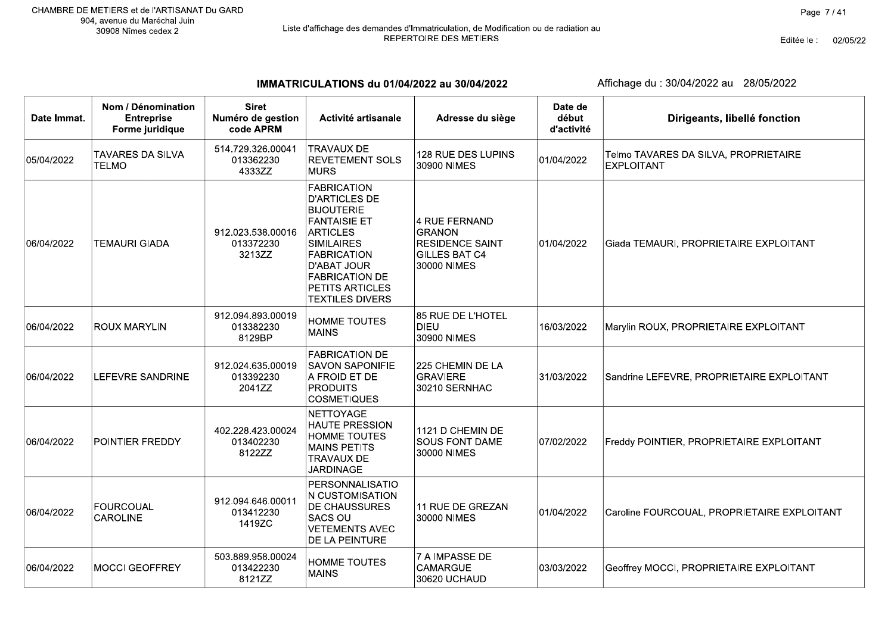CHAMBRE DE METIERS et de l'ARTISANAT Du GARD
904, avenue du Maréchal Juin
30908 Nîmes cedex 2

Liste d'affichage des demandes d'Immatriculation, de Modification ou de radiation au REPERTOIRE DES METIERS

Editée le : 02/05/22

## IMMATRICULATIONS du 01/04/2022 au 30/04/2022

Affichage du : 30/04/2022 au 28/05/2022

| Date Immat. | Nom / Dénomination Entreprise Forme juridique | Siret Numéro de gestion code APRM | Activité artisanale | Adresse du siège | Date de début d'activité | Dirigeants, libellé fonction |
|---|---|---|---|---|---|---|
| 05/04/2022 | TAVARES DA SILVA TELMO | 514.729.326.00041 013362230 4333ZZ | TRAVAUX DE REVETEMENT SOLS MURS | 128 RUE DES LUPINS 30900 NIMES | 01/04/2022 | Telmo TAVARES DA SILVA, PROPRIETAIRE EXPLOITANT |
| 06/04/2022 | TEMAURI GIADA | 912.023.538.00016 013372230 3213ZZ | FABRICATION D'ARTICLES DE BIJOUTERIE FANTAISIE ET ARTICLES SIMILAIRES FABRICATION D'ABAT JOUR FABRICATION DE PETITS ARTICLES TEXTILES DIVERS | 4 RUE FERNAND GRANON RESIDENCE SAINT GILLES BAT C4 30000 NIMES | 01/04/2022 | Giada TEMAURI, PROPRIETAIRE EXPLOITANT |
| 06/04/2022 | ROUX MARYLIN | 912.094.893.00019 013382230 8129BP | HOMME TOUTES MAINS | 85 RUE DE L'HOTEL DIEU 30900 NIMES | 16/03/2022 | Marylin ROUX, PROPRIETAIRE EXPLOITANT |
| 06/04/2022 | LEFEVRE SANDRINE | 912.024.635.00019 013392230 2041ZZ | FABRICATION DE SAVON SAPONIFIE A FROID ET DE PRODUITS COSMETIQUES | 225 CHEMIN DE LA GRAVIERE 30210 SERNHAC | 31/03/2022 | Sandrine LEFEVRE, PROPRIETAIRE EXPLOITANT |
| 06/04/2022 | POINTIER FREDDY | 402.228.423.00024 013402230 8122ZZ | NETTOYAGE HAUTE PRESSION HOMME TOUTES MAINS PETITS TRAVAUX DE JARDINAGE | 1121 D CHEMIN DE SOUS FONT DAME 30000 NIMES | 07/02/2022 | Freddy POINTIER, PROPRIETAIRE EXPLOITANT |
| 06/04/2022 | FOURCOUAL CAROLINE | 912.094.646.00011 013412230 1419ZC | PERSONNALISATION CUSTOMISATION DE CHAUSSURES SACS OU VETEMENTS AVEC DE LA PEINTURE | 11 RUE DE GREZAN 30000 NIMES | 01/04/2022 | Caroline FOURCOUAL, PROPRIETAIRE EXPLOITANT |
| 06/04/2022 | MOCCI GEOFFREY | 503.889.958.00024 013422230 8121ZZ | HOMME TOUTES MAINS | 7 A IMPASSE DE CAMARGUE 30620 UCHAUD | 03/03/2022 | Geoffrey MOCCI, PROPRIETAIRE EXPLOITANT |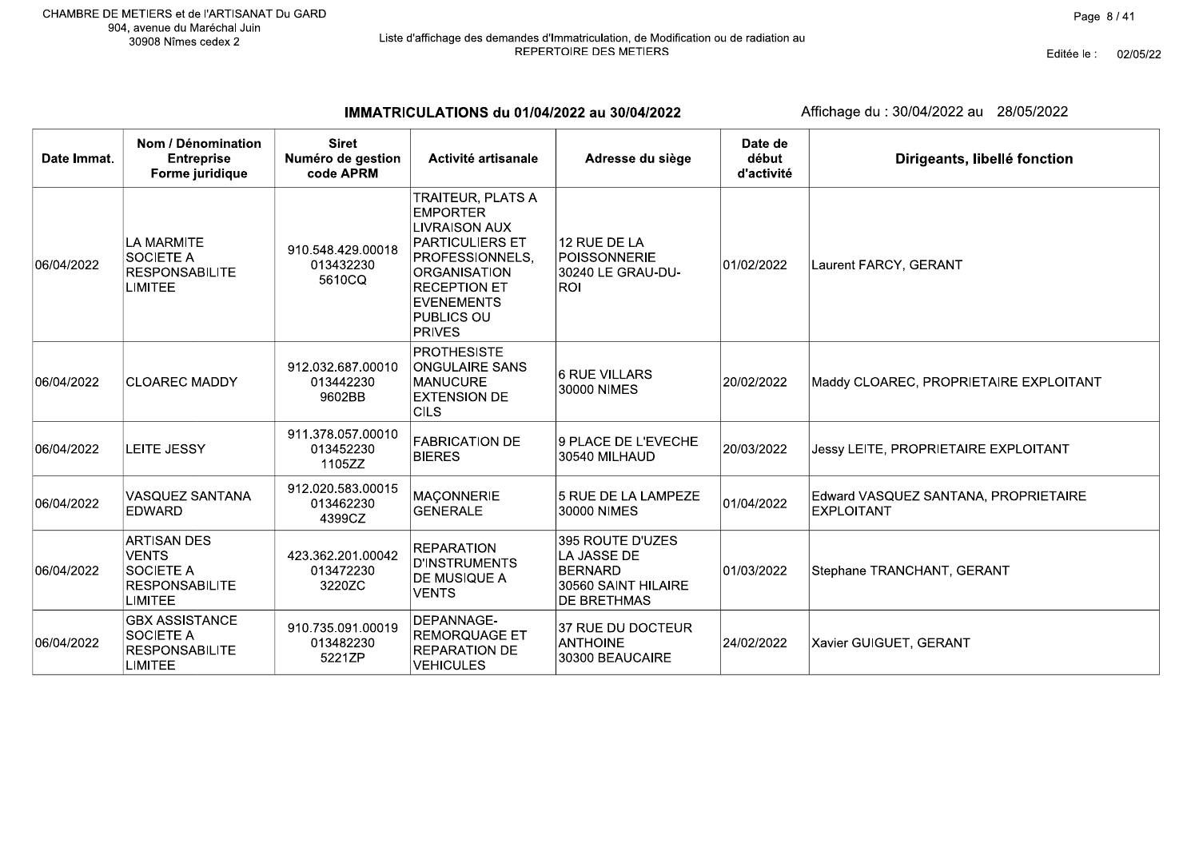CHAMBRE DE METIERS et de l'ARTISANAT Du GARD
904, avenue du Maréchal Juin
30908 Nîmes cedex 2

Liste d'affichage des demandes d'Immatriculation, de Modification ou de radiation au REPERTOIRE DES METIERS

Editée le : 02/05/22

## IMMATRICULATIONS du 01/04/2022 au 30/04/2022

Affichage du : 30/04/2022 au 28/05/2022

| Date Immat. | Nom / Dénomination Entreprise Forme juridique | Siret Numéro de gestion code APRM | Activité artisanale | Adresse du siège | Date de début d'activité | Dirigeants, libellé fonction |
|---|---|---|---|---|---|---|
| 06/04/2022 | LA MARMITE SOCIETE A RESPONSABILITE LIMITEE | 910.548.429.00018 013432230 5610CQ | TRAITEUR, PLATS A EMPORTER LIVRAISON AUX PARTICULIERS ET PROFESSIONNELS, ORGANISATION RECEPTION ET EVENEMENTS PUBLICS OU PRIVES | 12 RUE DE LA POISSONNERIE 30240 LE GRAU-DU-ROI | 01/02/2022 | Laurent FARCY, GERANT |
| 06/04/2022 | CLOAREC MADDY | 912.032.687.00010 013442230 9602BB | PROTHESISTE ONGULAIRE SANS MANUCURE EXTENSION DE CILS | 6 RUE VILLARS 30000 NIMES | 20/02/2022 | Maddy CLOAREC, PROPRIETAIRE EXPLOITANT |
| 06/04/2022 | LEITE JESSY | 911.378.057.00010 013452230 1105ZZ | FABRICATION DE BIERES | 9 PLACE DE L'EVECHE 30540 MILHAUD | 20/03/2022 | Jessy LEITE, PROPRIETAIRE EXPLOITANT |
| 06/04/2022 | VASQUEZ SANTANA EDWARD | 912.020.583.00015 013462230 4399CZ | MAÇONNERIE GENERALE | 5 RUE DE LA LAMPEZE 30000 NIMES | 01/04/2022 | Edward VASQUEZ SANTANA, PROPRIETAIRE EXPLOITANT |
| 06/04/2022 | ARTISAN DES VENTS SOCIETE A RESPONSABILITE LIMITEE | 423.362.201.00042 013472230 3220ZC | REPARATION D'INSTRUMENTS DE MUSIQUE A VENTS | 395 ROUTE D'UZES LA JASSE DE BERNARD 30560 SAINT HILAIRE DE BRETHMAS | 01/03/2022 | Stephane TRANCHANT, GERANT |
| 06/04/2022 | GBX ASSISTANCE SOCIETE A RESPONSABILITE LIMITEE | 910.735.091.00019 013482230 5221ZP | DEPANNAGE-REMORQUAGE ET REPARATION DE VEHICULES | 37 RUE DU DOCTEUR ANTHOINE 30300 BEAUCAIRE | 24/02/2022 | Xavier GUIGUET, GERANT |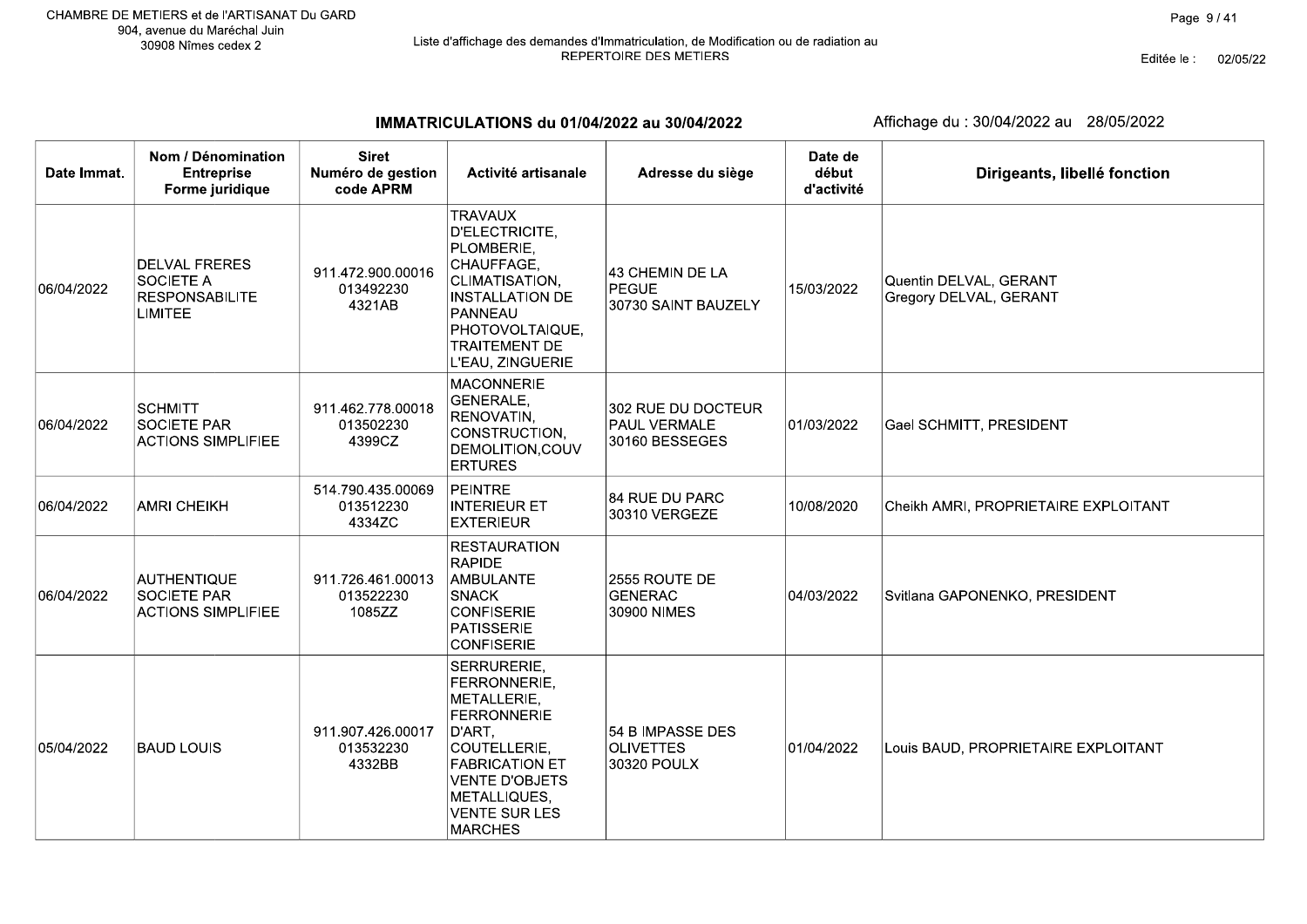CHAMBRE DE METIERS et de l'ARTISANAT Du GARD
904, avenue du Maréchal Juin
30908 Nîmes cedex 2

Liste d'affichage des demandes d'Immatriculation, de Modification ou de radiation au REPERTOIRE DES METIERS

Editée le : 02/05/22

## IMMATRICULATIONS du 01/04/2022 au 30/04/2022

Affichage du : 30/04/2022 au 28/05/2022

| Date Immat. | Nom / Dénomination Entreprise Forme juridique | Siret Numéro de gestion code APRM | Activité artisanale | Adresse du siège | Date de début d'activité | Dirigeants, libellé fonction |
|---|---|---|---|---|---|---|
| 06/04/2022 | DELVAL FRERES SOCIETE A RESPONSABILITE LIMITEE | 911.472.900.00016 013492230 4321AB | TRAVAUX D'ELECTRICITE, PLOMBERIE, CHAUFFAGE, CLIMATISATION, INSTALLATION DE PANNEAU PHOTOVOLTAIQUE, TRAITEMENT DE L'EAU, ZINGUERIE | 43 CHEMIN DE LA PEGUE 30730 SAINT BAUZELY | 15/03/2022 | Quentin DELVAL, GERANT Gregory DELVAL, GERANT |
| 06/04/2022 | SCHMITT SOCIETE PAR ACTIONS SIMPLIFIEE | 911.462.778.00018 013502230 4399CZ | MACONNERIE GENERALE, RENOVATIN, CONSTRUCTION, DEMOLITION,COUVERTURES | 302 RUE DU DOCTEUR PAUL VERMALE 30160 BESSEGES | 01/03/2022 | Gael SCHMITT, PRESIDENT |
| 06/04/2022 | AMRI CHEIKH | 514.790.435.00069 013512230 4334ZC | PEINTRE INTERIEUR ET EXTERIEUR | 84 RUE DU PARC 30310 VERGEZE | 10/08/2020 | Cheikh AMRI, PROPRIETAIRE EXPLOITANT |
| 06/04/2022 | AUTHENTIQUE SOCIETE PAR ACTIONS SIMPLIFIEE | 911.726.461.00013 013522230 1085ZZ | RESTAURATION RAPIDE AMBULANTE SNACK CONFISERIE PATISSERIE CONFISERIE | 2555 ROUTE DE GENERAC 30900 NIMES | 04/03/2022 | Svitlana GAPONENKO, PRESIDENT |
| 05/04/2022 | BAUD LOUIS | 911.907.426.00017 013532230 4332BB | SERRURERIE, FERRONNERIE, METALLERIE, FERRONNERIE D'ART, COUTELLERIE, FABRICATION ET VENTE D'OBJETS METALLIQUES, VENTE SUR LES MARCHES | 54 B IMPASSE DES OLIVETTES 30320 POULX | 01/04/2022 | Louis BAUD, PROPRIETAIRE EXPLOITANT |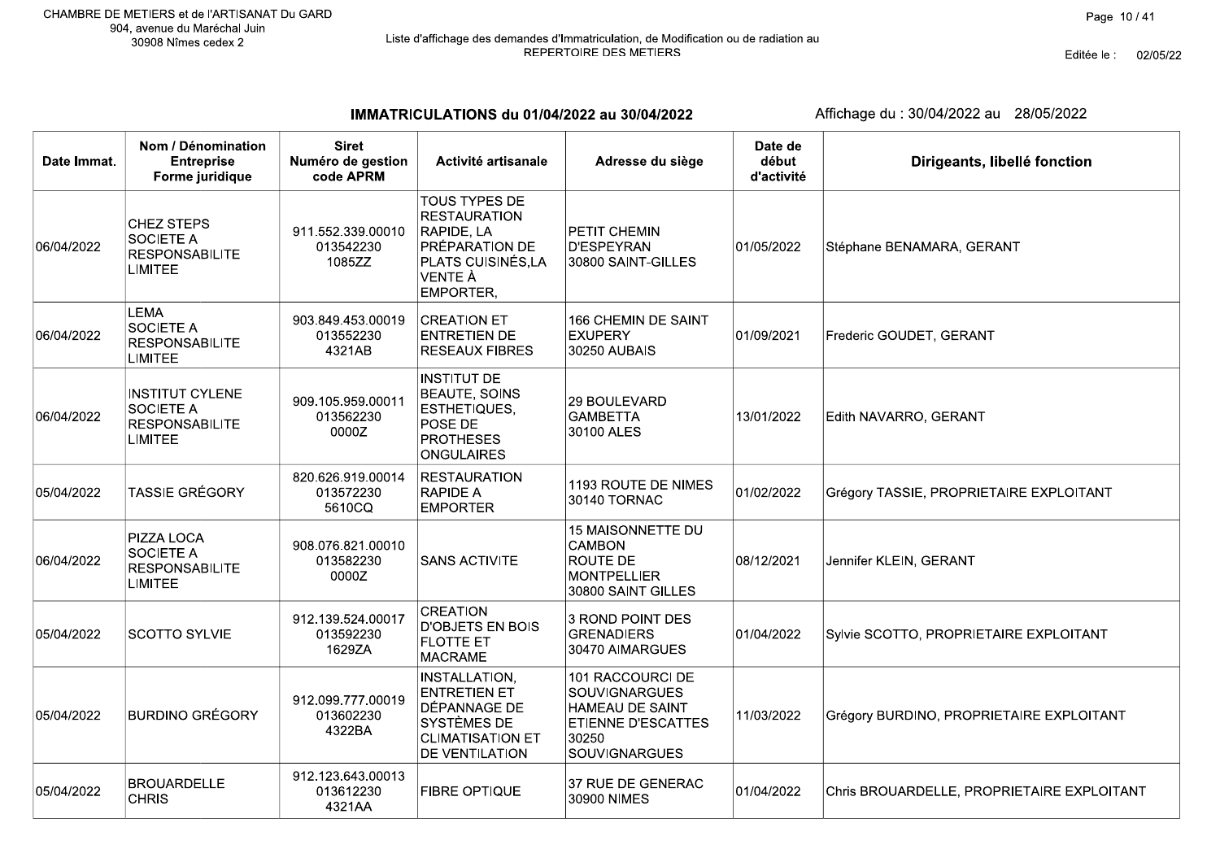CHAMBRE DE METIERS et de l'ARTISANAT Du GARD
904, avenue du Maréchal Juin
30908 Nîmes cedex 2

Liste d'affichage des demandes d'Immatriculation, de Modification ou de radiation au REPERTOIRE DES METIERS

Editée le : 02/05/22

## IMMATRICULATIONS du 01/04/2022 au 30/04/2022

Affichage du : 30/04/2022 au 28/05/2022

| Date Immat. | Nom / Dénomination Entreprise Forme juridique | Siret Numéro de gestion code APRM | Activité artisanale | Adresse du siège | Date de début d'activité | Dirigeants, libellé fonction |
|---|---|---|---|---|---|---|
| 06/04/2022 | CHEZ STEPS SOCIETE A RESPONSABILITE LIMITEE | 911.552.339.00010 013542230 1085ZZ | TOUS TYPES DE RESTAURATION RAPIDE, LA PRÉPARATION DE PLATS CUISINÉS,LA VENTE À EMPORTER, | PETIT CHEMIN D'ESPEYRAN 30800 SAINT-GILLES | 01/05/2022 | Stéphane BENAMARA, GERANT |
| 06/04/2022 | LEMA SOCIETE A RESPONSABILITE LIMITEE | 903.849.453.00019 013552230 4321AB | CREATION ET ENTRETIEN DE RESEAUX FIBRES | 166 CHEMIN DE SAINT EXUPERY 30250 AUBAIS | 01/09/2021 | Frederic GOUDET, GERANT |
| 06/04/2022 | INSTITUT CYLENE SOCIETE A RESPONSABILITE LIMITEE | 909.105.959.00011 013562230 0000Z | INSTITUT DE BEAUTE, SOINS ESTHETIQUES, POSE DE PROTHESES ONGULAIRES | 29 BOULEVARD GAMBETTA 30100 ALES | 13/01/2022 | Edith NAVARRO, GERANT |
| 05/04/2022 | TASSIE GRÉGORY | 820.626.919.00014 013572230 5610CQ | RESTAURATION RAPIDE A EMPORTER | 1193 ROUTE DE NIMES 30140 TORNAC | 01/02/2022 | Grégory TASSIE, PROPRIETAIRE EXPLOITANT |
| 06/04/2022 | PIZZA LOCA SOCIETE A RESPONSABILITE LIMITEE | 908.076.821.00010 013582230 0000Z | SANS ACTIVITE | 15 MAISONNETTE DU CAMBON ROUTE DE MONTPELLIER 30800 SAINT GILLES | 08/12/2021 | Jennifer KLEIN, GERANT |
| 05/04/2022 | SCOTTO SYLVIE | 912.139.524.00017 013592230 1629ZA | CREATION D'OBJETS EN BOIS FLOTTE ET MACRAME | 3 ROND POINT DES GRENADIERS 30470 AIMARGUES | 01/04/2022 | Sylvie SCOTTO, PROPRIETAIRE EXPLOITANT |
| 05/04/2022 | BURDINO GRÉGORY | 912.099.777.00019 013602230 4322BA | INSTALLATION, ENTRETIEN ET DÉPANNAGE DE SYSTÈMES DE CLIMATISATION ET DE VENTILATION | 101 RACCOURCI DE SOUVIGNARGUES HAMEAU DE SAINT ETIENNE D'ESCATTES 30250 SOUVIGNARGUES | 11/03/2022 | Grégory BURDINO, PROPRIETAIRE EXPLOITANT |
| 05/04/2022 | BROUARDELLE CHRIS | 912.123.643.00013 013612230 4321AA | FIBRE OPTIQUE | 37 RUE DE GENERAC 30900 NIMES | 01/04/2022 | Chris BROUARDELLE, PROPRIETAIRE EXPLOITANT |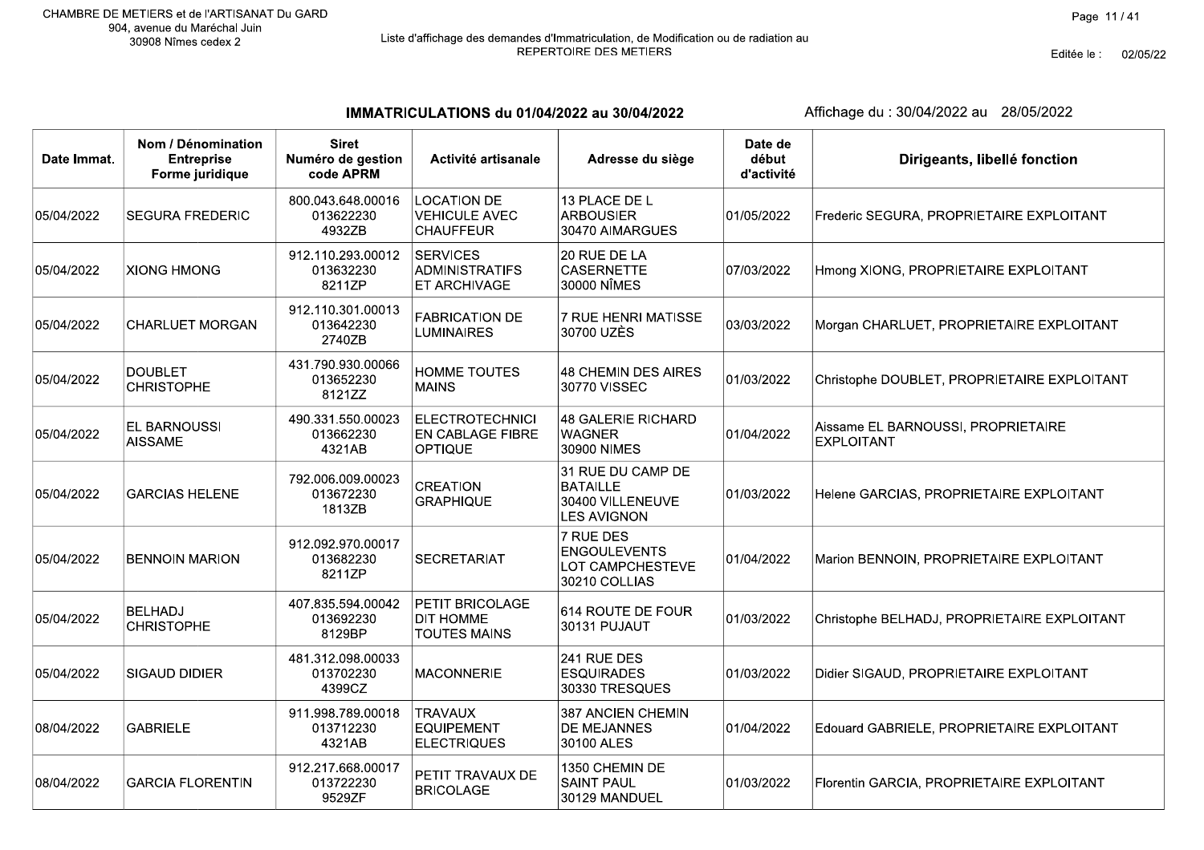CHAMBRE DE METIERS et de l'ARTISANAT Du GARD
904, avenue du Maréchal Juin
30908 Nîmes cedex 2

Liste d'affichage des demandes d'Immatriculation, de Modification ou de radiation au REPERTOIRE DES METIERS

Editée le : 02/05/22

## IMMATRICULATIONS du 01/04/2022 au 30/04/2022

Affichage du : 30/04/2022 au 28/05/2022

| Date Immat. | Nom / Dénomination Entreprise Forme juridique | Siret Numéro de gestion code APRM | Activité artisanale | Adresse du siège | Date de début d'activité | Dirigeants, libellé fonction |
|---|---|---|---|---|---|---|
| 05/04/2022 | SEGURA FREDERIC | 800.043.648.00016 013622230 4932ZB | LOCATION DE VEHICULE AVEC CHAUFFEUR | 13 PLACE DE L ARBOUSIER 30470 AIMARGUES | 01/05/2022 | Frederic SEGURA, PROPRIETAIRE EXPLOITANT |
| 05/04/2022 | XIONG HMONG | 912.110.293.00012 013632230 8211ZP | SERVICES ADMINISTRATIFS ET ARCHIVAGE | 20 RUE DE LA CASERNETTE 30000 NÎMES | 07/03/2022 | Hmong XIONG, PROPRIETAIRE EXPLOITANT |
| 05/04/2022 | CHARLUET MORGAN | 912.110.301.00013 013642230 2740ZB | FABRICATION DE LUMINAIRES | 7 RUE HENRI MATISSE 30700 UZÈS | 03/03/2022 | Morgan CHARLUET, PROPRIETAIRE EXPLOITANT |
| 05/04/2022 | DOUBLET CHRISTOPHE | 431.790.930.00066 013652230 8121ZZ | HOMME TOUTES MAINS | 48 CHEMIN DES AIRES 30770 VISSEC | 01/03/2022 | Christophe DOUBLET, PROPRIETAIRE EXPLOITANT |
| 05/04/2022 | EL BARNOUSSI AISSAME | 490.331.550.00023 013662230 4321AB | ELECTROTECHNICI EN CABLAGE FIBRE OPTIQUE | 48 GALERIE RICHARD WAGNER 30900 NIMES | 01/04/2022 | Aissame EL BARNOUSSI, PROPRIETAIRE EXPLOITANT |
| 05/04/2022 | GARCIAS HELENE | 792.006.009.00023 013672230 1813ZB | CREATION GRAPHIQUE | 31 RUE DU CAMP DE BATAILLE 30400 VILLENEUVE LES AVIGNON | 01/03/2022 | Helene GARCIAS, PROPRIETAIRE EXPLOITANT |
| 05/04/2022 | BENNOIN MARION | 912.092.970.00017 013682230 8211ZP | SECRETARIAT | 7 RUE DES ENGOULEVENTS LOT CAMPCHESTEVE 30210 COLLIAS | 01/04/2022 | Marion BENNOIN, PROPRIETAIRE EXPLOITANT |
| 05/04/2022 | BELHADJ CHRISTOPHE | 407.835.594.00042 013692230 8129BP | PETIT BRICOLAGE DIT HOMME TOUTES MAINS | 614 ROUTE DE FOUR 30131 PUJAUT | 01/03/2022 | Christophe BELHADJ, PROPRIETAIRE EXPLOITANT |
| 05/04/2022 | SIGAUD DIDIER | 481.312.098.00033 013702230 4399CZ | MACONNERIE | 241 RUE DES ESQUIRADES 30330 TRESQUES | 01/03/2022 | Didier SIGAUD, PROPRIETAIRE EXPLOITANT |
| 08/04/2022 | GABRIELE | 911.998.789.00018 013712230 4321AB | TRAVAUX EQUIPEMENT ELECTRIQUES | 387 ANCIEN CHEMIN DE MEJANNES 30100 ALES | 01/04/2022 | Edouard GABRIELE, PROPRIETAIRE EXPLOITANT |
| 08/04/2022 | GARCIA FLORENTIN | 912.217.668.00017 013722230 9529ZF | PETIT TRAVAUX DE BRICOLAGE | 1350 CHEMIN DE SAINT PAUL 30129 MANDUEL | 01/03/2022 | Florentin GARCIA, PROPRIETAIRE EXPLOITANT |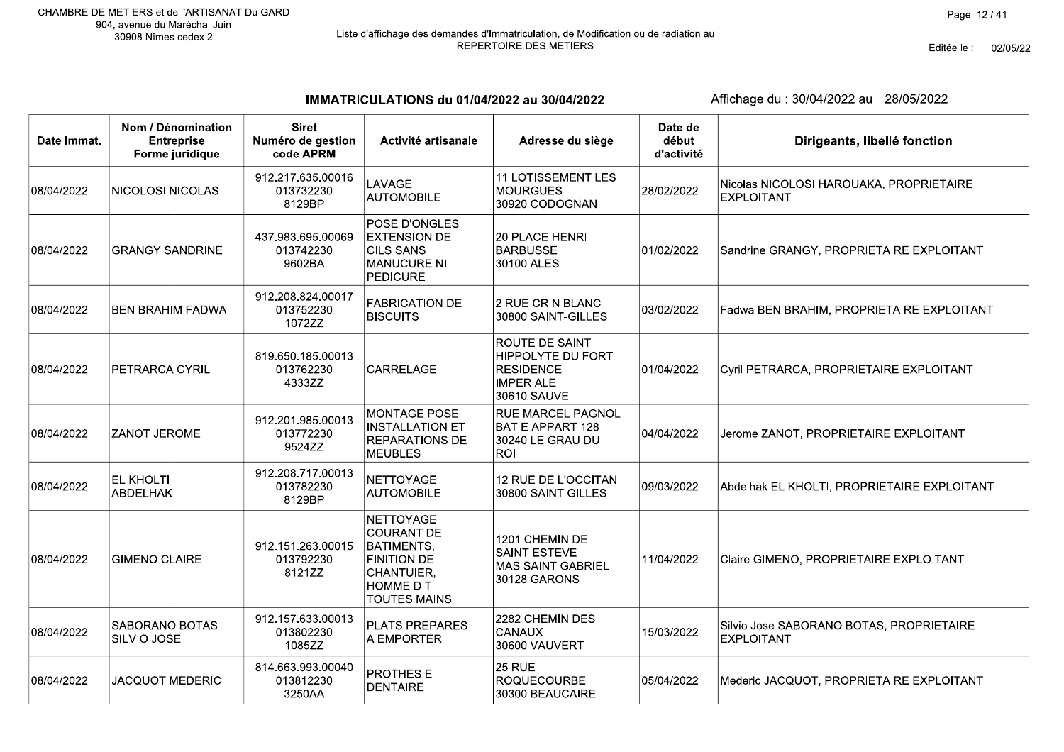CHAMBRE DE METIERS et de l'ARTISANAT Du GARD
904, avenue du Maréchal Juin
30908 Nîmes cedex 2

Liste d'affichage des demandes d'Immatriculation, de Modification ou de radiation au REPERTOIRE DES METIERS

Editée le : 02/05/22

## IMMATRICULATIONS du 01/04/2022 au 30/04/2022

Affichage du : 30/04/2022 au 28/05/2022

| Date Immat. | Nom / Dénomination Entreprise Forme juridique | Siret Numéro de gestion code APRM | Activité artisanale | Adresse du siège | Date de début d'activité | Dirigeants, libellé fonction |
|---|---|---|---|---|---|---|
| 08/04/2022 | NICOLOSI NICOLAS | 912.217.635.00016 013732230 8129BP | LAVAGE AUTOMOBILE | 11 LOTISSEMENT LES MOURGUES 30920 CODOGNAN | 28/02/2022 | Nicolas NICOLOSI HAROUAKA, PROPRIETAIRE EXPLOITANT |
| 08/04/2022 | GRANGY SANDRINE | 437.983.695.00069 013742230 9602BA | POSE D'ONGLES EXTENSION DE CILS SANS MANUCURE NI PEDICURE | 20 PLACE HENRI BARBUSSE 30100 ALES | 01/02/2022 | Sandrine GRANGY, PROPRIETAIRE EXPLOITANT |
| 08/04/2022 | BEN BRAHIM FADWA | 912.208.824.00017 013752230 1072ZZ | FABRICATION DE BISCUITS | 2 RUE CRIN BLANC 30800 SAINT-GILLES | 03/02/2022 | Fadwa BEN BRAHIM, PROPRIETAIRE EXPLOITANT |
| 08/04/2022 | PETRARCA CYRIL | 819.650.185.00013 013762230 4333ZZ | CARRELAGE | ROUTE DE SAINT HIPPOLYTE DU FORT RESIDENCE IMPERIALE 30610 SAUVE | 01/04/2022 | Cyril PETRARCA, PROPRIETAIRE EXPLOITANT |
| 08/04/2022 | ZANOT JEROME | 912.201.985.00013 013772230 9524ZZ | MONTAGE POSE INSTALLATION ET REPARATIONS DE MEUBLES | RUE MARCEL PAGNOL BAT E APPART 128 30240 LE GRAU DU ROI | 04/04/2022 | Jerome ZANOT, PROPRIETAIRE EXPLOITANT |
| 08/04/2022 | EL KHOLTI ABDELHAK | 912.208.717.00013 013782230 8129BP | NETTOYAGE AUTOMOBILE | 12 RUE DE L'OCCITAN 30800 SAINT GILLES | 09/03/2022 | Abdelhak EL KHOLTI, PROPRIETAIRE EXPLOITANT |
| 08/04/2022 | GIMENO CLAIRE | 912.151.263.00015 013792230 8121ZZ | NETTOYAGE COURANT DE BATIMENTS, FINITION DE CHANTUIER, HOMME DIT TOUTES MAINS | 1201 CHEMIN DE SAINT ESTEVE MAS SAINT GABRIEL 30128 GARONS | 11/04/2022 | Claire GIMENO, PROPRIETAIRE EXPLOITANT |
| 08/04/2022 | SABORANO BOTAS SILVIO JOSE | 912.157.633.00013 013802230 1085ZZ | PLATS PREPARES A EMPORTER | 2282 CHEMIN DES CANAUX 30600 VAUVERT | 15/03/2022 | Silvio Jose SABORANO BOTAS, PROPRIETAIRE EXPLOITANT |
| 08/04/2022 | JACQUOT MEDERIC | 814.663.993.00040 013812230 3250AA | PROTHESIE DENTAIRE | 25 RUE ROQUECOURBE 30300 BEAUCAIRE | 05/04/2022 | Mederic JACQUOT, PROPRIETAIRE EXPLOITANT |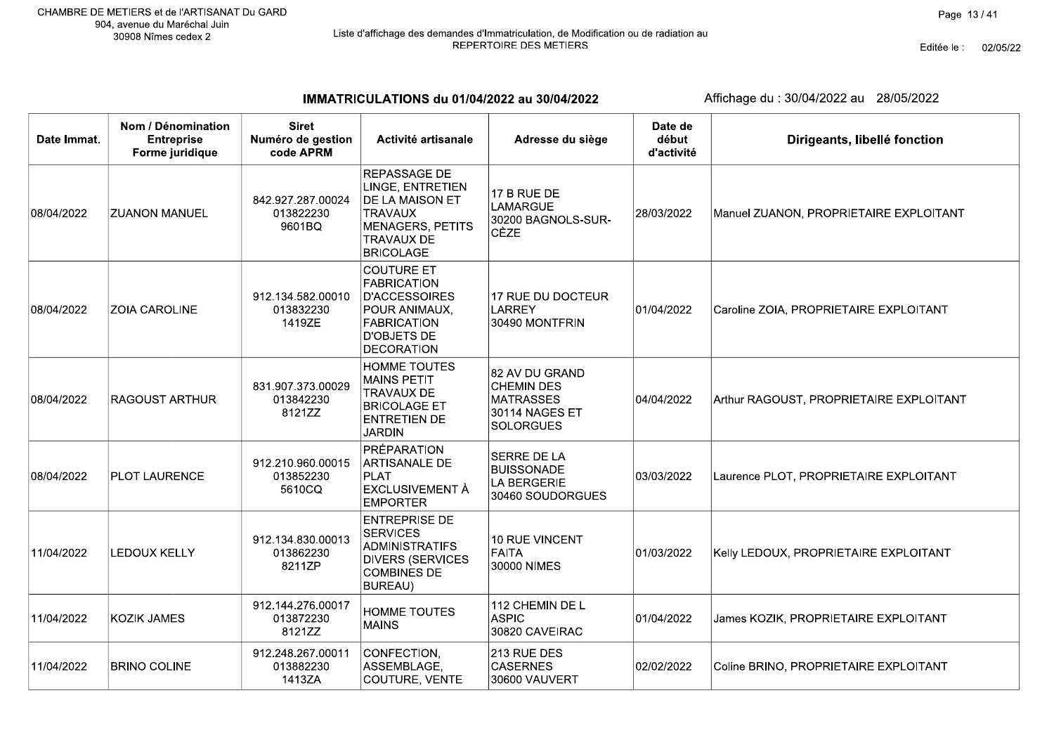CHAMBRE DE METIERS et de l'ARTISANAT Du GARD
904, avenue du Maréchal Juin
30908 Nîmes cedex 2

Liste d'affichage des demandes d'Immatriculation, de Modification ou de radiation au REPERTOIRE DES METIERS

Editée le : 02/05/22

## IMMATRICULATIONS du 01/04/2022 au 30/04/2022

Affichage du : 30/04/2022 au 28/05/2022

| Date Immat. | Nom / Dénomination Entreprise Forme juridique | Siret Numéro de gestion code APRM | Activité artisanale | Adresse du siège | Date de début d'activité | Dirigeants, libellé fonction |
|---|---|---|---|---|---|---|
| 08/04/2022 | ZUANON MANUEL | 842.927.287.00024 013822230 9601BQ | REPASSAGE DE LINGE, ENTRETIEN DE LA MAISON ET TRAVAUX MENAGERS, PETITS TRAVAUX DE BRICOLAGE | 17 B RUE DE LAMARGUE 30200 BAGNOLS-SUR-CÈZE | 28/03/2022 | Manuel ZUANON, PROPRIETAIRE EXPLOITANT |
| 08/04/2022 | ZOIA CAROLINE | 912.134.582.00010 013832230 1419ZE | COUTURE ET FABRICATION D'ACCESSOIRES POUR ANIMAUX, FABRICATION D'OBJETS DE DECORATION | 17 RUE DU DOCTEUR LARREY 30490 MONTFRIN | 01/04/2022 | Caroline ZOIA, PROPRIETAIRE EXPLOITANT |
| 08/04/2022 | RAGOUST ARTHUR | 831.907.373.00029 013842230 8121ZZ | HOMME TOUTES MAINS PETIT TRAVAUX DE BRICOLAGE ET ENTRETIEN DE JARDIN | 82 AV DU GRAND CHEMIN DES MATRASSES 30114 NAGES ET SOLORGUES | 04/04/2022 | Arthur RAGOUST, PROPRIETAIRE EXPLOITANT |
| 08/04/2022 | PLOT LAURENCE | 912.210.960.00015 013852230 5610CQ | PRÉPARATION ARTISANALE DE PLAT EXCLUSIVEMENT À EMPORTER | SERRE DE LA BUISSONADE LA BERGERIE 30460 SOUDORGUES | 03/03/2022 | Laurence PLOT, PROPRIETAIRE EXPLOITANT |
| 11/04/2022 | LEDOUX KELLY | 912.134.830.00013 013862230 8211ZP | ENTREPRISE DE SERVICES ADMINISTRATIFS DIVERS (SERVICES COMBINES DE BUREAU) | 10 RUE VINCENT FAITA 30000 NIMES | 01/03/2022 | Kelly LEDOUX, PROPRIETAIRE EXPLOITANT |
| 11/04/2022 | KOZIK JAMES | 912.144.276.00017 013872230 8121ZZ | HOMME TOUTES MAINS | 112 CHEMIN DE L ASPIC 30820 CAVEIRAC | 01/04/2022 | James KOZIK, PROPRIETAIRE EXPLOITANT |
| 11/04/2022 | BRINO COLINE | 912.248.267.00011 013882230 1413ZA | CONFECTION, ASSEMBLAGE, COUTURE, VENTE | 213 RUE DES CASERNES 30600 VAUVERT | 02/02/2022 | Coline BRINO, PROPRIETAIRE EXPLOITANT |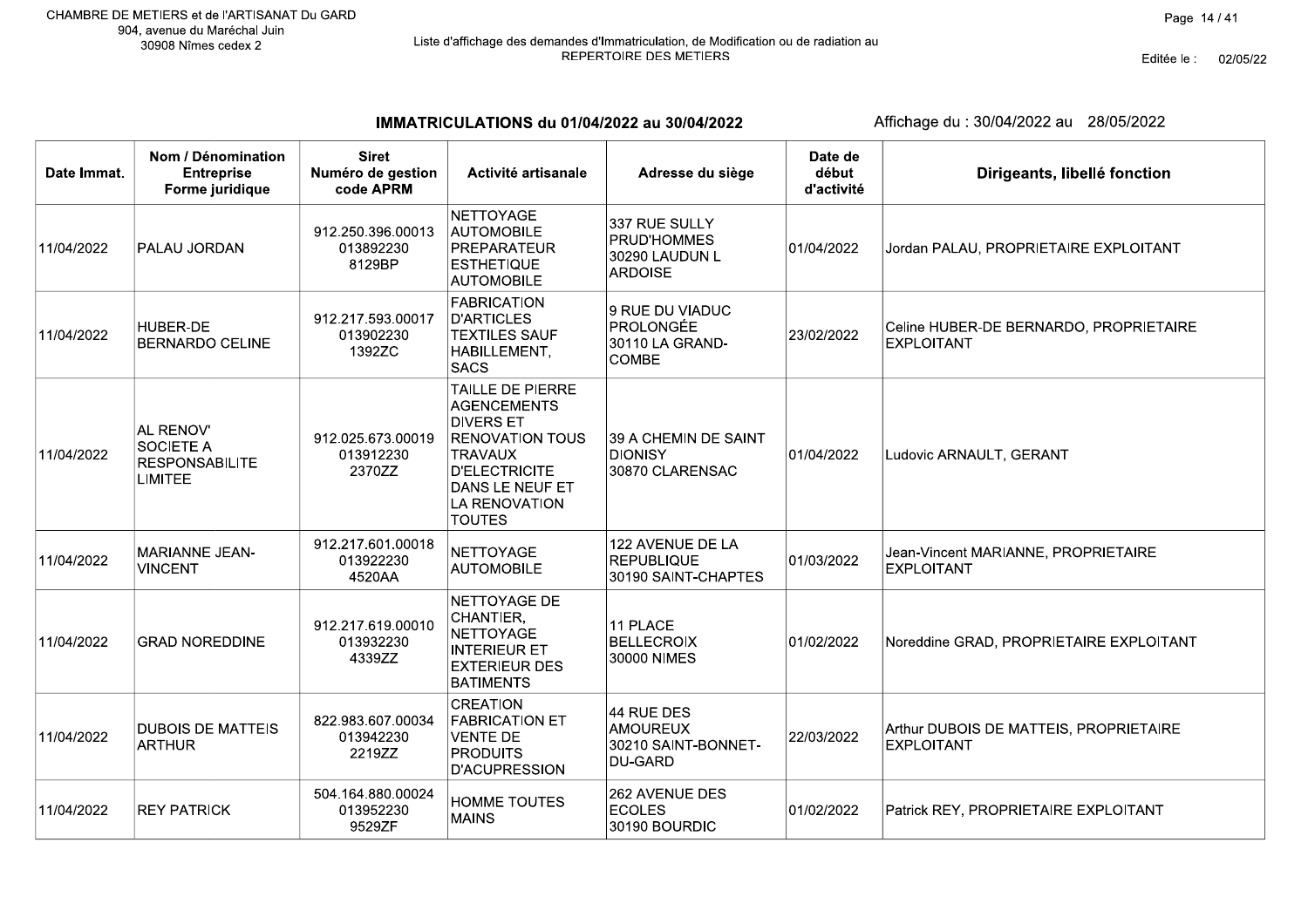CHAMBRE DE METIERS et de l'ARTISANAT Du GARD
904, avenue du Maréchal Juin
30908 Nîmes cedex 2

Liste d'affichage des demandes d'Immatriculation, de Modification ou de radiation au REPERTOIRE DES METIERS

Editée le : 02/05/22

## IMMATRICULATIONS du 01/04/2022 au 30/04/2022

Affichage du : 30/04/2022 au 28/05/2022

| Date Immat. | Nom / Dénomination Entreprise Forme juridique | Siret Numéro de gestion code APRM | Activité artisanale | Adresse du siège | Date de début d'activité | Dirigeants, libellé fonction |
|---|---|---|---|---|---|---|
| 11/04/2022 | PALAU JORDAN | 912.250.396.00013 013892230 8129BP | NETTOYAGE AUTOMOBILE PREPARATEUR ESTHETIQUE AUTOMOBILE | 337 RUE SULLY PRUD'HOMMES 30290 LAUDUN L ARDOISE | 01/04/2022 | Jordan PALAU, PROPRIETAIRE EXPLOITANT |
| 11/04/2022 | HUBER-DE BERNARDO CELINE | 912.217.593.00017 013902230 1392ZC | FABRICATION D'ARTICLES TEXTILES SAUF HABILLEMENT, SACS | 9 RUE DU VIADUC PROLONGÉE 30110 LA GRAND-COMBE | 23/02/2022 | Celine HUBER-DE BERNARDO, PROPRIETAIRE EXPLOITANT |
| 11/04/2022 | AL RENOV' SOCIETE A RESPONSABILITE LIMITEE | 912.025.673.00019 013912230 2370ZZ | TAILLE DE PIERRE AGENCEMENTS DIVERS ET RENOVATION TOUS TRAVAUX D'ELECTRICITE DANS LE NEUF ET LA RENOVATION TOUTES | 39 A CHEMIN DE SAINT DIONISY 30870 CLARENSAC | 01/04/2022 | Ludovic ARNAULT, GERANT |
| 11/04/2022 | MARIANNE JEAN-VINCENT | 912.217.601.00018 013922230 4520AA | NETTOYAGE AUTOMOBILE | 122 AVENUE DE LA REPUBLIQUE 30190 SAINT-CHAPTES | 01/03/2022 | Jean-Vincent MARIANNE, PROPRIETAIRE EXPLOITANT |
| 11/04/2022 | GRAD NOREDDINE | 912.217.619.00010 013932230 4339ZZ | NETTOYAGE DE CHANTIER, NETTOYAGE INTERIEUR ET EXTERIEUR DES BATIMENTS | 11 PLACE BELLECROIX 30000 NIMES | 01/02/2022 | Noreddine GRAD, PROPRIETAIRE EXPLOITANT |
| 11/04/2022 | DUBOIS DE MATTEIS ARTHUR | 822.983.607.00034 013942230 2219ZZ | CREATION FABRICATION ET VENTE DE PRODUITS D'ACUPRESSION | 44 RUE DES AMOUREUX 30210 SAINT-BONNET-DU-GARD | 22/03/2022 | Arthur DUBOIS DE MATTEIS, PROPRIETAIRE EXPLOITANT |
| 11/04/2022 | REY PATRICK | 504.164.880.00024 013952230 9529ZF | HOMME TOUTES MAINS | 262 AVENUE DES ECOLES 30190 BOURDIC | 01/02/2022 | Patrick REY, PROPRIETAIRE EXPLOITANT |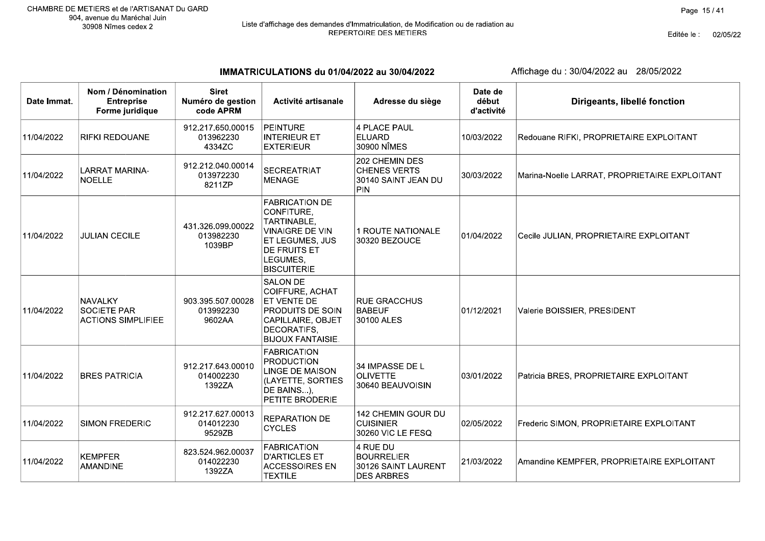CHAMBRE DE METIERS et de l'ARTISANAT Du GARD
904, avenue du Maréchal Juin
30908 Nîmes cedex 2

Liste d'affichage des demandes d'Immatriculation, de Modification ou de radiation au REPERTOIRE DES METIERS

Editée le : 02/05/22

## IMMATRICULATIONS du 01/04/2022 au 30/04/2022

Affichage du : 30/04/2022 au 28/05/2022

| Date Immat. | Nom / Dénomination Entreprise Forme juridique | Siret Numéro de gestion code APRM | Activité artisanale | Adresse du siège | Date de début d'activité | Dirigeants, libellé fonction |
|---|---|---|---|---|---|---|
| 11/04/2022 | RIFKI REDOUANE | 912.217.650.00015 013962230 4334ZC | PEINTURE INTERIEUR ET EXTERIEUR | 4 PLACE PAUL ELUARD 30900 NÎMES | 10/03/2022 | Redouane RIFKI, PROPRIETAIRE EXPLOITANT |
| 11/04/2022 | LARRAT MARINA-NOELLE | 912.212.040.00014 013972230 8211ZP | SECREATRIAT MENAGE | 202 CHEMIN DES CHENES VERTS 30140 SAINT JEAN DU PIN | 30/03/2022 | Marina-Noelle LARRAT, PROPRIETAIRE EXPLOITANT |
| 11/04/2022 | JULIAN CECILE | 431.326.099.00022 013982230 1039BP | FABRICATION DE CONFITURE, TARTINABLE, VINAIGRE DE VIN ET LEGUMES, JUS DE FRUITS ET LEGUMES, BISCUITERIE | 1 ROUTE NATIONALE 30320 BEZOUCE | 01/04/2022 | Cecile JULIAN, PROPRIETAIRE EXPLOITANT |
| 11/04/2022 | NAVALKY SOCIETE PAR ACTIONS SIMPLIFIEE | 903.395.507.00028 013992230 9602AA | SALON DE COIFFURE, ACHAT ET VENTE DE PRODUITS DE SOIN CAPILLAIRE, OBJET DECORATIFS, BIJOUX FANTAISIE. | RUE GRACCHUS BABEUF 30100 ALES | 01/12/2021 | Valerie BOISSIER, PRESIDENT |
| 11/04/2022 | BRES PATRICIA | 912.217.643.00010 014002230 1392ZA | FABRICATION PRODUCTION LINGE DE MAISON (LAYETTE, SORTIES DE BAINS...), PETITE BRODERIE | 34 IMPASSE DE L OLIVETTE 30640 BEAUVOISIN | 03/01/2022 | Patricia BRES, PROPRIETAIRE EXPLOITANT |
| 11/04/2022 | SIMON FREDERIC | 912.217.627.00013 014012230 9529ZB | REPARATION DE CYCLES | 142 CHEMIN GOUR DU CUISINIER 30260 VIC LE FESQ | 02/05/2022 | Frederic SIMON, PROPRIETAIRE EXPLOITANT |
| 11/04/2022 | KEMPFER AMANDINE | 823.524.962.00037 014022230 1392ZA | FABRICATION D'ARTICLES ET ACCESSOIRES EN TEXTILE | 4 RUE DU BOURRELIER 30126 SAINT LAURENT DES ARBRES | 21/03/2022 | Amandine KEMPFER, PROPRIETAIRE EXPLOITANT |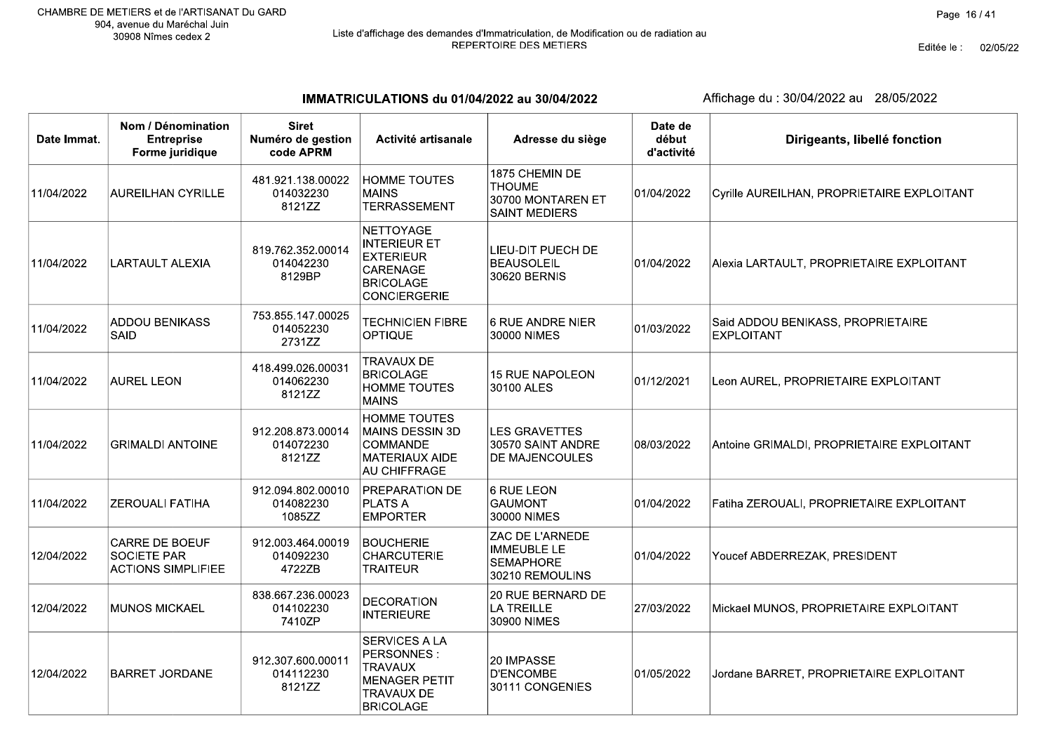CHAMBRE DE METIERS et de l'ARTISANAT Du GARD
904, avenue du Maréchal Juin
30908 Nîmes cedex 2

Liste d'affichage des demandes d'Immatriculation, de Modification ou de radiation au REPERTOIRE DES METIERS

Editée le : 02/05/22

## IMMATRICULATIONS du 01/04/2022 au 30/04/2022

Affichage du : 30/04/2022 au 28/05/2022

| Date Immat. | Nom / Dénomination Entreprise Forme juridique | Siret Numéro de gestion code APRM | Activité artisanale | Adresse du siège | Date de début d'activité | Dirigeants, libellé fonction |
|---|---|---|---|---|---|---|
| 11/04/2022 | AUREILHAN CYRILLE | 481.921.138.00022 014032230 8121ZZ | HOMME TOUTES MAINS TERRASSEMENT | 1875 CHEMIN DE THOUME 30700 MONTAREN ET SAINT MEDIERS | 01/04/2022 | Cyrille AUREILHAN, PROPRIETAIRE EXPLOITANT |
| 11/04/2022 | LARTAULT ALEXIA | 819.762.352.00014 014042230 8129BP | NETTOYAGE INTERIEUR ET EXTERIEUR CARENAGE BRICOLAGE CONCIERGERIE | LIEU-DIT PUECH DE BEAUSOLEIL 30620 BERNIS | 01/04/2022 | Alexia LARTAULT, PROPRIETAIRE EXPLOITANT |
| 11/04/2022 | ADDOU BENIKASS SAID | 753.855.147.00025 014052230 2731ZZ | TECHNICIEN FIBRE OPTIQUE | 6 RUE ANDRE NIER 30000 NIMES | 01/03/2022 | Said ADDOU BENIKASS, PROPRIETAIRE EXPLOITANT |
| 11/04/2022 | AUREL LEON | 418.499.026.00031 014062230 8121ZZ | TRAVAUX DE BRICOLAGE HOMME TOUTES MAINS | 15 RUE NAPOLEON 30100 ALES | 01/12/2021 | Leon AUREL, PROPRIETAIRE EXPLOITANT |
| 11/04/2022 | GRIMALDI ANTOINE | 912.208.873.00014 014072230 8121ZZ | HOMME TOUTES MAINS DESSIN 3D COMMANDE MATERIAUX AIDE AU CHIFFRAGE | LES GRAVETTES 30570 SAINT ANDRE DE MAJENCOULES | 08/03/2022 | Antoine GRIMALDI, PROPRIETAIRE EXPLOITANT |
| 11/04/2022 | ZEROUALI FATIHA | 912.094.802.00010 014082230 1085ZZ | PREPARATION DE PLATS A EMPORTER | 6 RUE LEON GAUMONT 30000 NIMES | 01/04/2022 | Fatiha ZEROUALI, PROPRIETAIRE EXPLOITANT |
| 12/04/2022 | CARRE DE BOEUF SOCIETE PAR ACTIONS SIMPLIFIEE | 912.003.464.00019 014092230 4722ZB | BOUCHERIE CHARCUTERIE TRAITEUR | ZAC DE L'ARNEDE IMMEUBLE LE SEMAPHORE 30210 REMOULINS | 01/04/2022 | Youcef ABDERREZAK, PRESIDENT |
| 12/04/2022 | MUNOS MICKAEL | 838.667.236.00023 014102230 7410ZP | DECORATION INTERIEURE | 20 RUE BERNARD DE LA TREILLE 30900 NIMES | 27/03/2022 | Mickael MUNOS, PROPRIETAIRE EXPLOITANT |
| 12/04/2022 | BARRET JORDANE | 912.307.600.00011 014112230 8121ZZ | SERVICES A LA PERSONNES : TRAVAUX MENAGER PETIT TRAVAUX DE BRICOLAGE | 20 IMPASSE D'ENCOMBE 30111 CONGENIES | 01/05/2022 | Jordane BARRET, PROPRIETAIRE EXPLOITANT |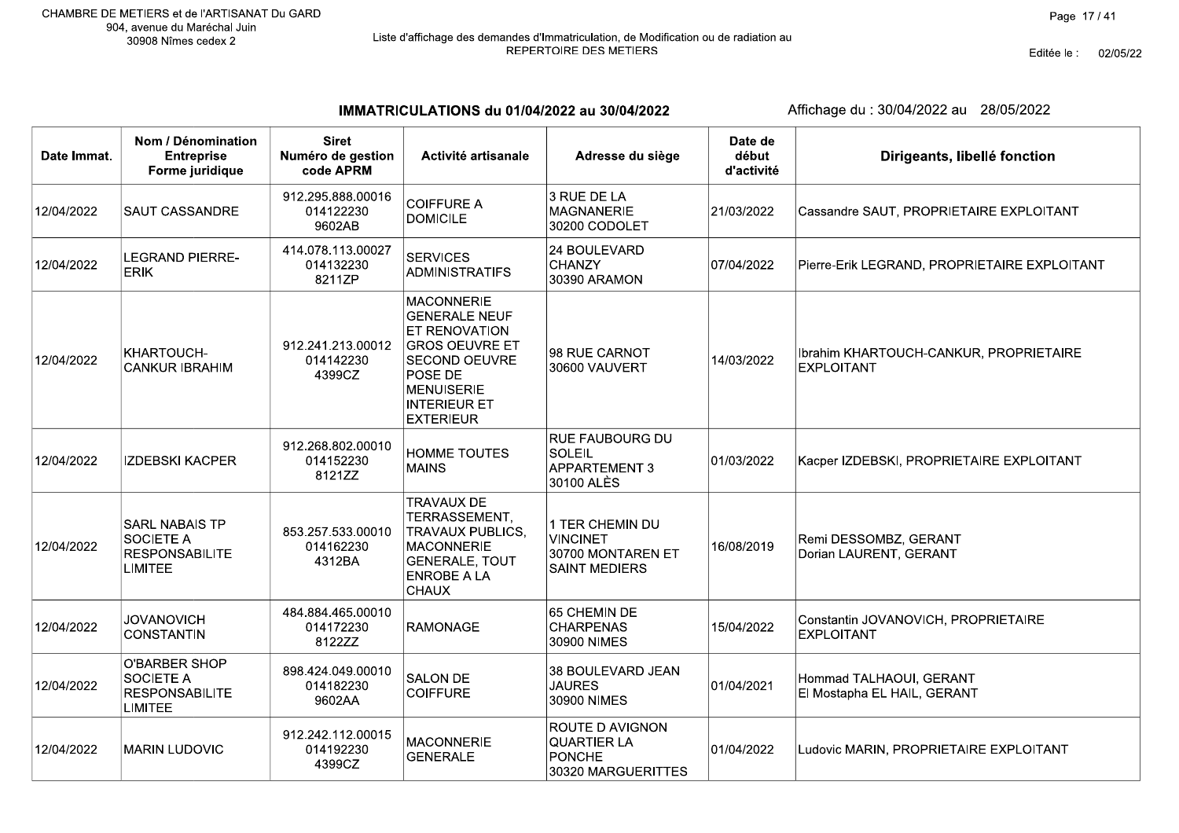CHAMBRE DE METIERS et de l'ARTISANAT Du GARD
904, avenue du Maréchal Juin
30908 Nîmes cedex 2

Liste d'affichage des demandes d'Immatriculation, de Modification ou de radiation au REPERTOIRE DES METIERS

Editée le : 02/05/22

## IMMATRICULATIONS du 01/04/2022 au 30/04/2022

Affichage du : 30/04/2022 au 28/05/2022

| Date Immat. | Nom / Dénomination Entreprise Forme juridique | Siret Numéro de gestion code APRM | Activité artisanale | Adresse du siège | Date de début d'activité | Dirigeants, libellé fonction |
|---|---|---|---|---|---|---|
| 12/04/2022 | SAUT CASSANDRE | 912.295.888.00016 014122230 9602AB | COIFFURE A DOMICILE | 3 RUE DE LA MAGNANERIE 30200 CODOLET | 21/03/2022 | Cassandre SAUT, PROPRIETAIRE EXPLOITANT |
| 12/04/2022 | LEGRAND PIERRE-ERIK | 414.078.113.00027 014132230 8211ZP | SERVICES ADMINISTRATIFS | 24 BOULEVARD CHANZY 30390 ARAMON | 07/04/2022 | Pierre-Erik LEGRAND, PROPRIETAIRE EXPLOITANT |
| 12/04/2022 | KHARTOUCH-CANKUR IBRAHIM | 912.241.213.00012 014142230 4399CZ | MACONNERIE GENERALE NEUF ET RENOVATION GROS OEUVRE ET SECOND OEUVRE POSE DE MENUISERIE INTERIEUR ET EXTERIEUR | 98 RUE CARNOT 30600 VAUVERT | 14/03/2022 | Ibrahim KHARTOUCH-CANKUR, PROPRIETAIRE EXPLOITANT |
| 12/04/2022 | IZDEBSKI KACPER | 912.268.802.00010 014152230 8121ZZ | HOMME TOUTES MAINS | RUE FAUBOURG DU SOLEIL APPARTEMENT 3 30100 ALÈS | 01/03/2022 | Kacper IZDEBSKI, PROPRIETAIRE EXPLOITANT |
| 12/04/2022 | SARL NABAIS TP SOCIETE A RESPONSABILITE LIMITEE | 853.257.533.00010 014162230 4312BA | TRAVAUX DE TERRASSEMENT, TRAVAUX PUBLICS, MACONNERIE GENERALE, TOUT ENROBE A LA CHAUX | 1 TER CHEMIN DU VINCINET 30700 MONTAREN ET SAINT MEDIERS | 16/08/2019 | Remi DESSOMBZ, GERANT<br>Dorian LAURENT, GERANT |
| 12/04/2022 | JOVANOVICH CONSTANTIN | 484.884.465.00010 014172230 8122ZZ | RAMONAGE | 65 CHEMIN DE CHARPENAS 30900 NIMES | 15/04/2022 | Constantin JOVANOVICH, PROPRIETAIRE EXPLOITANT |
| 12/04/2022 | O'BARBER SHOP SOCIETE A RESPONSABILITE LIMITEE | 898.424.049.00010 014182230 9602AA | SALON DE COIFFURE | 38 BOULEVARD JEAN JAURES 30900 NIMES | 01/04/2021 | Hommad TALHAOUI, GERANT<br>El Mostapha EL HAIL, GERANT |
| 12/04/2022 | MARIN LUDOVIC | 912.242.112.00015 014192230 4399CZ | MACONNERIE GENERALE | ROUTE D AVIGNON QUARTIER LA PONCHE 30320 MARGUERITTES | 01/04/2022 | Ludovic MARIN, PROPRIETAIRE EXPLOITANT |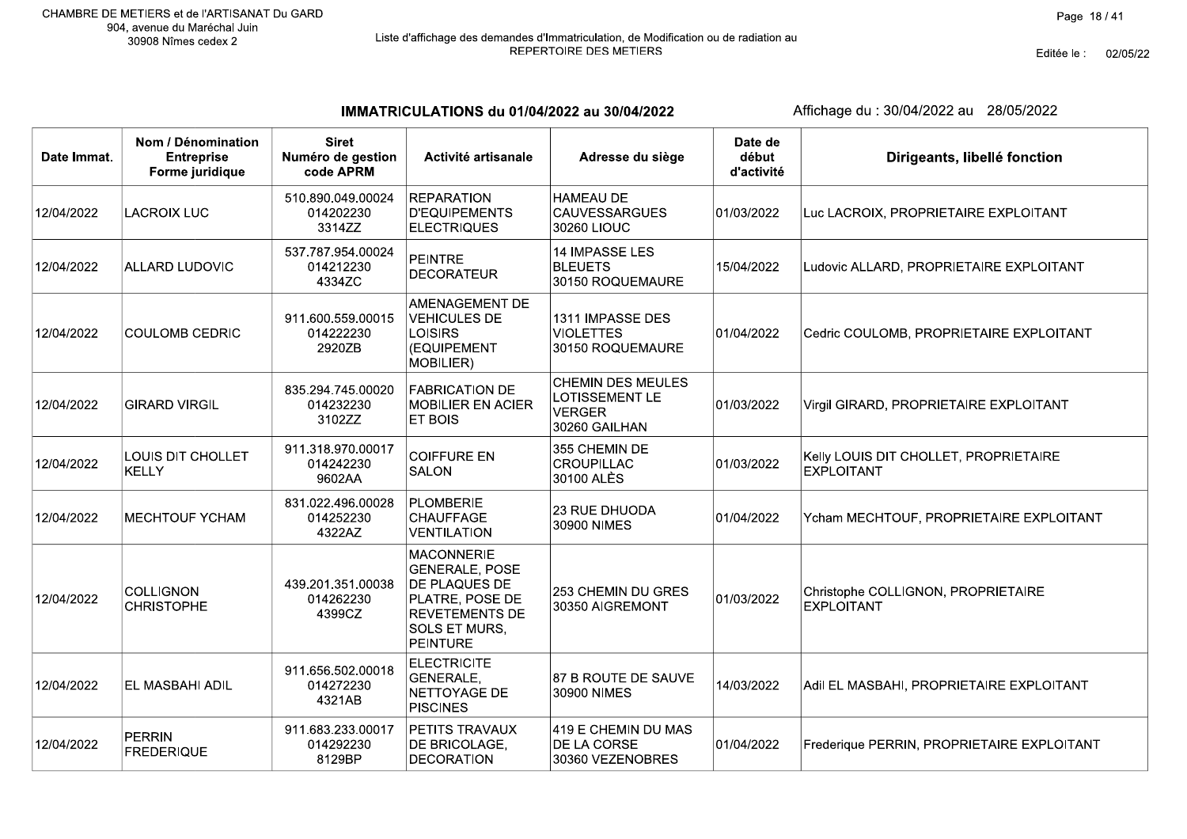CHAMBRE DE METIERS et de l'ARTISANAT Du GARD
904, avenue du Maréchal Juin
30908 Nîmes cedex 2

Liste d'affichage des demandes d'Immatriculation, de Modification ou de radiation au REPERTOIRE DES METIERS

Editée le : 02/05/22

## IMMATRICULATIONS du 01/04/2022 au 30/04/2022

Affichage du : 30/04/2022 au 28/05/2022

| Date Immat. | Nom / Dénomination Entreprise Forme juridique | Siret Numéro de gestion code APRM | Activité artisanale | Adresse du siège | Date de début d'activité | Dirigeants, libellé fonction |
|---|---|---|---|---|---|---|
| 12/04/2022 | LACROIX LUC | 510.890.049.00024 014202230 3314ZZ | REPARATION D'EQUIPEMENTS ELECTRIQUES | HAMEAU DE CAUVESSARGUES 30260 LIOUC | 01/03/2022 | Luc LACROIX, PROPRIETAIRE EXPLOITANT |
| 12/04/2022 | ALLARD LUDOVIC | 537.787.954.00024 014212230 4334ZC | PEINTRE DECORATEUR | 14 IMPASSE LES BLEUETS 30150 ROQUEMAURE | 15/04/2022 | Ludovic ALLARD, PROPRIETAIRE EXPLOITANT |
| 12/04/2022 | COULOMB CEDRIC | 911.600.559.00015 014222230 2920ZB | AMENAGEMENT DE VEHICULES DE LOISIRS (EQUIPEMENT MOBILIER) | 1311 IMPASSE DES VIOLETTES 30150 ROQUEMAURE | 01/04/2022 | Cedric COULOMB, PROPRIETAIRE EXPLOITANT |
| 12/04/2022 | GIRARD VIRGIL | 835.294.745.00020 014232230 3102ZZ | FABRICATION DE MOBILIER EN ACIER ET BOIS | CHEMIN DES MEULES LOTISSEMENT LE VERGER 30260 GAILHAN | 01/03/2022 | Virgil GIRARD, PROPRIETAIRE EXPLOITANT |
| 12/04/2022 | LOUIS DIT CHOLLET KELLY | 911.318.970.00017 014242230 9602AA | COIFFURE EN SALON | 355 CHEMIN DE CROUPILLAC 30100 ALÈS | 01/03/2022 | Kelly LOUIS DIT CHOLLET, PROPRIETAIRE EXPLOITANT |
| 12/04/2022 | MECHTOUF YCHAM | 831.022.496.00028 014252230 4322AZ | PLOMBERIE CHAUFFAGE VENTILATION | 23 RUE DHUODA 30900 NIMES | 01/04/2022 | Ycham MECHTOUF, PROPRIETAIRE EXPLOITANT |
| 12/04/2022 | COLLIGNON CHRISTOPHE | 439.201.351.00038 014262230 4399CZ | MACONNERIE GENERALE, POSE DE PLAQUES DE PLATRE, POSE DE REVETEMENTS DE SOLS ET MURS, PEINTURE | 253 CHEMIN DU GRES 30350 AIGREMONT | 01/03/2022 | Christophe COLLIGNON, PROPRIETAIRE EXPLOITANT |
| 12/04/2022 | EL MASBAHI ADIL | 911.656.502.00018 014272230 4321AB | ELECTRICITE GENERALE, NETTOYAGE DE PISCINES | 87 B ROUTE DE SAUVE 30900 NIMES | 14/03/2022 | Adil EL MASBAHI, PROPRIETAIRE EXPLOITANT |
| 12/04/2022 | PERRIN FREDERIQUE | 911.683.233.00017 014292230 8129BP | PETITS TRAVAUX DE BRICOLAGE, DECORATION | 419 E CHEMIN DU MAS DE LA CORSE 30360 VEZENOBRES | 01/04/2022 | Frederique PERRIN, PROPRIETAIRE EXPLOITANT |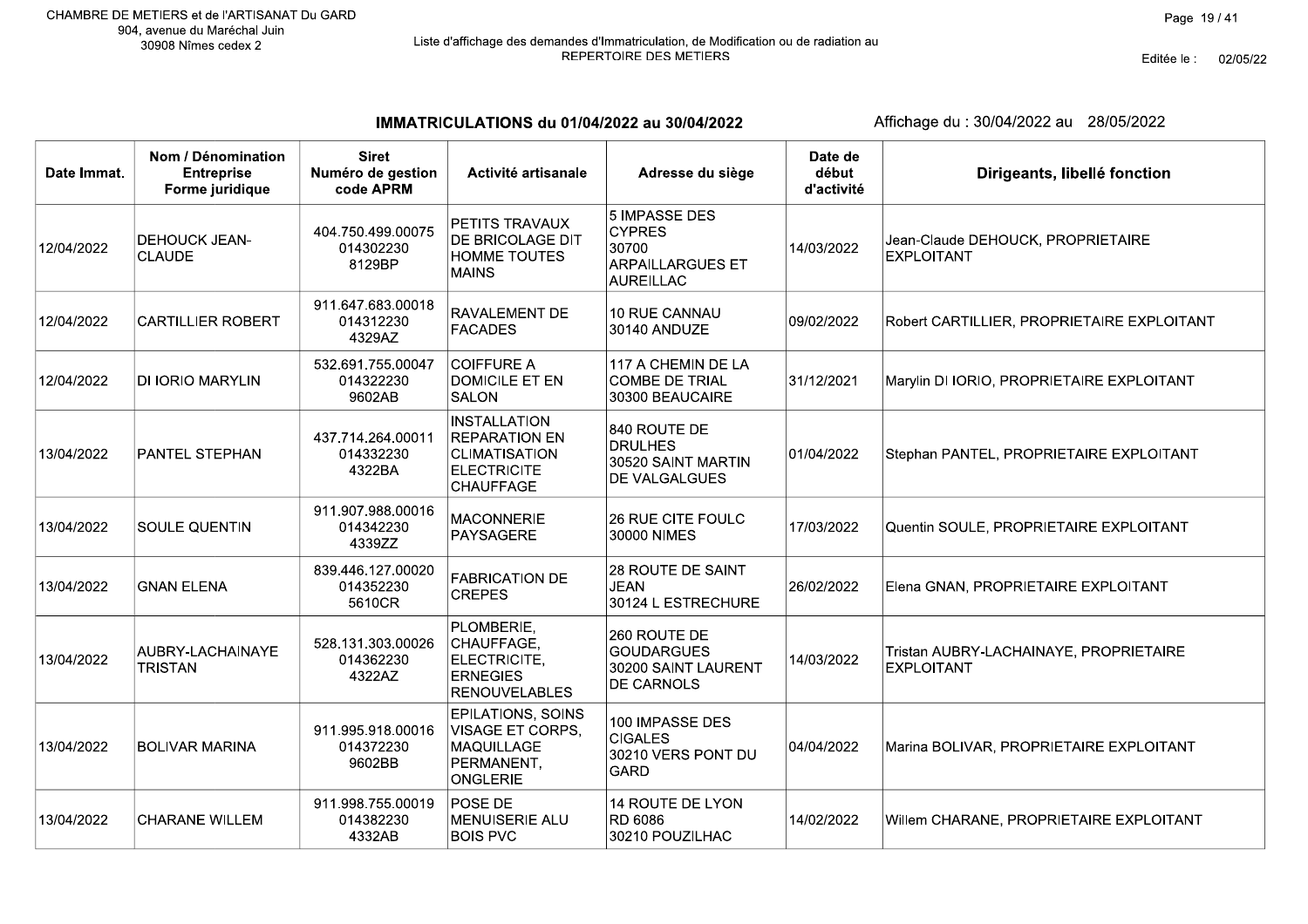CHAMBRE DE METIERS et de l'ARTISANAT Du GARD
904, avenue du Maréchal Juin
30908 Nîmes cedex 2

Liste d'affichage des demandes d'Immatriculation, de Modification ou de radiation au REPERTOIRE DES METIERS

Editée le : 02/05/22

## IMMATRICULATIONS du 01/04/2022 au 30/04/2022

Affichage du : 30/04/2022 au 28/05/2022

| Date Immat. | Nom / Dénomination Entreprise Forme juridique | Siret Numéro de gestion code APRM | Activité artisanale | Adresse du siège | Date de début d'activité | Dirigeants, libellé fonction |
|---|---|---|---|---|---|---|
| 12/04/2022 | DEHOUCK JEAN-CLAUDE | 404.750.499.00075 014302230 8129BP | PETITS TRAVAUX DE BRICOLAGE DIT HOMME TOUTES MAINS | 5 IMPASSE DES CYPRES 30700 ARPAILLARGUES ET AUREILLAC | 14/03/2022 | Jean-Claude DEHOUCK, PROPRIETAIRE EXPLOITANT |
| 12/04/2022 | CARTILLIER ROBERT | 911.647.683.00018 014312230 4329AZ | RAVALEMENT DE FACADES | 10 RUE CANNAU 30140 ANDUZE | 09/02/2022 | Robert CARTILLIER, PROPRIETAIRE EXPLOITANT |
| 12/04/2022 | DI IORIO MARYLIN | 532.691.755.00047 014322230 9602AB | COIFFURE A DOMICILE ET EN SALON | 117 A CHEMIN DE LA COMBE DE TRIAL 30300 BEAUCAIRE | 31/12/2021 | Marylin DI IORIO, PROPRIETAIRE EXPLOITANT |
| 13/04/2022 | PANTEL STEPHAN | 437.714.264.00011 014332230 4322BA | INSTALLATION REPARATION EN CLIMATISATION ELECTRICITE CHAUFFAGE | 840 ROUTE DE DRULHES 30520 SAINT MARTIN DE VALGALGUES | 01/04/2022 | Stephan PANTEL, PROPRIETAIRE EXPLOITANT |
| 13/04/2022 | SOULE QUENTIN | 911.907.988.00016 014342230 4339ZZ | MACONNERIE PAYSAGERE | 26 RUE CITE FOULC 30000 NIMES | 17/03/2022 | Quentin SOULE, PROPRIETAIRE EXPLOITANT |
| 13/04/2022 | GNAN ELENA | 839.446.127.00020 014352230 5610CR | FABRICATION DE CREPES | 28 ROUTE DE SAINT JEAN 30124 L ESTRECHURE | 26/02/2022 | Elena GNAN, PROPRIETAIRE EXPLOITANT |
| 13/04/2022 | AUBRY-LACHAINAYE TRISTAN | 528.131.303.00026 014362230 4322AZ | PLOMBERIE, CHAUFFAGE, ELECTRICITE, ERNEGIES RENOUVELABLES | 260 ROUTE DE GOUDARGUES 30200 SAINT LAURENT DE CARNOLS | 14/03/2022 | Tristan AUBRY-LACHAINAYE, PROPRIETAIRE EXPLOITANT |
| 13/04/2022 | BOLIVAR MARINA | 911.995.918.00016 014372230 9602BB | EPILATIONS, SOINS VISAGE ET CORPS, MAQUILLAGE PERMANENT, ONGLERIE | 100 IMPASSE DES CIGALES 30210 VERS PONT DU GARD | 04/04/2022 | Marina BOLIVAR, PROPRIETAIRE EXPLOITANT |
| 13/04/2022 | CHARANE WILLEM | 911.998.755.00019 014382230 4332AB | POSE DE MENUISERIE ALU BOIS PVC | 14 ROUTE DE LYON RD 6086 30210 POUZILHAC | 14/02/2022 | Willem CHARANE, PROPRIETAIRE EXPLOITANT |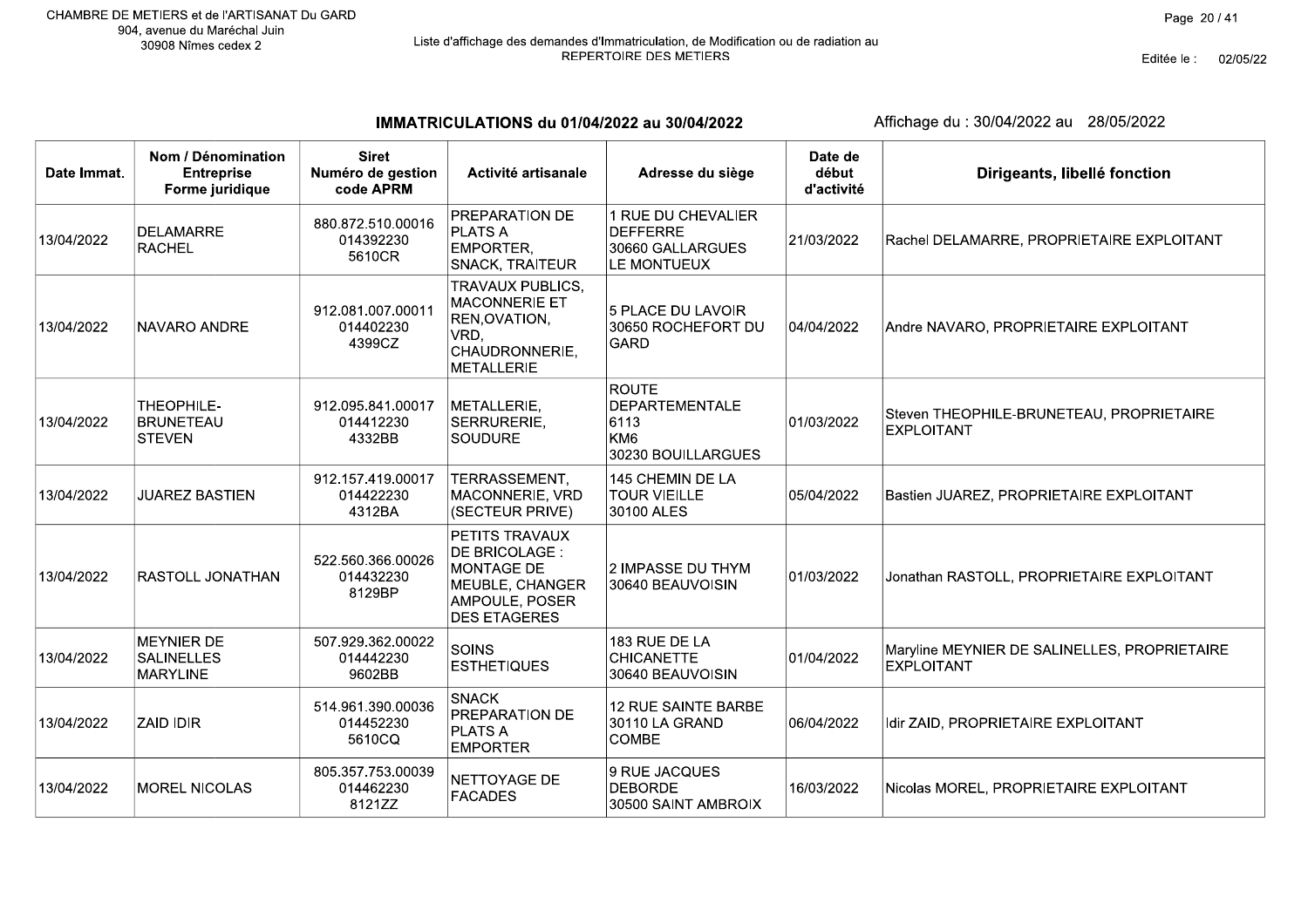CHAMBRE DE METIERS et de l'ARTISANAT Du GARD
904, avenue du Maréchal Juin
30908 Nîmes cedex 2

Liste d'affichage des demandes d'Immatriculation, de Modification ou de radiation au REPERTOIRE DES METIERS

Editée le : 02/05/22

## IMMATRICULATIONS du 01/04/2022 au 30/04/2022

Affichage du : 30/04/2022 au 28/05/2022

| Date Immat. | Nom / Dénomination Entreprise Forme juridique | Siret Numéro de gestion code APRM | Activité artisanale | Adresse du siège | Date de début d'activité | Dirigeants, libellé fonction |
|---|---|---|---|---|---|---|
| 13/04/2022 | DELAMARRE RACHEL | 880.872.510.00016 014392230 5610CR | PREPARATION DE PLATS A EMPORTER, SNACK, TRAITEUR | 1 RUE DU CHEVALIER DEFFERRE 30660 GALLARGUES LE MONTUEUX | 21/03/2022 | Rachel DELAMARRE, PROPRIETAIRE EXPLOITANT |
| 13/04/2022 | NAVARO ANDRE | 912.081.007.00011 014402230 4399CZ | TRAVAUX PUBLICS, MACONNERIE ET REN,OVATION, VRD, CHAUDRONNERIE, METALLERIE | 5 PLACE DU LAVOIR 30650 ROCHEFORT DU GARD | 04/04/2022 | Andre NAVARO, PROPRIETAIRE EXPLOITANT |
| 13/04/2022 | THEOPHILE-BRUNETEAU STEVEN | 912.095.841.00017 014412230 4332BB | METALLERIE, SERRURERIE, SOUDURE | ROUTE DEPARTEMENTALE 6113 KM6 30230 BOUILLARGUES | 01/03/2022 | Steven THEOPHILE-BRUNETEAU, PROPRIETAIRE EXPLOITANT |
| 13/04/2022 | JUAREZ BASTIEN | 912.157.419.00017 014422230 4312BA | TERRASSEMENT, MACONNERIE, VRD (SECTEUR PRIVE) | 145 CHEMIN DE LA TOUR VIEILLE 30100 ALES | 05/04/2022 | Bastien JUAREZ, PROPRIETAIRE EXPLOITANT |
| 13/04/2022 | RASTOLL JONATHAN | 522.560.366.00026 014432230 8129BP | PETITS TRAVAUX DE BRICOLAGE : MONTAGE DE MEUBLE, CHANGER AMPOULE, POSER DES ETAGERES | 2 IMPASSE DU THYM 30640 BEAUVOISIN | 01/03/2022 | Jonathan RASTOLL, PROPRIETAIRE EXPLOITANT |
| 13/04/2022 | MEYNIER DE SALINELLES MARYLINE | 507.929.362.00022 014442230 9602BB | SOINS ESTHETIQUES | 183 RUE DE LA CHICANETTE 30640 BEAUVOISIN | 01/04/2022 | Maryline MEYNIER DE SALINELLES, PROPRIETAIRE EXPLOITANT |
| 13/04/2022 | ZAID IDIR | 514.961.390.00036 014452230 5610CQ | SNACK PREPARATION DE PLATS A EMPORTER | 12 RUE SAINTE BARBE 30110 LA GRAND COMBE | 06/04/2022 | Idir ZAID, PROPRIETAIRE EXPLOITANT |
| 13/04/2022 | MOREL NICOLAS | 805.357.753.00039 014462230 8121ZZ | NETTOYAGE DE FACADES | 9 RUE JACQUES DEBORDE 30500 SAINT AMBROIX | 16/03/2022 | Nicolas MOREL, PROPRIETAIRE EXPLOITANT |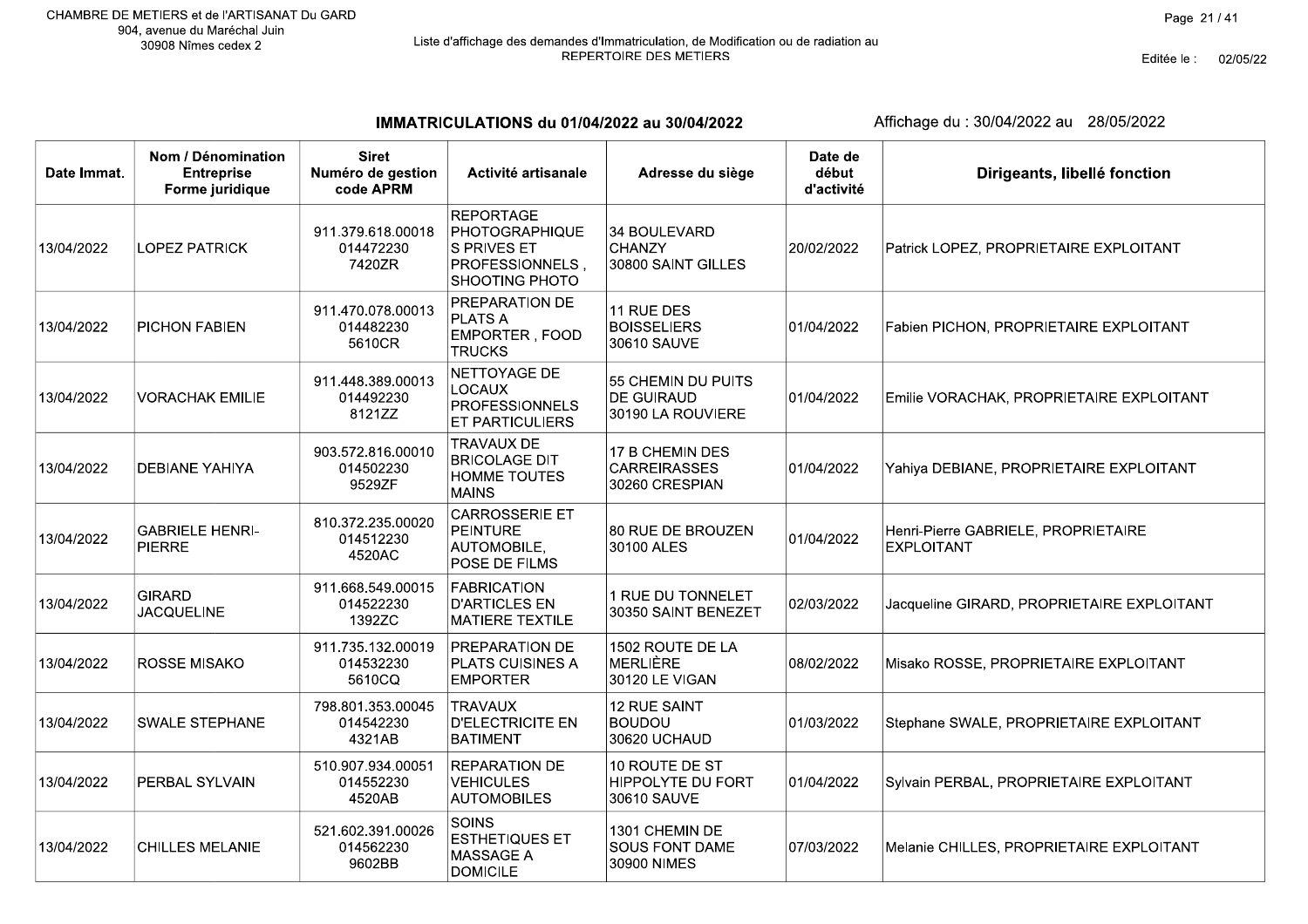CHAMBRE DE METIERS et de l'ARTISANAT Du GARD
904, avenue du Maréchal Juin
30908 Nîmes cedex 2

Liste d'affichage des demandes d'Immatriculation, de Modification ou de radiation au REPERTOIRE DES METIERS

Editée le : 02/05/22

## IMMATRICULATIONS du 01/04/2022 au 30/04/2022

Affichage du : 30/04/2022 au 28/05/2022

| Date Immat. | Nom / Dénomination Entreprise Forme juridique | Siret Numéro de gestion code APRM | Activité artisanale | Adresse du siège | Date de début d'activité | Dirigeants, libellé fonction |
|---|---|---|---|---|---|---|
| 13/04/2022 | LOPEZ PATRICK | 911.379.618.00018 014472230 7420ZR | REPORTAGE PHOTOGRAPHIQUE S PRIVES ET PROFESSIONNELS , SHOOTING PHOTO | 34 BOULEVARD CHANZY 30800 SAINT GILLES | 20/02/2022 | Patrick LOPEZ, PROPRIETAIRE EXPLOITANT |
| 13/04/2022 | PICHON FABIEN | 911.470.078.00013 014482230 5610CR | PREPARATION DE PLATS A EMPORTER , FOOD TRUCKS | 11 RUE DES BOISSELIERS 30610 SAUVE | 01/04/2022 | Fabien PICHON, PROPRIETAIRE EXPLOITANT |
| 13/04/2022 | VORACHAK EMILIE | 911.448.389.00013 014492230 8121ZZ | NETTOYAGE DE LOCAUX PROFESSIONNELS ET PARTICULIERS | 55 CHEMIN DU PUITS DE GUIRAUD 30190 LA ROUVIERE | 01/04/2022 | Emilie VORACHAK, PROPRIETAIRE EXPLOITANT |
| 13/04/2022 | DEBIANE YAHIYA | 903.572.816.00010 014502230 9529ZF | TRAVAUX DE BRICOLAGE DIT HOMME TOUTES MAINS | 17 B CHEMIN DES CARREIRASSES 30260 CRESPIAN | 01/04/2022 | Yahiya DEBIANE, PROPRIETAIRE EXPLOITANT |
| 13/04/2022 | GABRIELE HENRI-PIERRE | 810.372.235.00020 014512230 4520AC | CARROSSERIE ET PEINTURE AUTOMOBILE, POSE DE FILMS | 80 RUE DE BROUZEN 30100 ALES | 01/04/2022 | Henri-Pierre GABRIELE, PROPRIETAIRE EXPLOITANT |
| 13/04/2022 | GIRARD JACQUELINE | 911.668.549.00015 014522230 1392ZC | FABRICATION D'ARTICLES EN MATIERE TEXTILE | 1 RUE DU TONNELET 30350 SAINT BENEZET | 02/03/2022 | Jacqueline GIRARD, PROPRIETAIRE EXPLOITANT |
| 13/04/2022 | ROSSE MISAKO | 911.735.132.00019 014532230 5610CQ | PREPARATION DE PLATS CUISINES A EMPORTER | 1502 ROUTE DE LA MERLIÈRE 30120 LE VIGAN | 08/02/2022 | Misako ROSSE, PROPRIETAIRE EXPLOITANT |
| 13/04/2022 | SWALE STEPHANE | 798.801.353.00045 014542230 4321AB | TRAVAUX D'ELECTRICITE EN BATIMENT | 12 RUE SAINT BOUDOU 30620 UCHAUD | 01/03/2022 | Stephane SWALE, PROPRIETAIRE EXPLOITANT |
| 13/04/2022 | PERBAL SYLVAIN | 510.907.934.00051 014552230 4520AB | REPARATION DE VEHICULES AUTOMOBILES | 10 ROUTE DE ST HIPPOLYTE DU FORT 30610 SAUVE | 01/04/2022 | Sylvain PERBAL, PROPRIETAIRE EXPLOITANT |
| 13/04/2022 | CHILLES MELANIE | 521.602.391.00026 014562230 9602BB | SOINS ESTHETIQUES ET MASSAGE A DOMICILE | 1301 CHEMIN DE SOUS FONT DAME 30900 NIMES | 07/03/2022 | Melanie CHILLES, PROPRIETAIRE EXPLOITANT |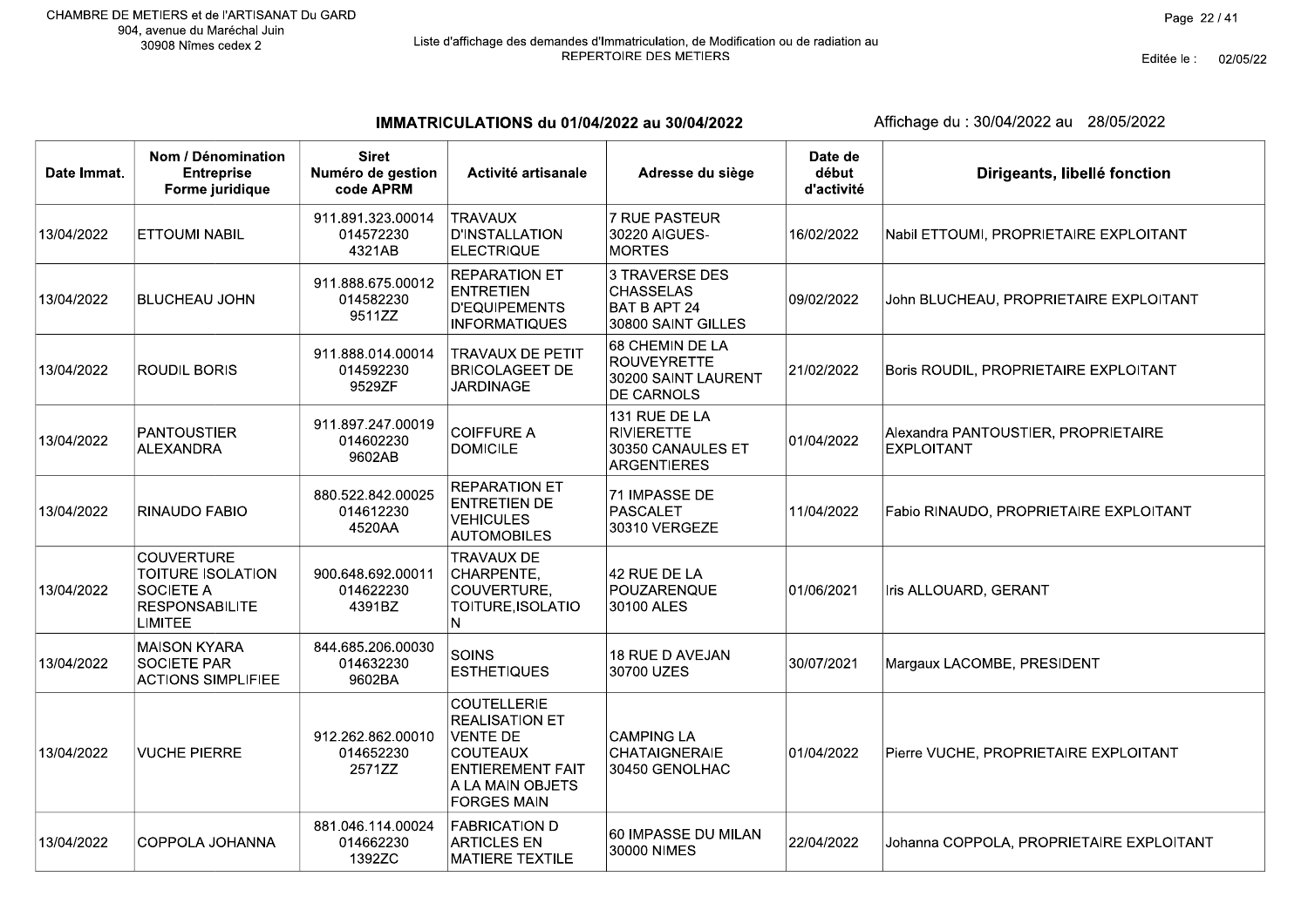CHAMBRE DE METIERS et de l'ARTISANAT Du GARD
904, avenue du Maréchal Juin
30908 Nîmes cedex 2

Liste d'affichage des demandes d'Immatriculation, de Modification ou de radiation au REPERTOIRE DES METIERS

Editée le : 02/05/22

## IMMATRICULATIONS du 01/04/2022 au 30/04/2022

Affichage du : 30/04/2022 au 28/05/2022

| Date Immat. | Nom / Dénomination Entreprise Forme juridique | Siret Numéro de gestion code APRM | Activité artisanale | Adresse du siège | Date de début d'activité | Dirigeants, libellé fonction |
|---|---|---|---|---|---|---|
| 13/04/2022 | ETTOUMI NABIL | 911.891.323.00014 014572230 4321AB | TRAVAUX D'INSTALLATION ELECTRIQUE | 7 RUE PASTEUR 30220 AIGUES-MORTES | 16/02/2022 | Nabil ETTOUMI, PROPRIETAIRE EXPLOITANT |
| 13/04/2022 | BLUCHEAU JOHN | 911.888.675.00012 014582230 9511ZZ | REPARATION ET ENTRETIEN D'EQUIPEMENTS INFORMATIQUES | 3 TRAVERSE DES CHASSELAS BAT B APT 24 30800 SAINT GILLES | 09/02/2022 | John BLUCHEAU, PROPRIETAIRE EXPLOITANT |
| 13/04/2022 | ROUDIL BORIS | 911.888.014.00014 014592230 9529ZF | TRAVAUX DE PETIT BRICOLAGEET DE JARDINAGE | 68 CHEMIN DE LA ROUVEYRETTE 30200 SAINT LAURENT DE CARNOLS | 21/02/2022 | Boris ROUDIL, PROPRIETAIRE EXPLOITANT |
| 13/04/2022 | PANTOUSTIER ALEXANDRA | 911.897.247.00019 014602230 9602AB | COIFFURE A DOMICILE | 131 RUE DE LA RIVIERETTE 30350 CANAULES ET ARGENTIERES | 01/04/2022 | Alexandra PANTOUSTIER, PROPRIETAIRE EXPLOITANT |
| 13/04/2022 | RINAUDO FABIO | 880.522.842.00025 014612230 4520AA | REPARATION ET ENTRETIEN DE VEHICULES AUTOMOBILES | 71 IMPASSE DE PASCALET 30310 VERGEZE | 11/04/2022 | Fabio RINAUDO, PROPRIETAIRE EXPLOITANT |
| 13/04/2022 | COUVERTURE TOITURE ISOLATION SOCIETE A RESPONSABILITE LIMITEE | 900.648.692.00011 014622230 4391BZ | TRAVAUX DE CHARPENTE, COUVERTURE, TOITURE,ISOLATION | 42 RUE DE LA POUZARENQUE 30100 ALES | 01/06/2021 | Iris ALLOUARD, GERANT |
| 13/04/2022 | MAISON KYARA SOCIETE PAR ACTIONS SIMPLIFIEE | 844.685.206.00030 014632230 9602BA | SOINS ESTHETIQUES | 18 RUE D AVEJAN 30700 UZES | 30/07/2021 | Margaux LACOMBE, PRESIDENT |
| 13/04/2022 | VUCHE PIERRE | 912.262.862.00010 014652230 2571ZZ | COUTELLERIE REALISATION ET VENTE DE COUTEAUX ENTIEREMENT FAIT A LA MAIN OBJETS FORGES MAIN | CAMPING LA CHATAIGNERAIE 30450 GENOLHAC | 01/04/2022 | Pierre VUCHE, PROPRIETAIRE EXPLOITANT |
| 13/04/2022 | COPPOLA JOHANNA | 881.046.114.00024 014662230 1392ZC | FABRICATION D ARTICLES EN MATIERE TEXTILE | 60 IMPASSE DU MILAN 30000 NIMES | 22/04/2022 | Johanna COPPOLA, PROPRIETAIRE EXPLOITANT |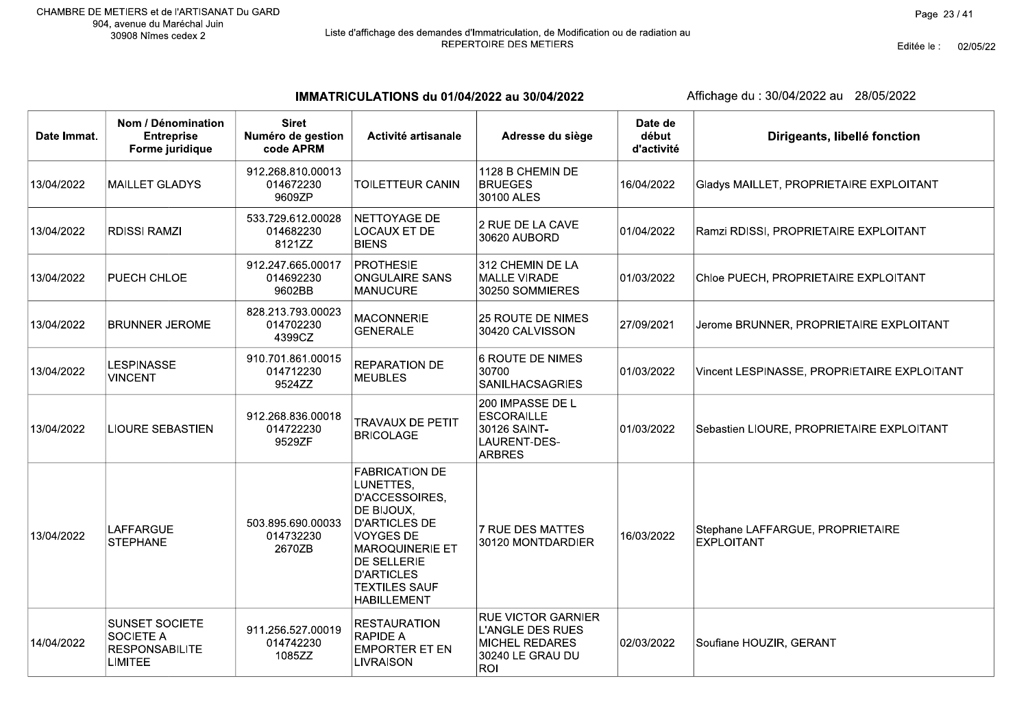CHAMBRE DE METIERS et de l'ARTISANAT Du GARD
904, avenue du Maréchal Juin
30908 Nîmes cedex 2

Liste d'affichage des demandes d'Immatriculation, de Modification ou de radiation au REPERTOIRE DES METIERS

Editée le : 02/05/22

## IMMATRICULATIONS du 01/04/2022 au 30/04/2022

Affichage du : 30/04/2022 au 28/05/2022

| Date Immat. | Nom / Dénomination Entreprise Forme juridique | Siret Numéro de gestion code APRM | Activité artisanale | Adresse du siège | Date de début d'activité | Dirigeants, libellé fonction |
|---|---|---|---|---|---|---|
| 13/04/2022 | MAILLET GLADYS | 912.268.810.00013 014672230 9609ZP | TOILETTEUR CANIN | 1128 B CHEMIN DE BRUEGES 30100 ALES | 16/04/2022 | Gladys MAILLET, PROPRIETAIRE EXPLOITANT |
| 13/04/2022 | RDISSI RAMZI | 533.729.612.00028 014682230 8121ZZ | NETTOYAGE DE LOCAUX ET DE BIENS | 2 RUE DE LA CAVE 30620 AUBORD | 01/04/2022 | Ramzi RDISSI, PROPRIETAIRE EXPLOITANT |
| 13/04/2022 | PUECH CHLOE | 912.247.665.00017 014692230 9602BB | PROTHESIE ONGULAIRE SANS MANUCURE | 312 CHEMIN DE LA MALLE VIRADE 30250 SOMMIERES | 01/03/2022 | Chloe PUECH, PROPRIETAIRE EXPLOITANT |
| 13/04/2022 | BRUNNER JEROME | 828.213.793.00023 014702230 4399CZ | MACONNERIE GENERALE | 25 ROUTE DE NIMES 30420 CALVISSON | 27/09/2021 | Jerome BRUNNER, PROPRIETAIRE EXPLOITANT |
| 13/04/2022 | LESPINASSE VINCENT | 910.701.861.00015 014712230 9524ZZ | REPARATION DE MEUBLES | 6 ROUTE DE NIMES 30700 SANILHACSAGRIES | 01/03/2022 | Vincent LESPINASSE, PROPRIETAIRE EXPLOITANT |
| 13/04/2022 | LIOURE SEBASTIEN | 912.268.836.00018 014722230 9529ZF | TRAVAUX DE PETIT BRICOLAGE | 200 IMPASSE DE L ESCORAILLE 30126 SAINT-LAURENT-DES-ARBRES | 01/03/2022 | Sebastien LIOURE, PROPRIETAIRE EXPLOITANT |
| 13/04/2022 | LAFFARGUE STEPHANE | 503.895.690.00033 014732230 2670ZB | FABRICATION DE LUNETTES, D'ACCESSOIRES, DE BIJOUX, D'ARTICLES DE VOYGES DE MAROQUINERIE ET DE SELLERIE D'ARTICLES TEXTILES SAUF HABILLEMENT | 7 RUE DES MATTES 30120 MONTDARDIER | 16/03/2022 | Stephane LAFFARGUE, PROPRIETAIRE EXPLOITANT |
| 14/04/2022 | SUNSET SOCIETE SOCIETE A RESPONSABILITE LIMITEE | 911.256.527.00019 014742230 1085ZZ | RESTAURATION RAPIDE A EMPORTER ET EN LIVRAISON | RUE VICTOR GARNIER L'ANGLE DES RUES MICHEL REDARES 30240 LE GRAU DU ROI | 02/03/2022 | Soufiane HOUZIR, GERANT |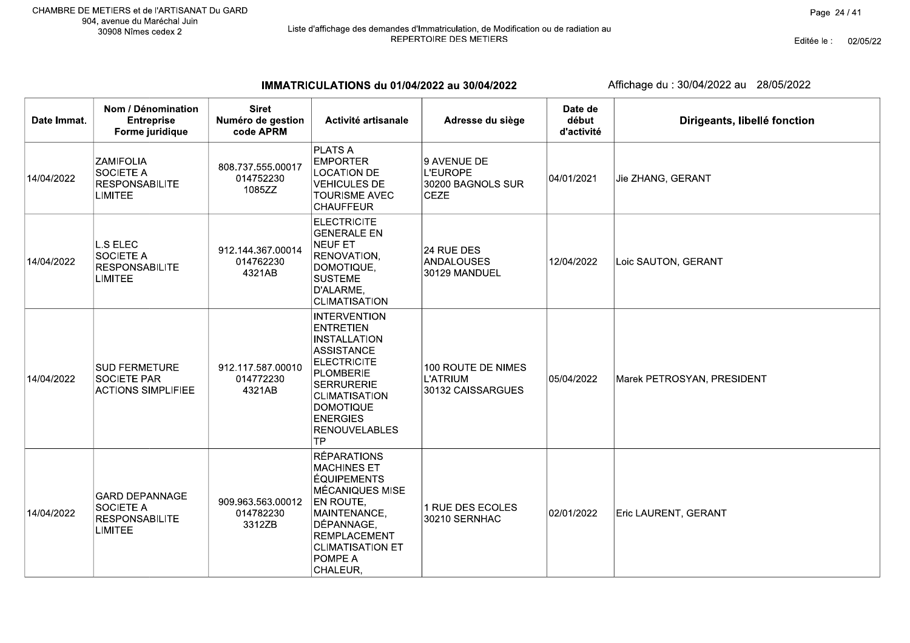CHAMBRE DE METIERS et de l'ARTISANAT Du GARD
904, avenue du Maréchal Juin
30908 Nîmes cedex 2

Liste d'affichage des demandes d'Immatriculation, de Modification ou de radiation au REPERTOIRE DES METIERS

Editée le : 02/05/22

## IMMATRICULATIONS du 01/04/2022 au 30/04/2022

Affichage du : 30/04/2022 au 28/05/2022

| Date Immat. | Nom / Dénomination Entreprise Forme juridique | Siret Numéro de gestion code APRM | Activité artisanale | Adresse du siège | Date de début d'activité | Dirigeants, libellé fonction |
|---|---|---|---|---|---|---|
| 14/04/2022 | ZAMIFOLIA SOCIETE A RESPONSABILITE LIMITEE | 808.737.555.00017 014752230 1085ZZ | PLATS A EMPORTER LOCATION DE VEHICULES DE TOURISME AVEC CHAUFFEUR | 9 AVENUE DE L'EUROPE 30200 BAGNOLS SUR CEZE | 04/01/2021 | Jie ZHANG, GERANT |
| 14/04/2022 | L.S ELEC SOCIETE A RESPONSABILITE LIMITEE | 912.144.367.00014 014762230 4321AB | ELECTRICITE GENERALE EN NEUF ET RENOVATION, DOMOTIQUE, SUSTEME D'ALARME, CLIMATISATION | 24 RUE DES ANDALOUSES 30129 MANDUEL | 12/04/2022 | Loic SAUTON, GERANT |
| 14/04/2022 | SUD FERMETURE SOCIETE PAR ACTIONS SIMPLIFIEE | 912.117.587.00010 014772230 4321AB | INTERVENTION ENTRETIEN INSTALLATION ASSISTANCE ELECTRICITE PLOMBERIE SERRURERIE CLIMATISATION DOMOTIQUE ENERGIES RENOUVELABLES TP | 100 ROUTE DE NIMES L'ATRIUM 30132 CAISSARGUES | 05/04/2022 | Marek PETROSYAN, PRESIDENT |
| 14/04/2022 | GARD DEPANNAGE SOCIETE A RESPONSABILITE LIMITEE | 909.963.563.00012 014782230 3312ZB | RÉPARATIONS MACHINES ET ÉQUIPEMENTS MÉCANIQUES MISE EN ROUTE, MAINTENANCE, DÉPANNAGE, REMPLACEMENT CLIMATISATION ET POMPE A CHALEUR, | 1 RUE DES ECOLES 30210 SERNHAC | 02/01/2022 | Eric LAURENT, GERANT |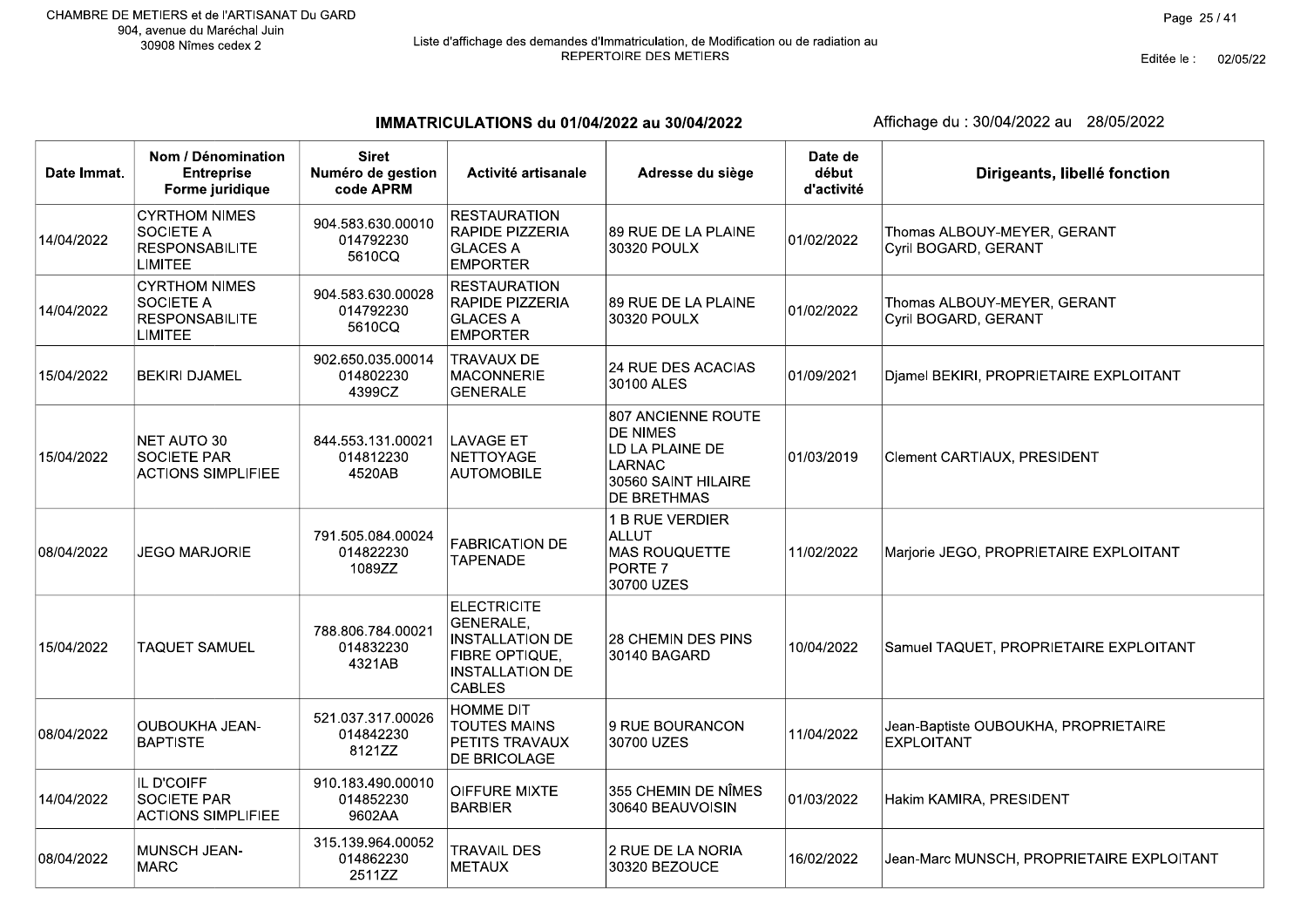CHAMBRE DE METIERS et de l'ARTISANAT Du GARD
904, avenue du Maréchal Juin
30908 Nîmes cedex 2

Liste d'affichage des demandes d'Immatriculation, de Modification ou de radiation au REPERTOIRE DES METIERS

Editée le : 02/05/22

## IMMATRICULATIONS du 01/04/2022 au 30/04/2022

Affichage du : 30/04/2022 au 28/05/2022

| Date Immat. | Nom / Dénomination Entreprise Forme juridique | Siret Numéro de gestion code APRM | Activité artisanale | Adresse du siège | Date de début d'activité | Dirigeants, libellé fonction |
|---|---|---|---|---|---|---|
| 14/04/2022 | CYRTHOM NIMES SOCIETE A RESPONSABILITE LIMITEE | 904.583.630.00010 014792230 5610CQ | RESTAURATION RAPIDE PIZZERIA GLACES A EMPORTER | 89 RUE DE LA PLAINE 30320 POULX | 01/02/2022 | Thomas ALBOUY-MEYER, GERANT Cyril BOGARD, GERANT |
| 14/04/2022 | CYRTHOM NIMES SOCIETE A RESPONSABILITE LIMITEE | 904.583.630.00028 014792230 5610CQ | RESTAURATION RAPIDE PIZZERIA GLACES A EMPORTER | 89 RUE DE LA PLAINE 30320 POULX | 01/02/2022 | Thomas ALBOUY-MEYER, GERANT Cyril BOGARD, GERANT |
| 15/04/2022 | BEKIRI DJAMEL | 902.650.035.00014 014802230 4399CZ | TRAVAUX DE MACONNERIE GENERALE | 24 RUE DES ACACIAS 30100 ALES | 01/09/2021 | Djamel BEKIRI, PROPRIETAIRE EXPLOITANT |
| 15/04/2022 | NET AUTO 30 SOCIETE PAR ACTIONS SIMPLIFIEE | 844.553.131.00021 014812230 4520AB | LAVAGE ET NETTOYAGE AUTOMOBILE | 807 ANCIENNE ROUTE DE NIMES LD LA PLAINE DE LARNAC 30560 SAINT HILAIRE DE BRETHMAS | 01/03/2019 | Clement CARTIAUX, PRESIDENT |
| 08/04/2022 | JEGO MARJORIE | 791.505.084.00024 014822230 1089ZZ | FABRICATION DE TAPENADE | 1 B RUE VERDIER ALLUT MAS ROUQUETTE PORTE 7 30700 UZES | 11/02/2022 | Marjorie JEGO, PROPRIETAIRE EXPLOITANT |
| 15/04/2022 | TAQUET SAMUEL | 788.806.784.00021 014832230 4321AB | ELECTRICITE GENERALE, INSTALLATION DE FIBRE OPTIQUE, INSTALLATION DE CABLES | 28 CHEMIN DES PINS 30140 BAGARD | 10/04/2022 | Samuel TAQUET, PROPRIETAIRE EXPLOITANT |
| 08/04/2022 | OUBOUKHA JEAN-BAPTISTE | 521.037.317.00026 014842230 8121ZZ | HOMME DIT TOUTES MAINS PETITS TRAVAUX DE BRICOLAGE | 9 RUE BOURANCON 30700 UZES | 11/04/2022 | Jean-Baptiste OUBOUKHA, PROPRIETAIRE EXPLOITANT |
| 14/04/2022 | IL D'COIFF SOCIETE PAR ACTIONS SIMPLIFIEE | 910.183.490.00010 014852230 9602AA | OIFFURE MIXTE BARBIER | 355 CHEMIN DE NÎMES 30640 BEAUVOISIN | 01/03/2022 | Hakim KAMIRA, PRESIDENT |
| 08/04/2022 | MUNSCH JEAN-MARC | 315.139.964.00052 014862230 2511ZZ | TRAVAIL DES METAUX | 2 RUE DE LA NORIA 30320 BEZOUCE | 16/02/2022 | Jean-Marc MUNSCH, PROPRIETAIRE EXPLOITANT |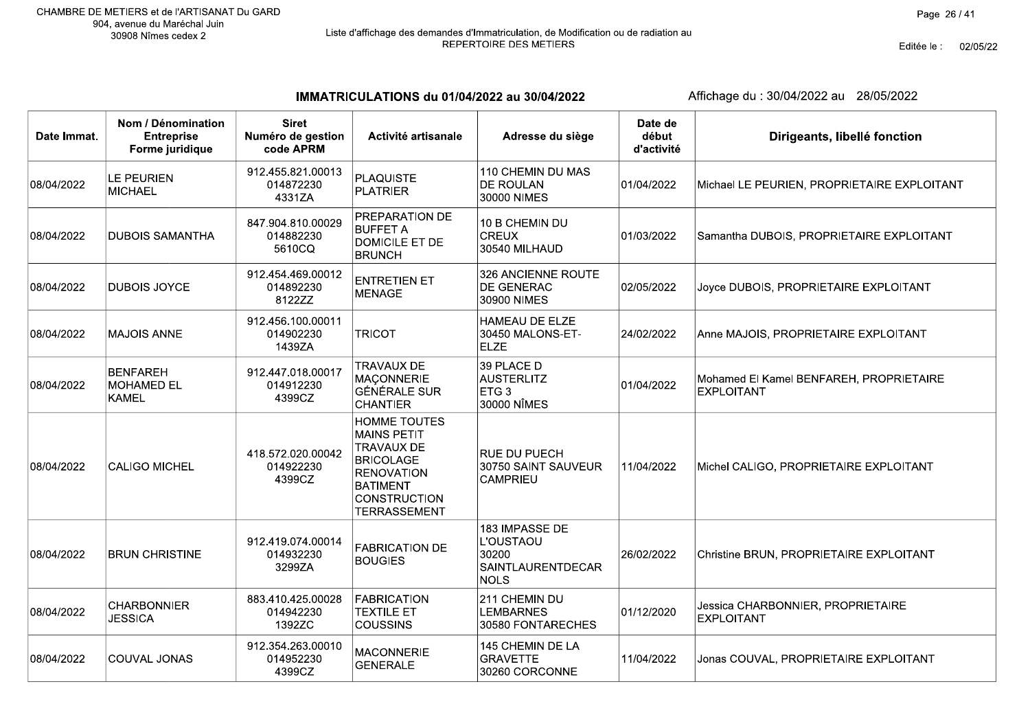CHAMBRE DE METIERS et de l'ARTISANAT Du GARD
904, avenue du Maréchal Juin
30908 Nîmes cedex 2

Liste d'affichage des demandes d'Immatriculation, de Modification ou de radiation au REPERTOIRE DES METIERS

Editée le : 02/05/22

## IMMATRICULATIONS du 01/04/2022 au 30/04/2022

Affichage du : 30/04/2022 au 28/05/2022

| Date Immat. | Nom / Dénomination Entreprise Forme juridique | Siret Numéro de gestion code APRM | Activité artisanale | Adresse du siège | Date de début d'activité | Dirigeants, libellé fonction |
|---|---|---|---|---|---|---|
| 08/04/2022 | LE PEURIEN MICHAEL | 912.455.821.00013 014872230 4331ZA | PLAQUISTE PLATRIER | 110 CHEMIN DU MAS DE ROULAN 30000 NIMES | 01/04/2022 | Michael LE PEURIEN, PROPRIETAIRE EXPLOITANT |
| 08/04/2022 | DUBOIS SAMANTHA | 847.904.810.00029 014882230 5610CQ | PREPARATION DE BUFFET A DOMICILE ET DE BRUNCH | 10 B CHEMIN DU CREUX 30540 MILHAUD | 01/03/2022 | Samantha DUBOIS, PROPRIETAIRE EXPLOITANT |
| 08/04/2022 | DUBOIS JOYCE | 912.454.469.00012 014892230 8122ZZ | ENTRETIEN ET MENAGE | 326 ANCIENNE ROUTE DE GENERAC 30900 NIMES | 02/05/2022 | Joyce DUBOIS, PROPRIETAIRE EXPLOITANT |
| 08/04/2022 | MAJOIS ANNE | 912.456.100.00011 014902230 1439ZA | TRICOT | HAMEAU DE ELZE 30450 MALONS-ET-ELZE | 24/02/2022 | Anne MAJOIS, PROPRIETAIRE EXPLOITANT |
| 08/04/2022 | BENFAREH MOHAMED EL KAMEL | 912.447.018.00017 014912230 4399CZ | TRAVAUX DE MAÇONNERIE GÉNÉRALE SUR CHANTIER | 39 PLACE D AUSTERLITZ ETG 3 30000 NÎMES | 01/04/2022 | Mohamed El Kamel BENFAREH, PROPRIETAIRE EXPLOITANT |
| 08/04/2022 | CALIGO MICHEL | 418.572.020.00042 014922230 4399CZ | HOMME TOUTES MAINS PETIT TRAVAUX DE BRICOLAGE RENOVATION BATIMENT CONSTRUCTION TERRASSEMENT | RUE DU PUECH 30750 SAINT SAUVEUR CAMPRIEU | 11/04/2022 | Michel CALIGO, PROPRIETAIRE EXPLOITANT |
| 08/04/2022 | BRUN CHRISTINE | 912.419.074.00014 014932230 3299ZA | FABRICATION DE BOUGIES | 183 IMPASSE DE L'OUSTAOU 30200 SAINTLAURENTDECARNOLS | 26/02/2022 | Christine BRUN, PROPRIETAIRE EXPLOITANT |
| 08/04/2022 | CHARBONNIER JESSICA | 883.410.425.00028 014942230 1392ZC | FABRICATION TEXTILE ET COUSSINS | 211 CHEMIN DU LEMBARNES 30580 FONTARECHES | 01/12/2020 | Jessica CHARBONNIER, PROPRIETAIRE EXPLOITANT |
| 08/04/2022 | COUVAL JONAS | 912.354.263.00010 014952230 4399CZ | MACONNERIE GENERALE | 145 CHEMIN DE LA GRAVETTE 30260 CORCONNE | 11/04/2022 | Jonas COUVAL, PROPRIETAIRE EXPLOITANT |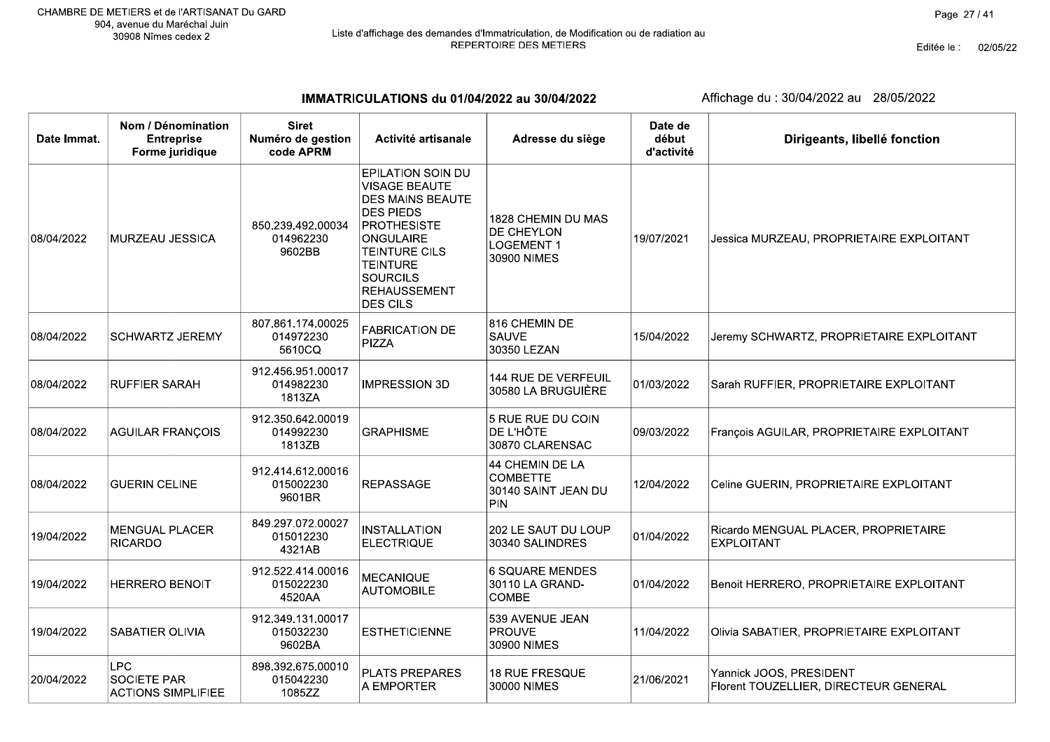CHAMBRE DE METIERS et de l'ARTISANAT Du GARD
904, avenue du Maréchal Juin
30908 Nîmes cedex 2

Liste d'affichage des demandes d'Immatriculation, de Modification ou de radiation au REPERTOIRE DES METIERS

Editée le : 02/05/22

## IMMATRICULATIONS du 01/04/2022 au 30/04/2022

Affichage du : 30/04/2022 au 28/05/2022

| Date Immat. | Nom / Dénomination Entreprise Forme juridique | Siret Numéro de gestion code APRM | Activité artisanale | Adresse du siège | Date de début d'activité | Dirigeants, libellé fonction |
|---|---|---|---|---|---|---|
| 08/04/2022 | MURZEAU JESSICA | 850.239.492.00034 014962230 9602BB | EPILATION SOIN DU VISAGE BEAUTE DES MAINS BEAUTE DES PIEDS PROTHESISTE ONGULAIRE TEINTURE CILS TEINTURE SOURCILS REHAUSSEMENT DES CILS | 1828 CHEMIN DU MAS DE CHEYLON LOGEMENT 1 30900 NIMES | 19/07/2021 | Jessica MURZEAU, PROPRIETAIRE EXPLOITANT |
| 08/04/2022 | SCHWARTZ JEREMY | 807.861.174.00025 014972230 5610CQ | FABRICATION DE PIZZA | 816 CHEMIN DE SAUVE 30350 LEZAN | 15/04/2022 | Jeremy SCHWARTZ, PROPRIETAIRE EXPLOITANT |
| 08/04/2022 | RUFFIER SARAH | 912.456.951.00017 014982230 1813ZA | IMPRESSION 3D | 144 RUE DE VERFEUIL 30580 LA BRUGUIÈRE | 01/03/2022 | Sarah RUFFIER, PROPRIETAIRE EXPLOITANT |
| 08/04/2022 | AGUILAR FRANÇOIS | 912.350.642.00019 014992230 1813ZB | GRAPHISME | 5 RUE RUE DU COIN DE L'HÔTE 30870 CLARENSAC | 09/03/2022 | François AGUILAR, PROPRIETAIRE EXPLOITANT |
| 08/04/2022 | GUERIN CELINE | 912.414.612.00016 015002230 9601BR | REPASSAGE | 44 CHEMIN DE LA COMBETTE 30140 SAINT JEAN DU PIN | 12/04/2022 | Celine GUERIN, PROPRIETAIRE EXPLOITANT |
| 19/04/2022 | MENGUAL PLACER RICARDO | 849.297.072.00027 015012230 4321AB | INSTALLATION ELECTRIQUE | 202 LE SAUT DU LOUP 30340 SALINDRES | 01/04/2022 | Ricardo MENGUAL PLACER, PROPRIETAIRE EXPLOITANT |
| 19/04/2022 | HERRERO BENOIT | 912.522.414.00016 015022230 4520AA | MECANIQUE AUTOMOBILE | 6 SQUARE MENDES 30110 LA GRAND-COMBE | 01/04/2022 | Benoit HERRERO, PROPRIETAIRE EXPLOITANT |
| 19/04/2022 | SABATIER OLIVIA | 912.349.131.00017 015032230 9602BA | ESTHETICIENNE | 539 AVENUE JEAN PROUVE 30900 NIMES | 11/04/2022 | Olivia SABATIER, PROPRIETAIRE EXPLOITANT |
| 20/04/2022 | LPC SOCIETE PAR ACTIONS SIMPLIFIEE | 898.392.675.00010 015042230 1085ZZ | PLATS PREPARES A EMPORTER | 18 RUE FRESQUE 30000 NIMES | 21/06/2021 | Yannick JOOS, PRESIDENT Florent TOUZELLIER, DIRECTEUR GENERAL |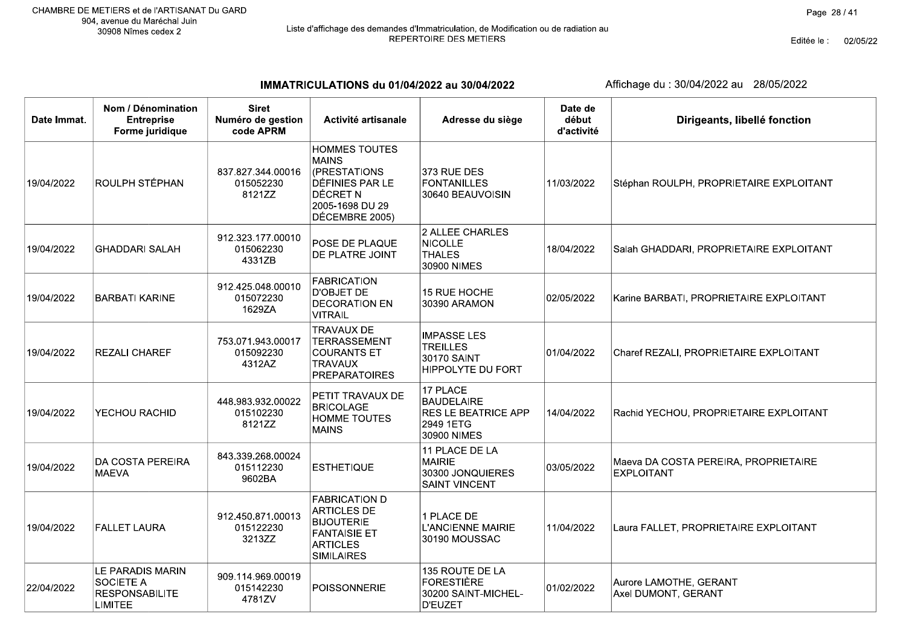CHAMBRE DE METIERS et de l'ARTISANAT Du GARD
904, avenue du Maréchal Juin
30908 Nîmes cedex 2

Liste d'affichage des demandes d'Immatriculation, de Modification ou de radiation au REPERTOIRE DES METIERS

Editée le : 02/05/22

## IMMATRICULATIONS du 01/04/2022 au 30/04/2022

Affichage du : 30/04/2022 au 28/05/2022

| Date Immat. | Nom / Dénomination Entreprise Forme juridique | Siret Numéro de gestion code APRM | Activité artisanale | Adresse du siège | Date de début d'activité | Dirigeants, libellé fonction |
|---|---|---|---|---|---|---|
| 19/04/2022 | ROULPH STÉPHAN | 837.827.344.00016 015052230 8121ZZ | HOMMES TOUTES MAINS (PRESTATIONS DÉFINIES PAR LE DÉCRET N 2005-1698 DU 29 DÉCEMBRE 2005) | 373 RUE DES FONTANILLES 30640 BEAUVOISIN | 11/03/2022 | Stéphan ROULPH, PROPRIETAIRE EXPLOITANT |
| 19/04/2022 | GHADDARI SALAH | 912.323.177.00010 015062230 4331ZB | POSE DE PLAQUE DE PLATRE JOINT | 2 ALLEE CHARLES NICOLLE THALES 30900 NIMES | 18/04/2022 | Salah GHADDARI, PROPRIETAIRE EXPLOITANT |
| 19/04/2022 | BARBATI KARINE | 912.425.048.00010 015072230 1629ZA | FABRICATION D'OBJET DE DECORATION EN VITRAIL | 15 RUE HOCHE 30390 ARAMON | 02/05/2022 | Karine BARBATI, PROPRIETAIRE EXPLOITANT |
| 19/04/2022 | REZALI CHAREF | 753.071.943.00017 015092230 4312AZ | TRAVAUX DE TERRASSEMENT COURANTS ET TRAVAUX PREPARATOIRES | IMPASSE LES TREILLES 30170 SAINT HIPPOLYTE DU FORT | 01/04/2022 | Charef REZALI, PROPRIETAIRE EXPLOITANT |
| 19/04/2022 | YECHOU RACHID | 448.983.932.00022 015102230 8121ZZ | PETIT TRAVAUX DE BRICOLAGE HOMME TOUTES MAINS | 17 PLACE BAUDELAIRE RES LE BEATRICE APP 2949 1ETG 30900 NIMES | 14/04/2022 | Rachid YECHOU, PROPRIETAIRE EXPLOITANT |
| 19/04/2022 | DA COSTA PEREIRA MAEVA | 843.339.268.00024 015112230 9602BA | ESTHETIQUE | 11 PLACE DE LA MAIRIE 30300 JONQUIERES SAINT VINCENT | 03/05/2022 | Maeva DA COSTA PEREIRA, PROPRIETAIRE EXPLOITANT |
| 19/04/2022 | FALLET LAURA | 912.450.871.00013 015122230 3213ZZ | FABRICATION D ARTICLES DE BIJOUTERIE FANTAISIE ET ARTICLES SIMILAIRES | 1 PLACE DE L'ANCIENNE MAIRIE 30190 MOUSSAC | 11/04/2022 | Laura FALLET, PROPRIETAIRE EXPLOITANT |
| 22/04/2022 | LE PARADIS MARIN SOCIETE A RESPONSABILITE LIMITEE | 909.114.969.00019 015142230 4781ZV | POISSONNERIE | 135 ROUTE DE LA FORESTIÈRE 30200 SAINT-MICHEL-D'EUZET | 01/02/2022 | Aurore LAMOTHE, GERANT Axel DUMONT, GERANT |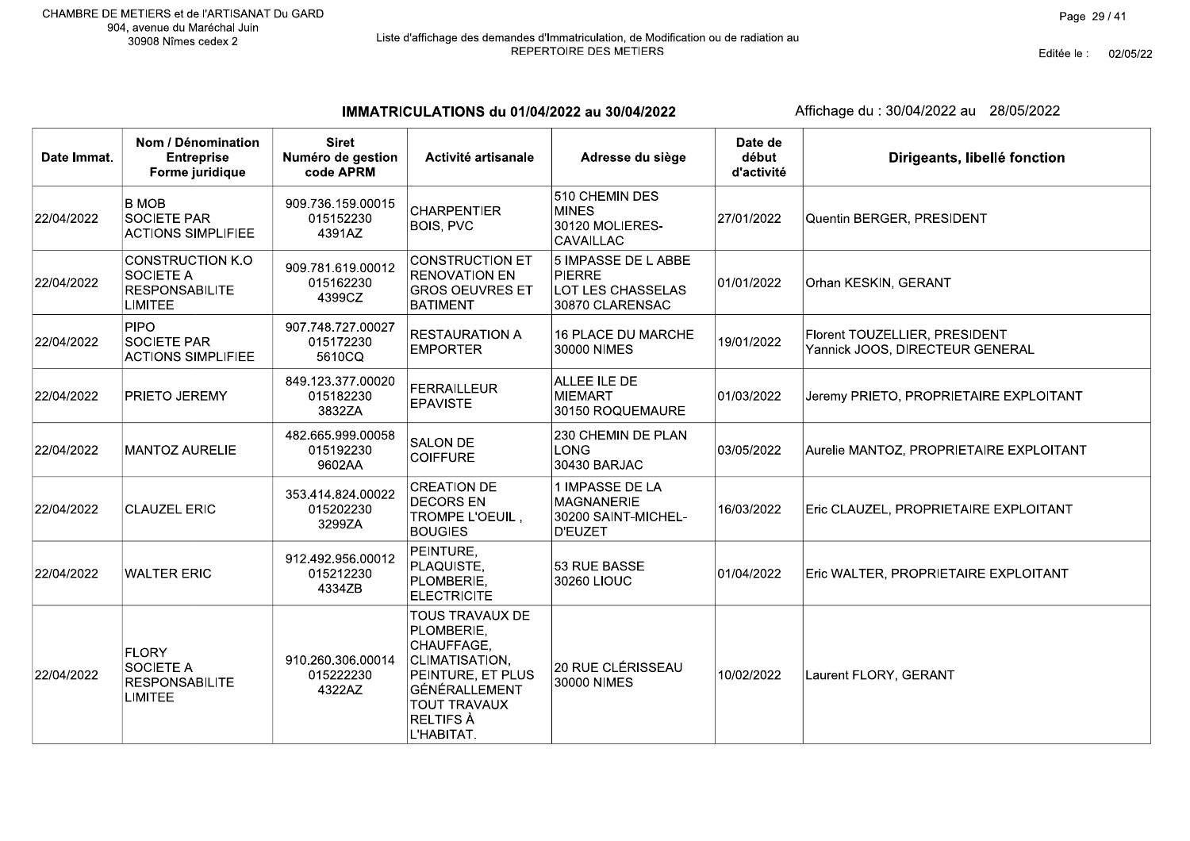CHAMBRE DE METIERS et de l'ARTISANAT Du GARD
904, avenue du Maréchal Juin
30908 Nîmes cedex 2

Liste d'affichage des demandes d'Immatriculation, de Modification ou de radiation au REPERTOIRE DES METIERS

Editée le : 02/05/22

## IMMATRICULATIONS du 01/04/2022 au 30/04/2022

Affichage du : 30/04/2022 au 28/05/2022

| Date Immat. | Nom / Dénomination Entreprise Forme juridique | Siret Numéro de gestion code APRM | Activité artisanale | Adresse du siège | Date de début d'activité | Dirigeants, libellé fonction |
|---|---|---|---|---|---|---|
| 22/04/2022 | B MOB<br>SOCIETE PAR ACTIONS SIMPLIFIEE | 909.736.159.00015<br>015152230<br>4391AZ | CHARPENTIER BOIS, PVC | 510 CHEMIN DES MINES<br>30120 MOLIERES-CAVAILLAC | 27/01/2022 | Quentin BERGER, PRESIDENT |
| 22/04/2022 | CONSTRUCTION K.O<br>SOCIETE A RESPONSABILITE LIMITEE | 909.781.619.00012<br>015162230<br>4399CZ | CONSTRUCTION ET RENOVATION EN GROS OEUVRES ET BATIMENT | 5 IMPASSE DE L ABBE PIERRE<br>LOT LES CHASSELAS<br>30870 CLARENSAC | 01/01/2022 | Orhan KESKIN, GERANT |
| 22/04/2022 | PIPO<br>SOCIETE PAR ACTIONS SIMPLIFIEE | 907.748.727.00027<br>015172230<br>5610CQ | RESTAURATION A EMPORTER | 16 PLACE DU MARCHE<br>30000 NIMES | 19/01/2022 | Florent TOUZELLIER, PRESIDENT<br>Yannick JOOS, DIRECTEUR GENERAL |
| 22/04/2022 | PRIETO JEREMY | 849.123.377.00020<br>015182230<br>3832ZA | FERRAILLEUR EPAVISTE | ALLEE ILE DE MIEMART<br>30150 ROQUEMAURE | 01/03/2022 | Jeremy PRIETO, PROPRIETAIRE EXPLOITANT |
| 22/04/2022 | MANTOZ AURELIE | 482.665.999.00058<br>015192230<br>9602AA | SALON DE COIFFURE | 230 CHEMIN DE PLAN LONG<br>30430 BARJAC | 03/05/2022 | Aurelie MANTOZ, PROPRIETAIRE EXPLOITANT |
| 22/04/2022 | CLAUZEL ERIC | 353.414.824.00022<br>015202230<br>3299ZA | CREATION DE DECORS EN TROMPE L'OEUIL , BOUGIES | 1 IMPASSE DE LA MAGNANERIE<br>30200 SAINT-MICHEL-D'EUZET | 16/03/2022 | Eric CLAUZEL, PROPRIETAIRE EXPLOITANT |
| 22/04/2022 | WALTER ERIC | 912.492.956.00012<br>015212230<br>4334ZB | PEINTURE, PLAQUISTE, PLOMBERIE, ELECTRICITE | 53 RUE BASSE<br>30260 LIOUC | 01/04/2022 | Eric WALTER, PROPRIETAIRE EXPLOITANT |
| 22/04/2022 | FLORY<br>SOCIETE A RESPONSABILITE LIMITEE | 910.260.306.00014<br>015222230<br>4322AZ | TOUS TRAVAUX DE PLOMBERIE, CHAUFFAGE, CLIMATISATION, PEINTURE, ET PLUS GÉNÉRALEMENT TOUT TRAVAUX RELTIFS À L'HABITAT. | 20 RUE CLÉRISSEAU<br>30000 NIMES | 10/02/2022 | Laurent FLORY, GERANT |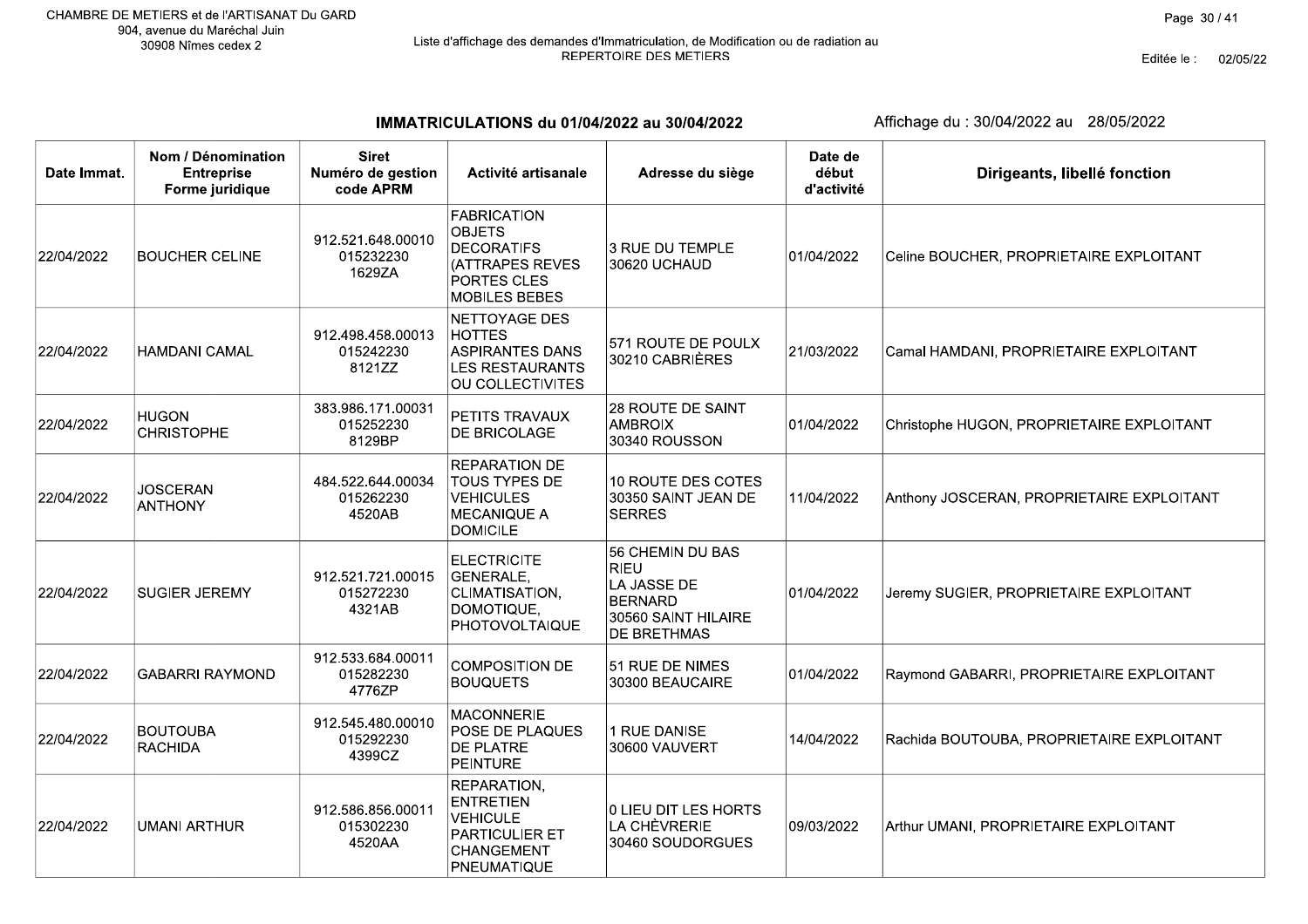CHAMBRE DE METIERS et de l'ARTISANAT Du GARD
904, avenue du Maréchal Juin
30908 Nîmes cedex 2

Liste d'affichage des demandes d'Immatriculation, de Modification ou de radiation au REPERTOIRE DES METIERS

Editée le : 02/05/22

## IMMATRICULATIONS du 01/04/2022 au 30/04/2022

Affichage du : 30/04/2022 au 28/05/2022

| Date Immat. | Nom / Dénomination Entreprise Forme juridique | Siret Numéro de gestion code APRM | Activité artisanale | Adresse du siège | Date de début d'activité | Dirigeants, libellé fonction |
|---|---|---|---|---|---|---|
| 22/04/2022 | BOUCHER CELINE | 912.521.648.00010 015232230 1629ZA | FABRICATION OBJETS DECORATIFS (ATTRAPES REVES PORTES CLES MOBILES BEBES | 3 RUE DU TEMPLE 30620 UCHAUD | 01/04/2022 | Celine BOUCHER, PROPRIETAIRE EXPLOITANT |
| 22/04/2022 | HAMDANI CAMAL | 912.498.458.00013 015242230 8121ZZ | NETTOYAGE DES HOTTES ASPIRANTES DANS LES RESTAURANTS OU COLLECTIVITES | 571 ROUTE DE POULX 30210 CABRIÈRES | 21/03/2022 | Camal HAMDANI, PROPRIETAIRE EXPLOITANT |
| 22/04/2022 | HUGON CHRISTOPHE | 383.986.171.00031 015252230 8129BP | PETITS TRAVAUX DE BRICOLAGE | 28 ROUTE DE SAINT AMBROIX 30340 ROUSSON | 01/04/2022 | Christophe HUGON, PROPRIETAIRE EXPLOITANT |
| 22/04/2022 | JOSCERAN ANTHONY | 484.522.644.00034 015262230 4520AB | REPARATION DE TOUS TYPES DE VEHICULES MECANIQUE A DOMICILE | 10 ROUTE DES COTES 30350 SAINT JEAN DE SERRES | 11/04/2022 | Anthony JOSCERAN, PROPRIETAIRE EXPLOITANT |
| 22/04/2022 | SUGIER JEREMY | 912.521.721.00015 015272230 4321AB | ELECTRICITE GENERALE, CLIMATISATION, DOMOTIQUE, PHOTOVOLTAIQUE | 56 CHEMIN DU BAS RIEU LA JASSE DE BERNARD 30560 SAINT HILAIRE DE BRETHMAS | 01/04/2022 | Jeremy SUGIER, PROPRIETAIRE EXPLOITANT |
| 22/04/2022 | GABARRI RAYMOND | 912.533.684.00011 015282230 4776ZP | COMPOSITION DE BOUQUETS | 51 RUE DE NIMES 30300 BEAUCAIRE | 01/04/2022 | Raymond GABARRI, PROPRIETAIRE EXPLOITANT |
| 22/04/2022 | BOUTOUBA RACHIDA | 912.545.480.00010 015292230 4399CZ | MACONNERIE POSE DE PLAQUES DE PLATRE PEINTURE | 1 RUE DANISE 30600 VAUVERT | 14/04/2022 | Rachida BOUTOUBA, PROPRIETAIRE EXPLOITANT |
| 22/04/2022 | UMANI ARTHUR | 912.586.856.00011 015302230 4520AA | REPARATION, ENTRETIEN VEHICULE PARTICULIER ET CHANGEMENT PNEUMATIQUE | 0 LIEU DIT LES HORTS LA CHÈVRERIE 30460 SOUDORGUES | 09/03/2022 | Arthur UMANI, PROPRIETAIRE EXPLOITANT |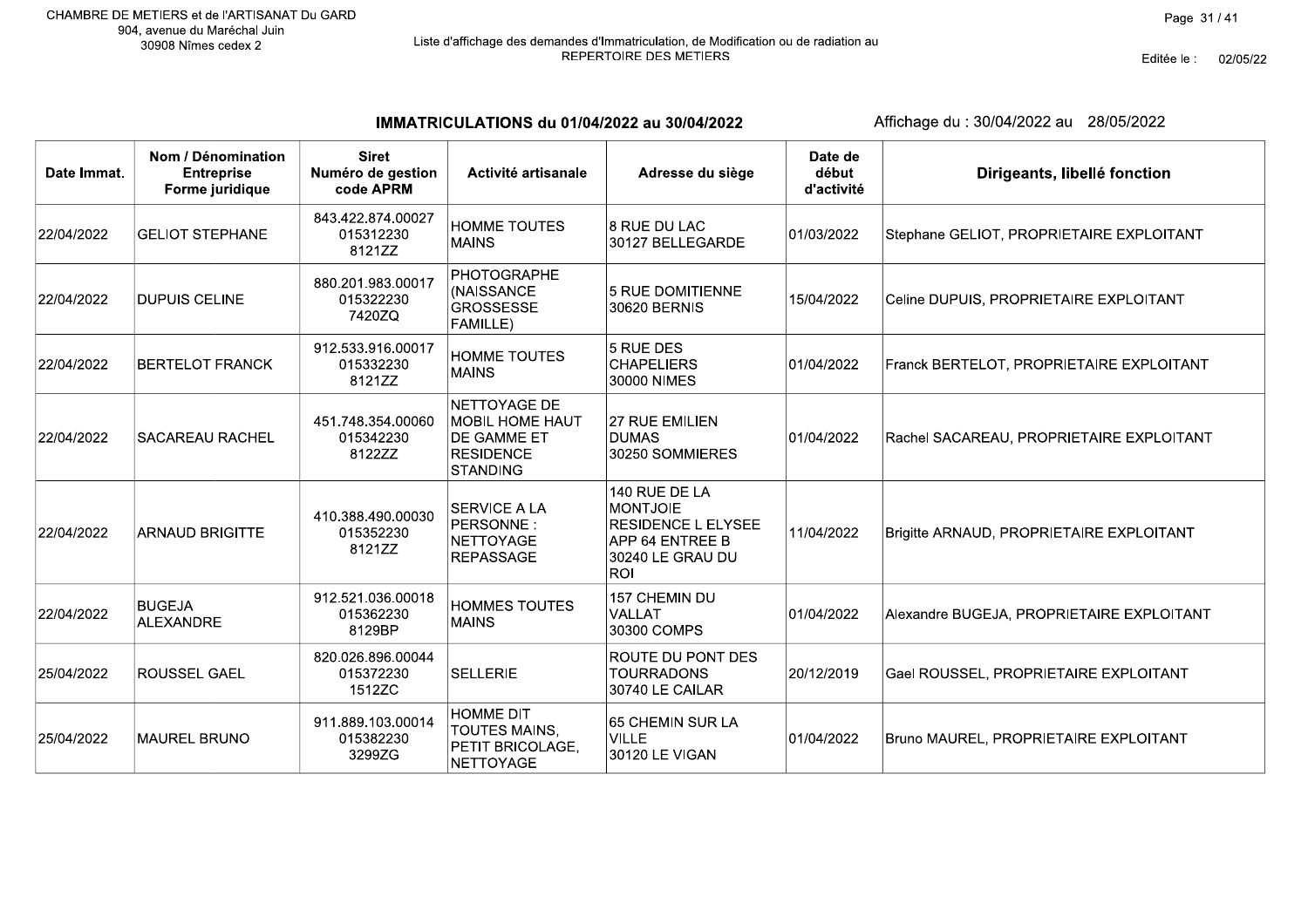CHAMBRE DE METIERS et de l'ARTISANAT Du GARD
904, avenue du Maréchal Juin
30908 Nîmes cedex 2

Liste d'affichage des demandes d'Immatriculation, de Modification ou de radiation au REPERTOIRE DES METIERS

Editée le : 02/05/22

## IMMATRICULATIONS du 01/04/2022 au 30/04/2022

Affichage du : 30/04/2022 au 28/05/2022

| Date Immat. | Nom / Dénomination Entreprise Forme juridique | Siret Numéro de gestion code APRM | Activité artisanale | Adresse du siège | Date de début d'activité | Dirigeants, libellé fonction |
|---|---|---|---|---|---|---|
| 22/04/2022 | GELIOT STEPHANE | 843.422.874.00027 015312230 8121ZZ | HOMME TOUTES MAINS | 8 RUE DU LAC 30127 BELLEGARDE | 01/03/2022 | Stephane GELIOT, PROPRIETAIRE EXPLOITANT |
| 22/04/2022 | DUPUIS CELINE | 880.201.983.00017 015322230 7420ZQ | PHOTOGRAPHE (NAISSANCE GROSSESSE FAMILLE) | 5 RUE DOMITIENNE 30620 BERNIS | 15/04/2022 | Celine DUPUIS, PROPRIETAIRE EXPLOITANT |
| 22/04/2022 | BERTELOT FRANCK | 912.533.916.00017 015332230 8121ZZ | HOMME TOUTES MAINS | 5 RUE DES CHAPELIERS 30000 NIMES | 01/04/2022 | Franck BERTELOT, PROPRIETAIRE EXPLOITANT |
| 22/04/2022 | SACAREAU RACHEL | 451.748.354.00060 015342230 8122ZZ | NETTOYAGE DE MOBIL HOME HAUT DE GAMME ET RESIDENCE STANDING | 27 RUE EMILIEN DUMAS 30250 SOMMIERES | 01/04/2022 | Rachel SACAREAU, PROPRIETAIRE EXPLOITANT |
| 22/04/2022 | ARNAUD BRIGITTE | 410.388.490.00030 015352230 8121ZZ | SERVICE A LA PERSONNE : NETTOYAGE REPASSAGE | 140 RUE DE LA MONTJOIE RESIDENCE L ELYSEE APP 64 ENTREE B 30240 LE GRAU DU ROI | 11/04/2022 | Brigitte ARNAUD, PROPRIETAIRE EXPLOITANT |
| 22/04/2022 | BUGEJA ALEXANDRE | 912.521.036.00018 015362230 8129BP | HOMMES TOUTES MAINS | 157 CHEMIN DU VALLAT 30300 COMPS | 01/04/2022 | Alexandre BUGEJA, PROPRIETAIRE EXPLOITANT |
| 25/04/2022 | ROUSSEL GAEL | 820.026.896.00044 015372230 1512ZC | SELLERIE | ROUTE DU PONT DES TOURRADONS 30740 LE CAILAR | 20/12/2019 | Gael ROUSSEL, PROPRIETAIRE EXPLOITANT |
| 25/04/2022 | MAUREL BRUNO | 911.889.103.00014 015382230 3299ZG | HOMME DIT TOUTES MAINS, PETIT BRICOLAGE, NETTOYAGE | 65 CHEMIN SUR LA VILLE 30120 LE VIGAN | 01/04/2022 | Bruno MAUREL, PROPRIETAIRE EXPLOITANT |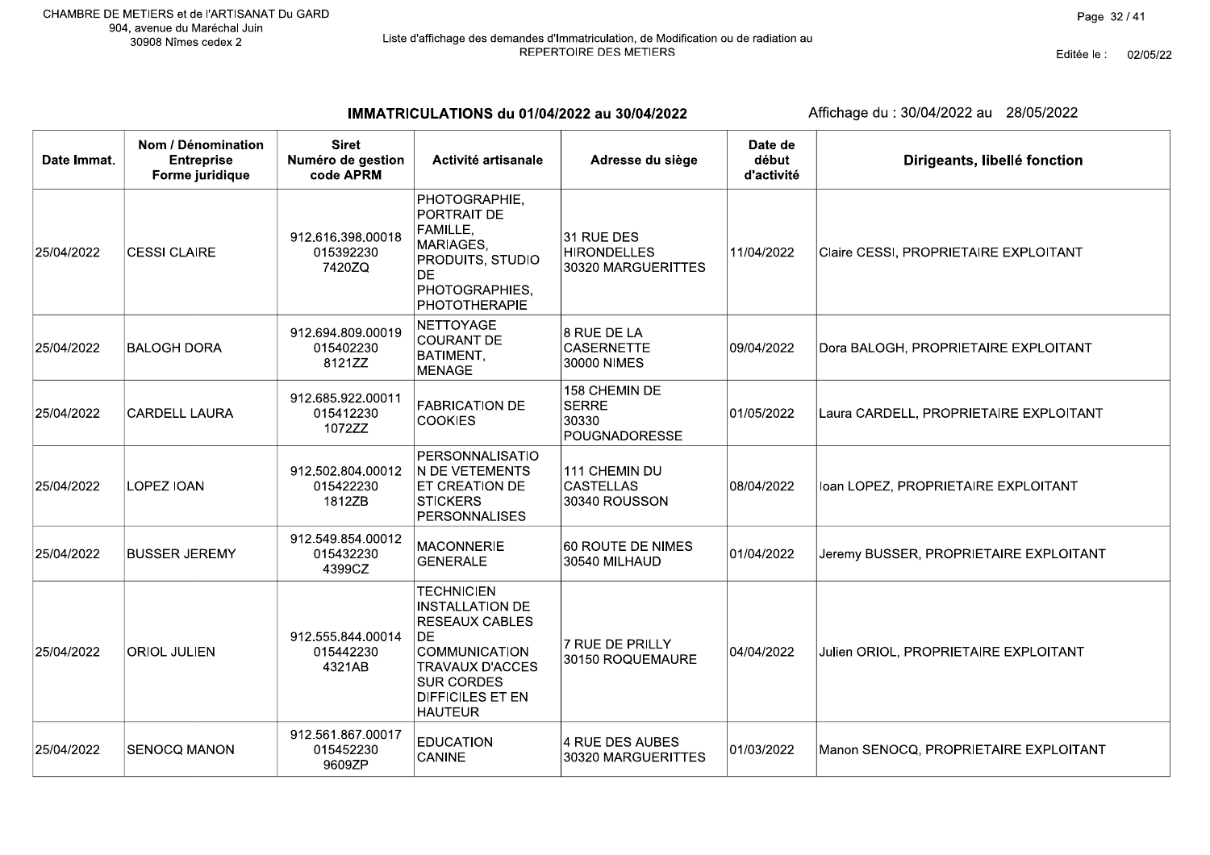CHAMBRE DE METIERS et de l'ARTISANAT Du GARD
904, avenue du Maréchal Juin
30908 Nîmes cedex 2

Liste d'affichage des demandes d'Immatriculation, de Modification ou de radiation au REPERTOIRE DES METIERS

Editée le : 02/05/22

## IMMATRICULATIONS du 01/04/2022 au 30/04/2022

Affichage du : 30/04/2022 au 28/05/2022

| Date Immat. | Nom / Dénomination Entreprise Forme juridique | Siret Numéro de gestion code APRM | Activité artisanale | Adresse du siège | Date de début d'activité | Dirigeants, libellé fonction |
|---|---|---|---|---|---|---|
| 25/04/2022 | CESSI CLAIRE | 912.616.398.00018 015392230 7420ZQ | PHOTOGRAPHIE, PORTRAIT DE FAMILLE, MARIAGES, PRODUITS, STUDIO DE PHOTOGRAPHIES, PHOTOTHERAPIE | 31 RUE DES HIRONDELLES 30320 MARGUERITTES | 11/04/2022 | Claire CESSI, PROPRIETAIRE EXPLOITANT |
| 25/04/2022 | BALOGH DORA | 912.694.809.00019 015402230 8121ZZ | NETTOYAGE COURANT DE BATIMENT, MENAGE | 8 RUE DE LA CASERNETTE 30000 NIMES | 09/04/2022 | Dora BALOGH, PROPRIETAIRE EXPLOITANT |
| 25/04/2022 | CARDELL LAURA | 912.685.922.00011 015412230 1072ZZ | FABRICATION DE COOKIES | 158 CHEMIN DE SERRE 30330 POUGNADORESSE | 01/05/2022 | Laura CARDELL, PROPRIETAIRE EXPLOITANT |
| 25/04/2022 | LOPEZ IOAN | 912.502.804.00012 015422230 1812ZB | PERSONNALISATION DE VETEMENTS ET CREATION DE STICKERS PERSONNALISES | 111 CHEMIN DU CASTELLAS 30340 ROUSSON | 08/04/2022 | Ioan LOPEZ, PROPRIETAIRE EXPLOITANT |
| 25/04/2022 | BUSSER JEREMY | 912.549.854.00012 015432230 4399CZ | MACONNERIE GENERALE | 60 ROUTE DE NIMES 30540 MILHAUD | 01/04/2022 | Jeremy BUSSER, PROPRIETAIRE EXPLOITANT |
| 25/04/2022 | ORIOL JULIEN | 912.555.844.00014 015442230 4321AB | TECHNICIEN INSTALLATION DE RESEAUX CABLES DE COMMUNICATION TRAVAUX D'ACCES SUR CORDES DIFFICILES ET EN HAUTEUR | 7 RUE DE PRILLY 30150 ROQUEMAURE | 04/04/2022 | Julien ORIOL, PROPRIETAIRE EXPLOITANT |
| 25/04/2022 | SENOCQ MANON | 912.561.867.00017 015452230 9609ZP | EDUCATION CANINE | 4 RUE DES AUBES 30320 MARGUERITTES | 01/03/2022 | Manon SENOCQ, PROPRIETAIRE EXPLOITANT |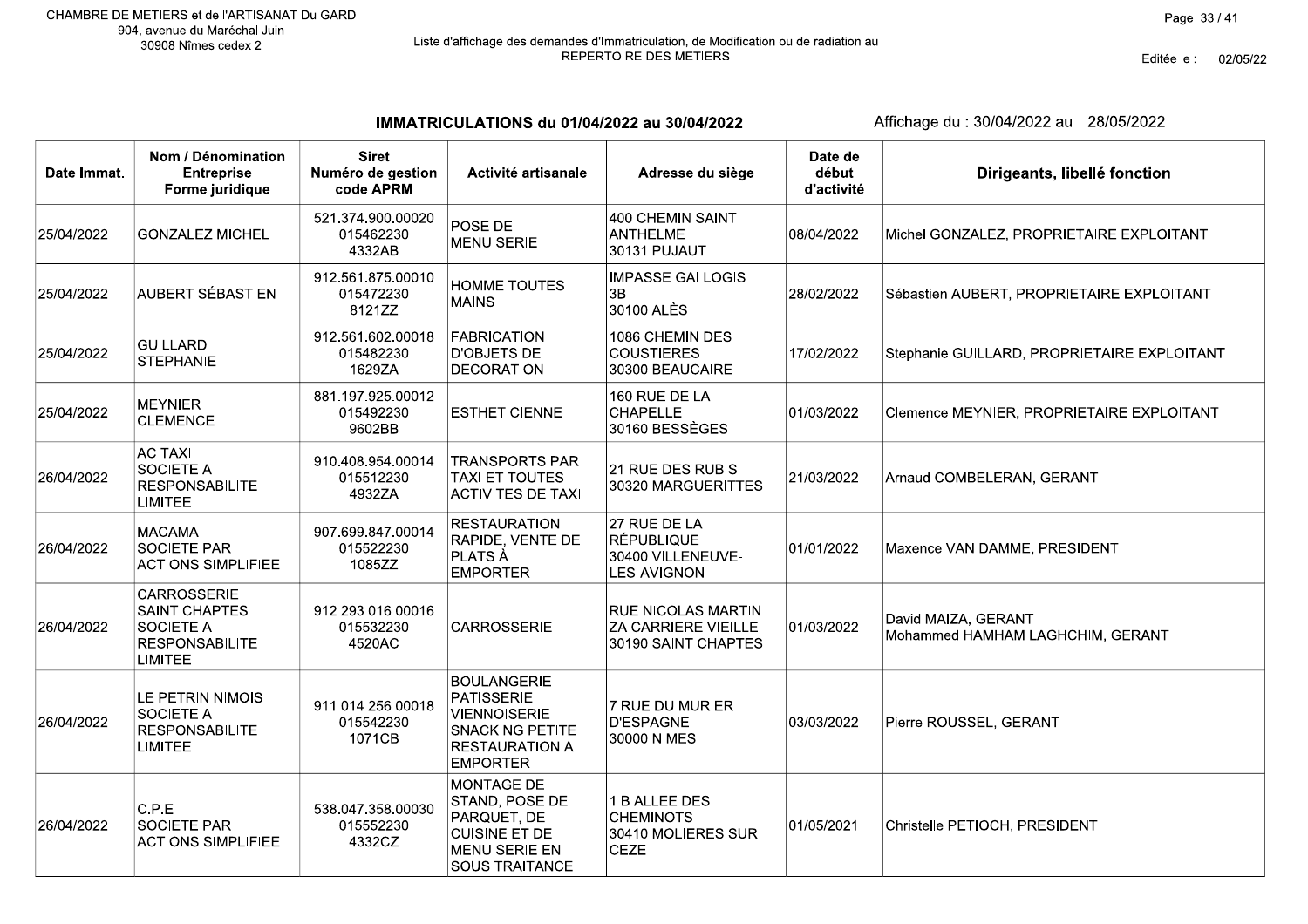CHAMBRE DE METIERS et de l'ARTISANAT Du GARD
904, avenue du Maréchal Juin
30908 Nîmes cedex 2

Liste d'affichage des demandes d'Immatriculation, de Modification ou de radiation au REPERTOIRE DES METIERS

Editée le : 02/05/22

## IMMATRICULATIONS du 01/04/2022 au 30/04/2022

Affichage du : 30/04/2022 au 28/05/2022

| Date Immat. | Nom / Dénomination Entreprise Forme juridique | Siret Numéro de gestion code APRM | Activité artisanale | Adresse du siège | Date de début d'activité | Dirigeants, libellé fonction |
|---|---|---|---|---|---|---|
| 25/04/2022 | GONZALEZ MICHEL | 521.374.900.00020 015462230 4332AB | POSE DE MENUISERIE | 400 CHEMIN SAINT ANTHELME 30131 PUJAUT | 08/04/2022 | Michel GONZALEZ, PROPRIETAIRE EXPLOITANT |
| 25/04/2022 | AUBERT SÉBASTIEN | 912.561.875.00010 015472230 8121ZZ | HOMME TOUTES MAINS | IMPASSE GAI LOGIS 3B 30100 ALÈS | 28/02/2022 | Sébastien AUBERT, PROPRIETAIRE EXPLOITANT |
| 25/04/2022 | GUILLARD STEPHANIE | 912.561.602.00018 015482230 1629ZA | FABRICATION D'OBJETS DE DECORATION | 1086 CHEMIN DES COUSTIERES 30300 BEAUCAIRE | 17/02/2022 | Stephanie GUILLARD, PROPRIETAIRE EXPLOITANT |
| 25/04/2022 | MEYNIER CLEMENCE | 881.197.925.00012 015492230 9602BB | ESTHETICIENNE | 160 RUE DE LA CHAPELLE 30160 BESSÈGES | 01/03/2022 | Clemence MEYNIER, PROPRIETAIRE EXPLOITANT |
| 26/04/2022 | AC TAXI SOCIETE A RESPONSABILITE LIMITEE | 910.408.954.00014 015512230 4932ZA | TRANSPORTS PAR TAXI ET TOUTES ACTIVITES DE TAXI | 21 RUE DES RUBIS 30320 MARGUERITTES | 21/03/2022 | Arnaud COMBELERAN, GERANT |
| 26/04/2022 | MACAMA SOCIETE PAR ACTIONS SIMPLIFIEE | 907.699.847.00014 015522230 1085ZZ | RESTAURATION RAPIDE, VENTE DE PLATS À EMPORTER | 27 RUE DE LA RÉPUBLIQUE 30400 VILLENEUVE-LES-AVIGNON | 01/01/2022 | Maxence VAN DAMME, PRESIDENT |
| 26/04/2022 | CARROSSERIE SAINT CHAPTES SOCIETE A RESPONSABILITE LIMITEE | 912.293.016.00016 015532230 4520AC | CARROSSERIE | RUE NICOLAS MARTIN ZA CARRIERE VIEILLE 30190 SAINT CHAPTES | 01/03/2022 | David MAIZA, GERANT<br>Mohammed HAMHAM LAGHCHIM, GERANT |
| 26/04/2022 | LE PETRIN NIMOIS SOCIETE A RESPONSABILITE LIMITEE | 911.014.256.00018 015542230 1071CB | BOULANGERIE PATISSERIE VIENNOISERIE SNACKING PETITE RESTAURATION A EMPORTER | 7 RUE DU MURIER D'ESPAGNE 30000 NIMES | 03/03/2022 | Pierre ROUSSEL, GERANT |
| 26/04/2022 | C.P.E SOCIETE PAR ACTIONS SIMPLIFIEE | 538.047.358.00030 015552230 4332CZ | MONTAGE DE STAND, POSE DE PARQUET, DE CUISINE ET DE MENUISERIE EN SOUS TRAITANCE | 1 B ALLEE DES CHEMINOTS 30410 MOLIERES SUR CEZE | 01/05/2021 | Christelle PETIOCH, PRESIDENT |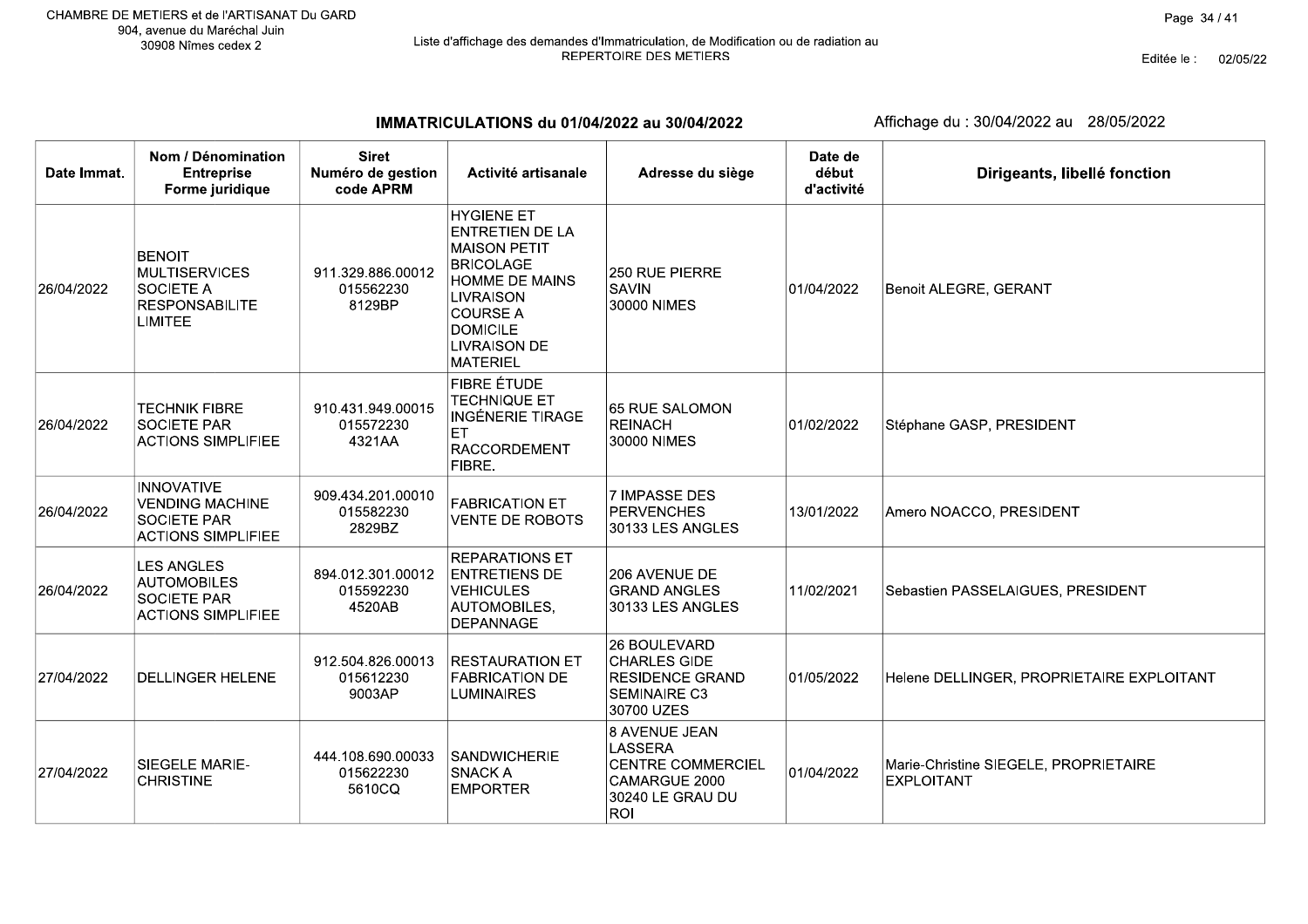CHAMBRE DE METIERS et de l'ARTISANAT Du GARD
904, avenue du Maréchal Juin
30908 Nîmes cedex 2

Liste d'affichage des demandes d'Immatriculation, de Modification ou de radiation au REPERTOIRE DES METIERS

Editée le : 02/05/22

## IMMATRICULATIONS du 01/04/2022 au 30/04/2022

Affichage du : 30/04/2022 au 28/05/2022

| Date Immat. | Nom / Dénomination Entreprise Forme juridique | Siret Numéro de gestion code APRM | Activité artisanale | Adresse du siège | Date de début d'activité | Dirigeants, libellé fonction |
|---|---|---|---|---|---|---|
| 26/04/2022 | BENOIT MULTISERVICES SOCIETE A RESPONSABILITE LIMITEE | 911.329.886.00012 015562230 8129BP | HYGIENE ET ENTRETIEN DE LA MAISON PETIT BRICOLAGE HOMME DE MAINS LIVRAISON COURSE A DOMICILE LIVRAISON DE MATERIEL | 250 RUE PIERRE SAVIN 30000 NIMES | 01/04/2022 | Benoit ALEGRE, GERANT |
| 26/04/2022 | TECHNIK FIBRE SOCIETE PAR ACTIONS SIMPLIFIEE | 910.431.949.00015 015572230 4321AA | FIBRE ÉTUDE TECHNIQUE ET INGÉNERIE TIRAGE ET RACCORDEMENT FIBRE. | 65 RUE SALOMON REINACH 30000 NIMES | 01/02/2022 | Stéphane GASP, PRESIDENT |
| 26/04/2022 | INNOVATIVE VENDING MACHINE SOCIETE PAR ACTIONS SIMPLIFIEE | 909.434.201.00010 015582230 2829BZ | FABRICATION ET VENTE DE ROBOTS | 7 IMPASSE DES PERVENCHES 30133 LES ANGLES | 13/01/2022 | Amero NOACCO, PRESIDENT |
| 26/04/2022 | LES ANGLES AUTOMOBILES SOCIETE PAR ACTIONS SIMPLIFIEE | 894.012.301.00012 015592230 4520AB | REPARATIONS ET ENTRETIENS DE VEHICULES AUTOMOBILES, DEPANNAGE | 206 AVENUE DE GRAND ANGLES 30133 LES ANGLES | 11/02/2021 | Sebastien PASSELAIGUES, PRESIDENT |
| 27/04/2022 | DELLINGER HELENE | 912.504.826.00013 015612230 9003AP | RESTAURATION ET FABRICATION DE LUMINAIRES | 26 BOULEVARD CHARLES GIDE RESIDENCE GRAND SEMINAIRE C3 30700 UZES | 01/05/2022 | Helene DELLINGER, PROPRIETAIRE EXPLOITANT |
| 27/04/2022 | SIEGELE MARIE-CHRISTINE | 444.108.690.00033 015622230 5610CQ | SANDWICHERIE SNACK A EMPORTER | 8 AVENUE JEAN LASSERA CENTRE COMMERCIEL CAMARGUE 2000 30240 LE GRAU DU ROI | 01/04/2022 | Marie-Christine SIEGELE, PROPRIETAIRE EXPLOITANT |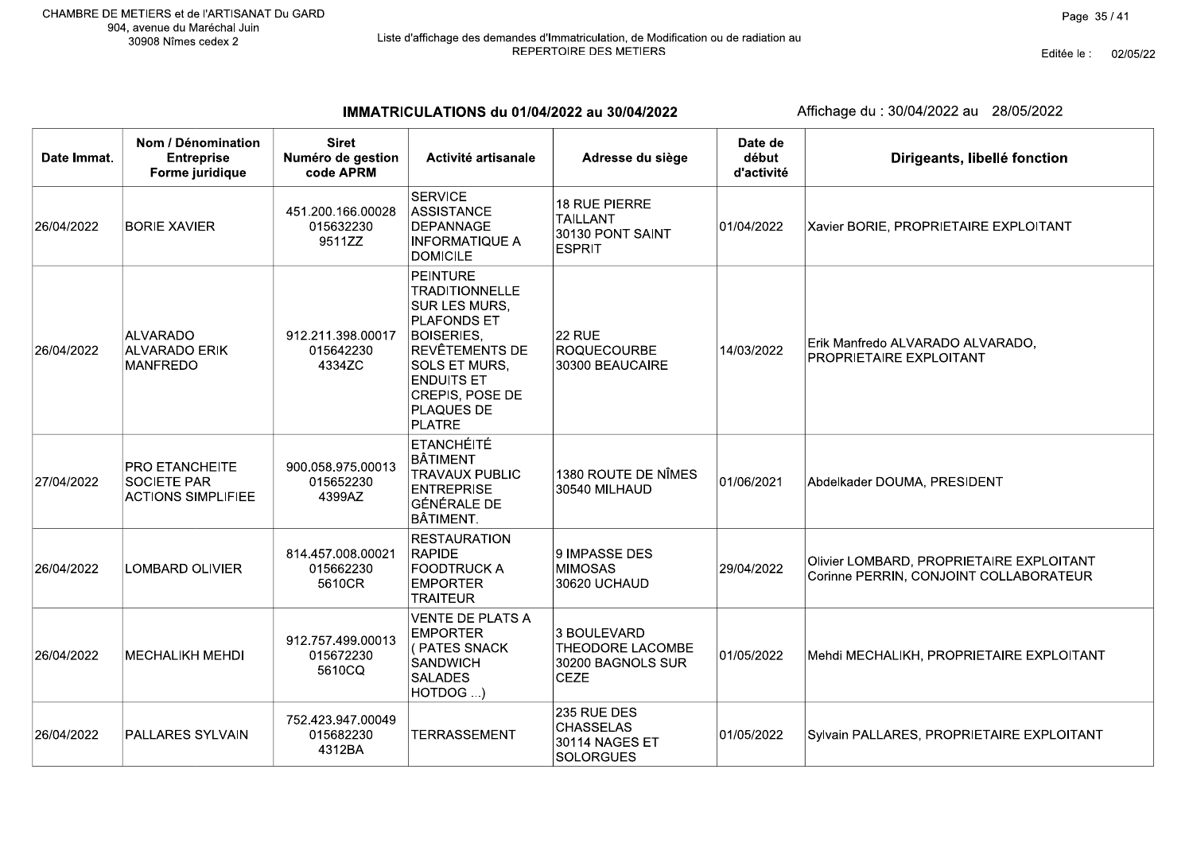CHAMBRE DE METIERS et de l'ARTISANAT Du GARD
904, avenue du Maréchal Juin
30908 Nîmes cedex 2

Liste d'affichage des demandes d'Immatriculation, de Modification ou de radiation au REPERTOIRE DES METIERS

Editée le : 02/05/22

## IMMATRICULATIONS du 01/04/2022 au 30/04/2022

Affichage du : 30/04/2022 au 28/05/2022

| Date Immat. | Nom / Dénomination Entreprise Forme juridique | Siret Numéro de gestion code APRM | Activité artisanale | Adresse du siège | Date de début d'activité | Dirigeants, libellé fonction |
|---|---|---|---|---|---|---|
| 26/04/2022 | BORIE XAVIER | 451.200.166.00028 015632230 9511ZZ | SERVICE ASSISTANCE DEPANNAGE INFORMATIQUE A DOMICILE | 18 RUE PIERRE TAILLANT 30130 PONT SAINT ESPRIT | 01/04/2022 | Xavier BORIE, PROPRIETAIRE EXPLOITANT |
| 26/04/2022 | ALVARADO ALVARADO ERIK MANFREDO | 912.211.398.00017 015642230 4334ZC | PEINTURE TRADITIONNELLE SUR LES MURS, PLAFONDS ET BOISERIES, REVÊTEMENTS DE SOLS ET MURS, ENDUITS ET CREPIS, POSE DE PLAQUES DE PLATRE | 22 RUE ROQUECOURBE 30300 BEAUCAIRE | 14/03/2022 | Erik Manfredo ALVARADO ALVARADO, PROPRIETAIRE EXPLOITANT |
| 27/04/2022 | PRO ETANCHEITE SOCIETE PAR ACTIONS SIMPLIFIEE | 900.058.975.00013 015652230 4399AZ | ETANCHÉITÉ BÂTIMENT TRAVAUX PUBLIC ENTREPRISE GÉNÉRALE DE BÂTIMENT. | 1380 ROUTE DE NÎMES 30540 MILHAUD | 01/06/2021 | Abdelkader DOUMA, PRESIDENT |
| 26/04/2022 | LOMBARD OLIVIER | 814.457.008.00021 015662230 5610CR | RESTAURATION RAPIDE FOODTRUCK A EMPORTER TRAITEUR | 9 IMPASSE DES MIMOSAS 30620 UCHAUD | 29/04/2022 | Olivier LOMBARD, PROPRIETAIRE EXPLOITANT Corinne PERRIN, CONJOINT COLLABORATEUR |
| 26/04/2022 | MECHALIKH MEHDI | 912.757.499.00013 015672230 5610CQ | VENTE DE PLATS A EMPORTER ( PATES SNACK SANDWICH SALADES HOTDOG ...) | 3 BOULEVARD THEODORE LACOMBE 30200 BAGNOLS SUR CEZE | 01/05/2022 | Mehdi MECHALIKH, PROPRIETAIRE EXPLOITANT |
| 26/04/2022 | PALLARES SYLVAIN | 752.423.947.00049 015682230 4312BA | TERRASSEMENT | 235 RUE DES CHASSELAS 30114 NAGES ET SOLORGUES | 01/05/2022 | Sylvain PALLARES, PROPRIETAIRE EXPLOITANT |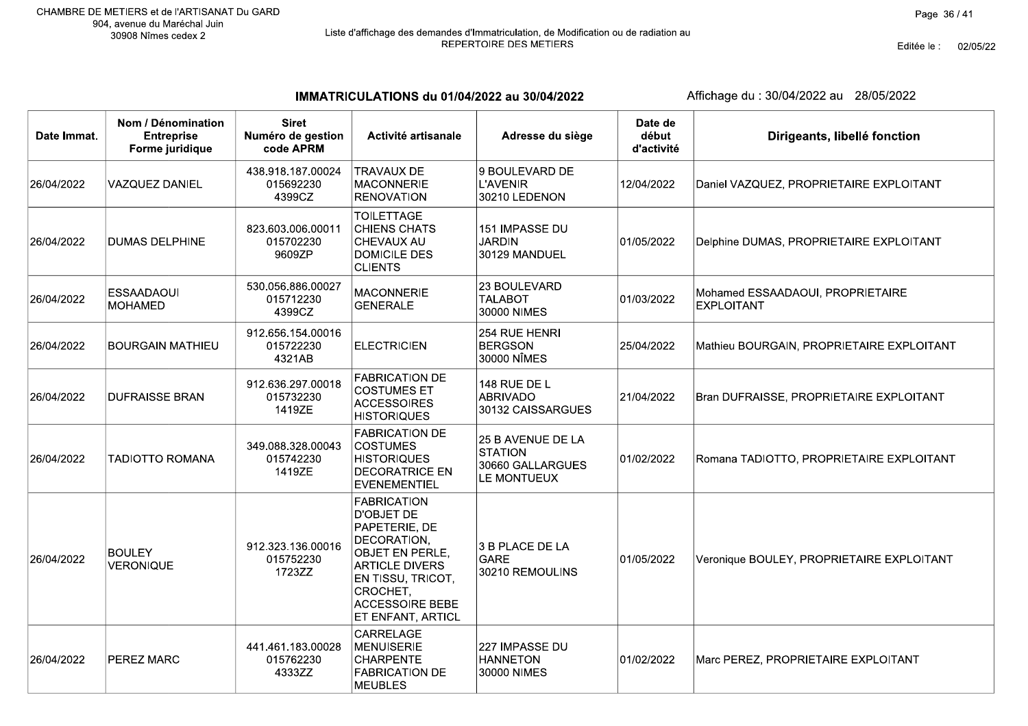CHAMBRE DE METIERS et de l'ARTISANAT Du GARD
904, avenue du Maréchal Juin
30908 Nîmes cedex 2

Liste d'affichage des demandes d'Immatriculation, de Modification ou de radiation au REPERTOIRE DES METIERS

Editée le : 02/05/22

## IMMATRICULATIONS du 01/04/2022 au 30/04/2022

Affichage du : 30/04/2022 au 28/05/2022

| Date Immat. | Nom / Dénomination Entreprise Forme juridique | Siret Numéro de gestion code APRM | Activité artisanale | Adresse du siège | Date de début d'activité | Dirigeants, libellé fonction |
|---|---|---|---|---|---|---|
| 26/04/2022 | VAZQUEZ DANIEL | 438.918.187.00024 015692230 4399CZ | TRAVAUX DE MACONNERIE RENOVATION | 9 BOULEVARD DE L'AVENIR 30210 LEDENON | 12/04/2022 | Daniel VAZQUEZ, PROPRIETAIRE EXPLOITANT |
| 26/04/2022 | DUMAS DELPHINE | 823.603.006.00011 015702230 9609ZP | TOILETTAGE CHIENS CHATS CHEVAUX AU DOMICILE DES CLIENTS | 151 IMPASSE DU JARDIN 30129 MANDUEL | 01/05/2022 | Delphine DUMAS, PROPRIETAIRE EXPLOITANT |
| 26/04/2022 | ESSAADAOUI MOHAMED | 530.056.886.00027 015712230 4399CZ | MACONNERIE GENERALE | 23 BOULEVARD TALABOT 30000 NIMES | 01/03/2022 | Mohamed ESSAADAOUI, PROPRIETAIRE EXPLOITANT |
| 26/04/2022 | BOURGAIN MATHIEU | 912.656.154.00016 015722230 4321AB | ELECTRICIEN | 254 RUE HENRI BERGSON 30000 NÎMES | 25/04/2022 | Mathieu BOURGAIN, PROPRIETAIRE EXPLOITANT |
| 26/04/2022 | DUFRAISSE BRAN | 912.636.297.00018 015732230 1419ZE | FABRICATION DE COSTUMES ET ACCESSOIRES HISTORIQUES | 148 RUE DE L ABRIVADO 30132 CAISSARGUES | 21/04/2022 | Bran DUFRAISSE, PROPRIETAIRE EXPLOITANT |
| 26/04/2022 | TADIOTTO ROMANA | 349.088.328.00043 015742230 1419ZE | FABRICATION DE COSTUMES HISTORIQUES DECORATRICE EN EVENEMENTIEL | 25 B AVENUE DE LA STATION 30660 GALLARGUES LE MONTUEUX | 01/02/2022 | Romana TADIOTTO, PROPRIETAIRE EXPLOITANT |
| 26/04/2022 | BOULEY VERONIQUE | 912.323.136.00016 015752230 1723ZZ | FABRICATION D'OBJET DE PAPETERIE, DE DECORATION, OBJET EN PERLE, ARTICLE DIVERS EN TISSU, TRICOT, CROCHET, ACCESSOIRE BEBE ET ENFANT, ARTICL | 3 B PLACE DE LA GARE 30210 REMOULINS | 01/05/2022 | Veronique BOULEY, PROPRIETAIRE EXPLOITANT |
| 26/04/2022 | PEREZ MARC | 441.461.183.00028 015762230 4333ZZ | CARRELAGE MENUISERIE CHARPENTE FABRICATION DE MEUBLES | 227 IMPASSE DU HANNETON 30000 NIMES | 01/02/2022 | Marc PEREZ, PROPRIETAIRE EXPLOITANT |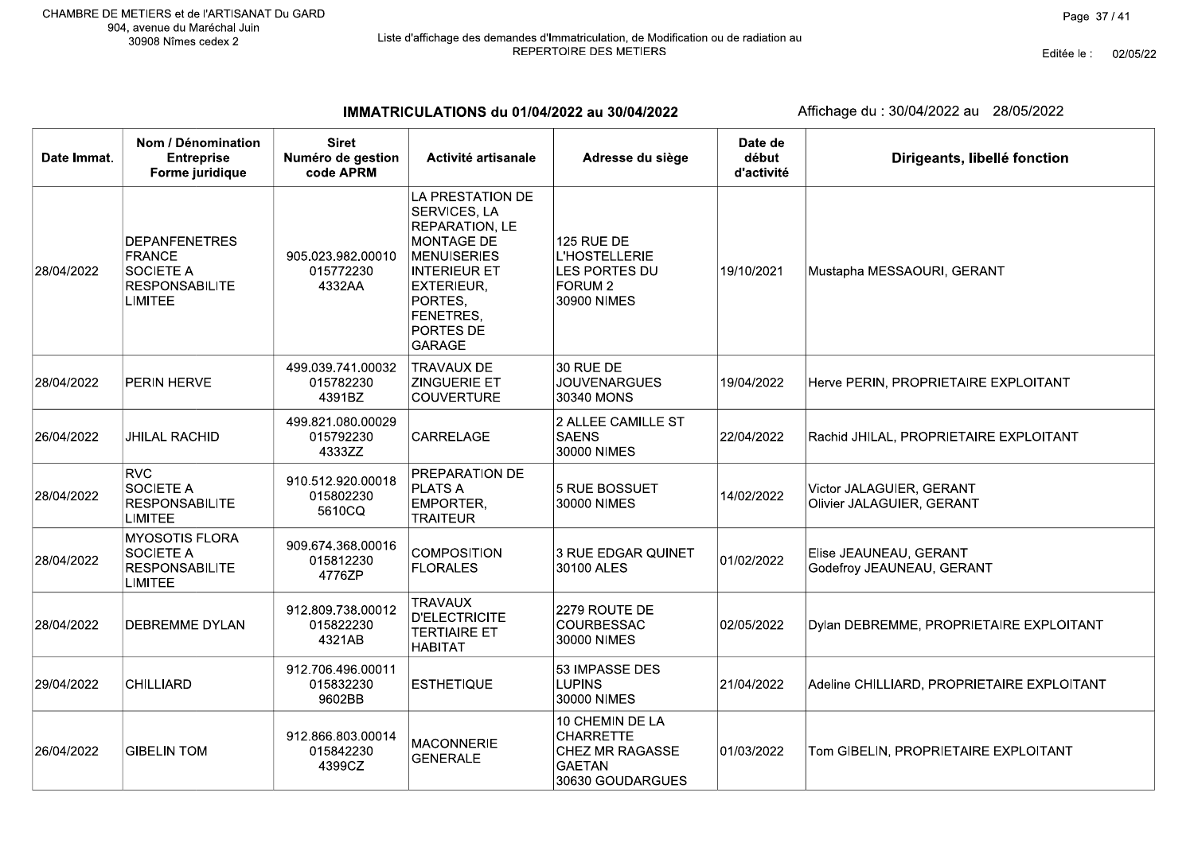CHAMBRE DE METIERS et de l'ARTISANAT Du GARD
904, avenue du Maréchal Juin
30908 Nîmes cedex 2

Liste d'affichage des demandes d'Immatriculation, de Modification ou de radiation au REPERTOIRE DES METIERS

Editée le : 02/05/22

## IMMATRICULATIONS du 01/04/2022 au 30/04/2022

Affichage du : 30/04/2022 au 28/05/2022

| Date Immat. | Nom / Dénomination Entreprise Forme juridique | Siret Numéro de gestion code APRM | Activité artisanale | Adresse du siège | Date de début d'activité | Dirigeants, libellé fonction |
|---|---|---|---|---|---|---|
| 28/04/2022 | DEPANFENETRES FRANCE SOCIETE A RESPONSABILITE LIMITEE | 905.023.982.00010 015772230 4332AA | LA PRESTATION DE SERVICES, LA REPARATION, LE MONTAGE DE MENUISERIES INTERIEUR ET EXTERIEUR, PORTES, FENETRES, PORTES DE GARAGE | 125 RUE DE L'HOSTELLERIE LES PORTES DU FORUM 2 30900 NIMES | 19/10/2021 | Mustapha MESSAOURI, GERANT |
| 28/04/2022 | PERIN HERVE | 499.039.741.00032 015782230 4391BZ | TRAVAUX DE ZINGUERIE ET COUVERTURE | 30 RUE DE JOUVENARGUES 30340 MONS | 19/04/2022 | Herve PERIN, PROPRIETAIRE EXPLOITANT |
| 26/04/2022 | JHILAL RACHID | 499.821.080.00029 015792230 4333ZZ | CARRELAGE | 2 ALLEE CAMILLE ST SAENS 30000 NIMES | 22/04/2022 | Rachid JHILAL, PROPRIETAIRE EXPLOITANT |
| 28/04/2022 | RVC SOCIETE A RESPONSABILITE LIMITEE | 910.512.920.00018 015802230 5610CQ | PREPARATION DE PLATS A EMPORTER, TRAITEUR | 5 RUE BOSSUET 30000 NIMES | 14/02/2022 | Victor JALAGUIER, GERANT<br>Olivier JALAGUIER, GERANT |
| 28/04/2022 | MYOSOTIS FLORA SOCIETE A RESPONSABILITE LIMITEE | 909.674.368.00016 015812230 4776ZP | COMPOSITION FLORALES | 3 RUE EDGAR QUINET 30100 ALES | 01/02/2022 | Elise JEAUNEAU, GERANT<br>Godefroy JEAUNEAU, GERANT |
| 28/04/2022 | DEBREMME DYLAN | 912.809.738.00012 015822230 4321AB | TRAVAUX D'ELECTRICITE TERTIAIRE ET HABITAT | 2279 ROUTE DE COURBESSAC 30000 NIMES | 02/05/2022 | Dylan DEBREMME, PROPRIETAIRE EXPLOITANT |
| 29/04/2022 | CHILLIARD | 912.706.496.00011 015832230 9602BB | ESTHETIQUE | 53 IMPASSE DES LUPINS 30000 NIMES | 21/04/2022 | Adeline CHILLIARD, PROPRIETAIRE EXPLOITANT |
| 26/04/2022 | GIBELIN TOM | 912.866.803.00014 015842230 4399CZ | MACONNERIE GENERALE | 10 CHEMIN DE LA CHARRETTE CHEZ MR RAGASSE GAETAN 30630 GOUDARGUES | 01/03/2022 | Tom GIBELIN, PROPRIETAIRE EXPLOITANT |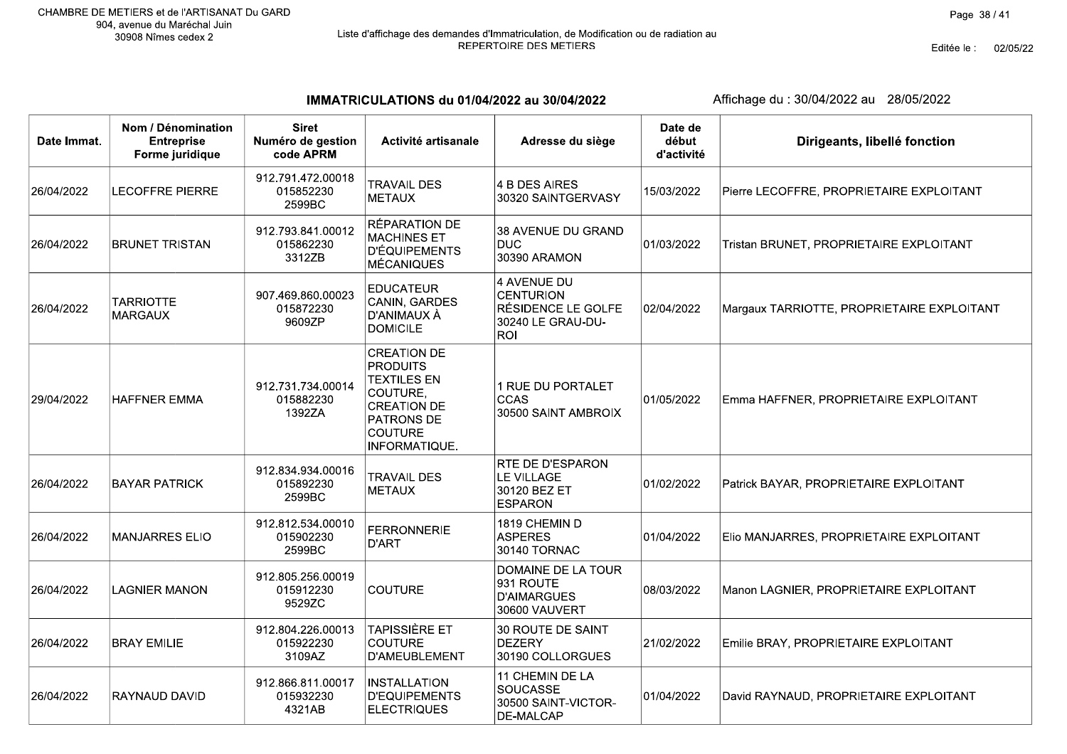CHAMBRE DE METIERS et de l'ARTISANAT Du GARD
904, avenue du Maréchal Juin
30908 Nîmes cedex 2

Liste d'affichage des demandes d'Immatriculation, de Modification ou de radiation au REPERTOIRE DES METIERS

Editée le : 02/05/22

## IMMATRICULATIONS du 01/04/2022 au 30/04/2022

Affichage du : 30/04/2022 au 28/05/2022

| Date Immat. | Nom / Dénomination Entreprise Forme juridique | Siret Numéro de gestion code APRM | Activité artisanale | Adresse du siège | Date de début d'activité | Dirigeants, libellé fonction |
|---|---|---|---|---|---|---|
| 26/04/2022 | LECOFFRE PIERRE | 912.791.472.00018 015852230 2599BC | TRAVAIL DES METAUX | 4 B DES AIRES 30320 SAINTGERVASY | 15/03/2022 | Pierre LECOFFRE, PROPRIETAIRE EXPLOITANT |
| 26/04/2022 | BRUNET TRISTAN | 912.793.841.00012 015862230 3312ZB | RÉPARATION DE MACHINES ET D'ÉQUIPEMENTS MÉCANIQUES | 38 AVENUE DU GRAND DUC 30390 ARAMON | 01/03/2022 | Tristan BRUNET, PROPRIETAIRE EXPLOITANT |
| 26/04/2022 | TARRIOTTE MARGAUX | 907.469.860.00023 015872230 9609ZP | EDUCATEUR CANIN, GARDES D'ANIMAUX À DOMICILE | 4 AVENUE DU CENTURION RÉSIDENCE LE GOLFE 30240 LE GRAU-DU-ROI | 02/04/2022 | Margaux TARRIOTTE, PROPRIETAIRE EXPLOITANT |
| 29/04/2022 | HAFFNER EMMA | 912.731.734.00014 015882230 1392ZA | CREATION DE PRODUITS TEXTILES EN COUTURE, CREATION DE PATRONS DE COUTURE INFORMATIQUE. | 1 RUE DU PORTALET CCAS 30500 SAINT AMBROIX | 01/05/2022 | Emma HAFFNER, PROPRIETAIRE EXPLOITANT |
| 26/04/2022 | BAYAR PATRICK | 912.834.934.00016 015892230 2599BC | TRAVAIL DES METAUX | RTE DE D'ESPARON LE VILLAGE 30120 BEZ ET ESPARON | 01/02/2022 | Patrick BAYAR, PROPRIETAIRE EXPLOITANT |
| 26/04/2022 | MANJARRES ELIO | 912.812.534.00010 015902230 2599BC | FERRONNERIE D'ART | 1819 CHEMIN D ASPERES 30140 TORNAC | 01/04/2022 | Elio MANJARRES, PROPRIETAIRE EXPLOITANT |
| 26/04/2022 | LAGNIER MANON | 912.805.256.00019 015912230 9529ZC | COUTURE | DOMAINE DE LA TOUR 931 ROUTE D'AIMARGUES 30600 VAUVERT | 08/03/2022 | Manon LAGNIER, PROPRIETAIRE EXPLOITANT |
| 26/04/2022 | BRAY EMILIE | 912.804.226.00013 015922230 3109AZ | TAPISSIÈRE ET COUTURE D'AMEUBLEMENT | 30 ROUTE DE SAINT DEZERY 30190 COLLORGUES | 21/02/2022 | Emilie BRAY, PROPRIETAIRE EXPLOITANT |
| 26/04/2022 | RAYNAUD DAVID | 912.866.811.00017 015932230 4321AB | INSTALLATION D'EQUIPEMENTS ELECTRIQUES | 11 CHEMIN DE LA SOUCASSE 30500 SAINT-VICTOR-DE-MALCAP | 01/04/2022 | David RAYNAUD, PROPRIETAIRE EXPLOITANT |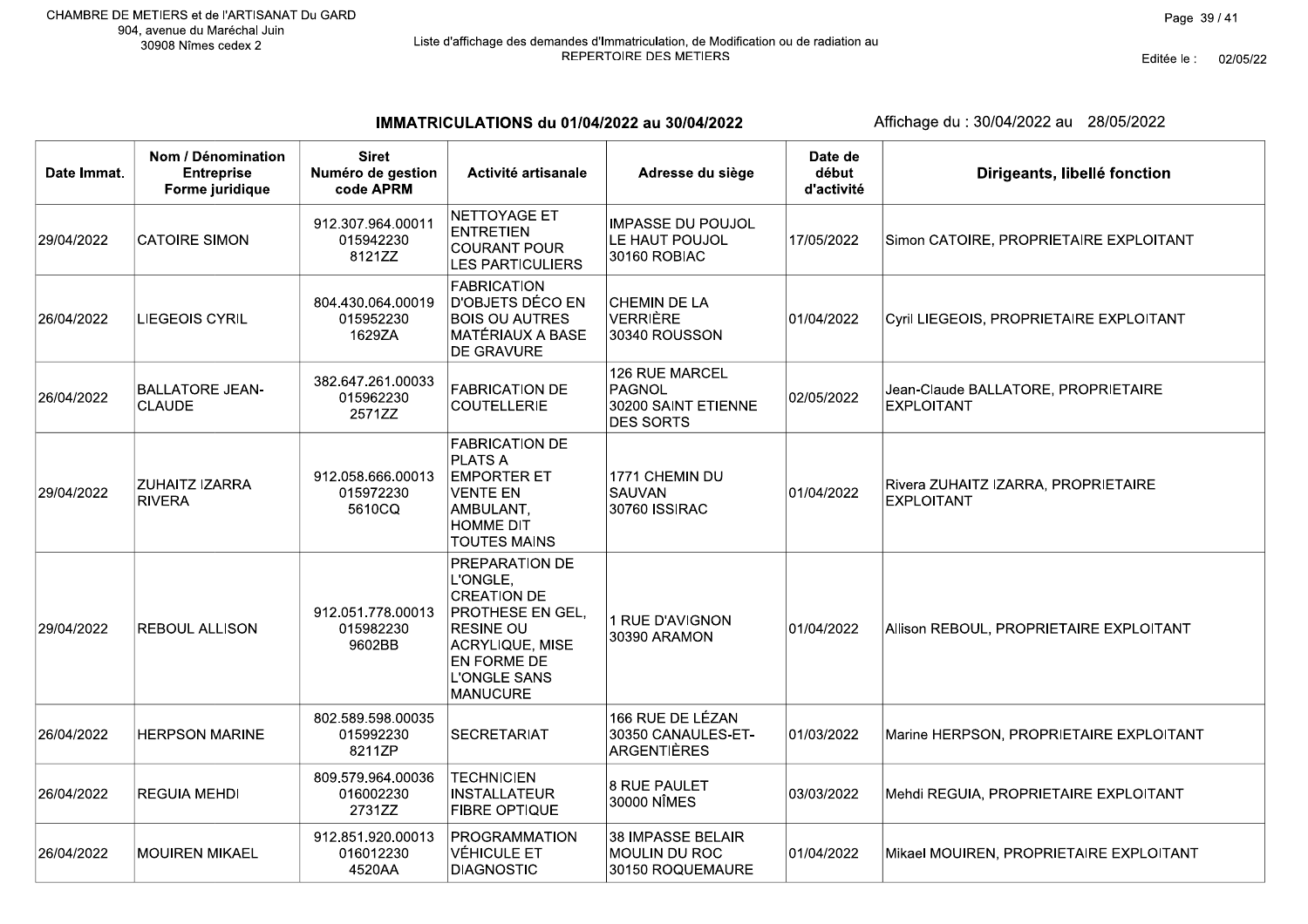CHAMBRE DE METIERS et de l'ARTISANAT Du GARD
904, avenue du Maréchal Juin
30908 Nîmes cedex 2

Liste d'affichage des demandes d'Immatriculation, de Modification ou de radiation au REPERTOIRE DES METIERS

Editée le : 02/05/22

## IMMATRICULATIONS du 01/04/2022 au 30/04/2022

Affichage du : 30/04/2022 au 28/05/2022

| Date Immat. | Nom / Dénomination Entreprise Forme juridique | Siret Numéro de gestion code APRM | Activité artisanale | Adresse du siège | Date de début d'activité | Dirigeants, libellé fonction |
|---|---|---|---|---|---|---|
| 29/04/2022 | CATOIRE SIMON | 912.307.964.00011 015942230 8121ZZ | NETTOYAGE ET ENTRETIEN COURANT POUR LES PARTICULIERS | IMPASSE DU POUJOL LE HAUT POUJOL 30160 ROBIAC | 17/05/2022 | Simon CATOIRE, PROPRIETAIRE EXPLOITANT |
| 26/04/2022 | LIEGEOIS CYRIL | 804.430.064.00019 015952230 1629ZA | FABRICATION D'OBJETS DÉCO EN BOIS OU AUTRES MATÉRIAUX A BASE DE GRAVURE | CHEMIN DE LA VERRIÈRE 30340 ROUSSON | 01/04/2022 | Cyril LIEGEOIS, PROPRIETAIRE EXPLOITANT |
| 26/04/2022 | BALLATORE JEAN-CLAUDE | 382.647.261.00033 015962230 2571ZZ | FABRICATION DE COUTELLERIE | 126 RUE MARCEL PAGNOL 30200 SAINT ETIENNE DES SORTS | 02/05/2022 | Jean-Claude BALLATORE, PROPRIETAIRE EXPLOITANT |
| 29/04/2022 | ZUHAITZ IZARRA RIVERA | 912.058.666.00013 015972230 5610CQ | FABRICATION DE PLATS A EMPORTER ET VENTE EN AMBULANT, HOMME DIT TOUTES MAINS | 1771 CHEMIN DU SAUVAN 30760 ISSIRAC | 01/04/2022 | Rivera ZUHAITZ IZARRA, PROPRIETAIRE EXPLOITANT |
| 29/04/2022 | REBOUL ALLISON | 912.051.778.00013 015982230 9602BB | PREPARATION DE L'ONGLE, CREATION DE PROTHESE EN GEL, RESINE OU ACRYLIQUE, MISE EN FORME DE L'ONGLE SANS MANUCURE | 1 RUE D'AVIGNON 30390 ARAMON | 01/04/2022 | Allison REBOUL, PROPRIETAIRE EXPLOITANT |
| 26/04/2022 | HERPSON MARINE | 802.589.598.00035 015992230 8211ZP | SECRETARIAT | 166 RUE DE LÉZAN 30350 CANAULES-ET-ARGENTIÈRES | 01/03/2022 | Marine HERPSON, PROPRIETAIRE EXPLOITANT |
| 26/04/2022 | REGUIA MEHDI | 809.579.964.00036 016002230 2731ZZ | TECHNICIEN INSTALLATEUR FIBRE OPTIQUE | 8 RUE PAULET 30000 NÎMES | 03/03/2022 | Mehdi REGUIA, PROPRIETAIRE EXPLOITANT |
| 26/04/2022 | MOUIREN MIKAEL | 912.851.920.00013 016012230 4520AA | PROGRAMMATION VÉHICULE ET DIAGNOSTIC | 38 IMPASSE BELAIR MOULIN DU ROC 30150 ROQUEMAURE | 01/04/2022 | Mikael MOUIREN, PROPRIETAIRE EXPLOITANT |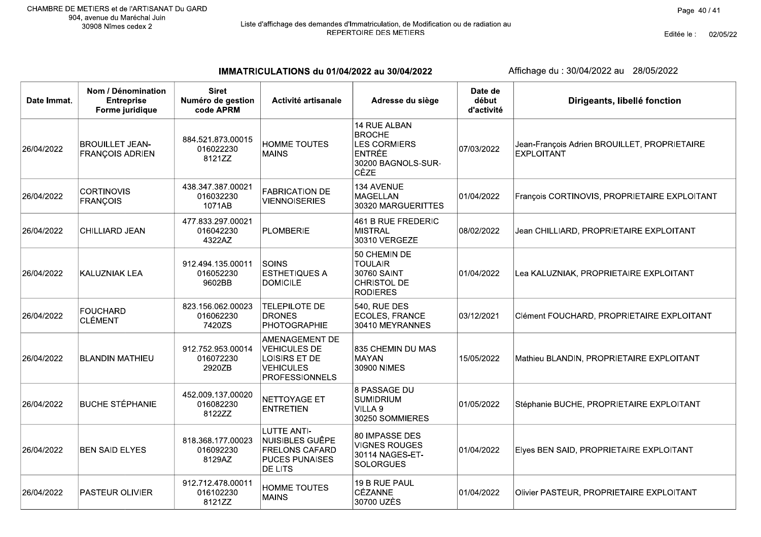CHAMBRE DE METIERS et de l'ARTISANAT Du GARD
904, avenue du Maréchal Juin
30908 Nîmes cedex 2

Liste d'affichage des demandes d'Immatriculation, de Modification ou de radiation au REPERTOIRE DES METIERS

Editée le : 02/05/22

## IMMATRICULATIONS du 01/04/2022 au 30/04/2022

Affichage du : 30/04/2022 au 28/05/2022

| Date Immat. | Nom / Dénomination Entreprise Forme juridique | Siret Numéro de gestion code APRM | Activité artisanale | Adresse du siège | Date de début d'activité | Dirigeants, libellé fonction |
|---|---|---|---|---|---|---|
| 26/04/2022 | BROUILLET JEAN-FRANÇOIS ADRIEN | 884.521.873.00015 016022230 8121ZZ | HOMME TOUTES MAINS | 14 RUE ALBAN BROCHE LES CORMIERS ENTRÉE 30200 BAGNOLS-SUR-CÈZE | 07/03/2022 | Jean-François Adrien BROUILLET, PROPRIETAIRE EXPLOITANT |
| 26/04/2022 | CORTINOVIS FRANÇOIS | 438.347.387.00021 016032230 1071AB | FABRICATION DE VIENNOISERIES | 134 AVENUE MAGELLAN 30320 MARGUERITTES | 01/04/2022 | François CORTINOVIS, PROPRIETAIRE EXPLOITANT |
| 26/04/2022 | CHILLIARD JEAN | 477.833.297.00021 016042230 4322AZ | PLOMBERIE | 461 B RUE FREDERIC MISTRAL 30310 VERGEZE | 08/02/2022 | Jean CHILLIARD, PROPRIETAIRE EXPLOITANT |
| 26/04/2022 | KALUZNIAK LEA | 912.494.135.00011 016052230 9602BB | SOINS ESTHETIQUES A DOMICILE | 50 CHEMIN DE TOULAIR 30760 SAINT CHRISTOL DE RODIERES | 01/04/2022 | Lea KALUZNIAK, PROPRIETAIRE EXPLOITANT |
| 26/04/2022 | FOUCHARD CLÉMENT | 823.156.062.00023 016062230 7420ZS | TELEPILOTE DE DRONES PHOTOGRAPHIE | 540, RUE DES ECOLES, FRANCE 30410 MEYRANNES | 03/12/2021 | Clément FOUCHARD, PROPRIETAIRE EXPLOITANT |
| 26/04/2022 | BLANDIN MATHIEU | 912.752.953.00014 016072230 2920ZB | AMENAGEMENT DE VEHICULES DE LOISIRS ET DE VEHICULES PROFESSIONNELS | 835 CHEMIN DU MAS MAYAN 30900 NIMES | 15/05/2022 | Mathieu BLANDIN, PROPRIETAIRE EXPLOITANT |
| 26/04/2022 | BUCHE STÉPHANIE | 452.009.137.00020 016082230 8122ZZ | NETTOYAGE ET ENTRETIEN | 8 PASSAGE DU SUMIDRIUM VILLA 9 30250 SOMMIERES | 01/05/2022 | Stéphanie BUCHE, PROPRIETAIRE EXPLOITANT |
| 26/04/2022 | BEN SAID ELYES | 818.368.177.00023 016092230 8129AZ | LUTTE ANTI-NUISIBLES GUÊPE FRELONS CAFARD PUCES PUNAISES DE LITS | 80 IMPASSE DES VIGNES ROUGES 30114 NAGES-ET-SOLORGUES | 01/04/2022 | Elyes BEN SAID, PROPRIETAIRE EXPLOITANT |
| 26/04/2022 | PASTEUR OLIVIER | 912.712.478.00011 016102230 8121ZZ | HOMME TOUTES MAINS | 19 B RUE PAUL CÉZANNE 30700 UZÈS | 01/04/2022 | Olivier PASTEUR, PROPRIETAIRE EXPLOITANT |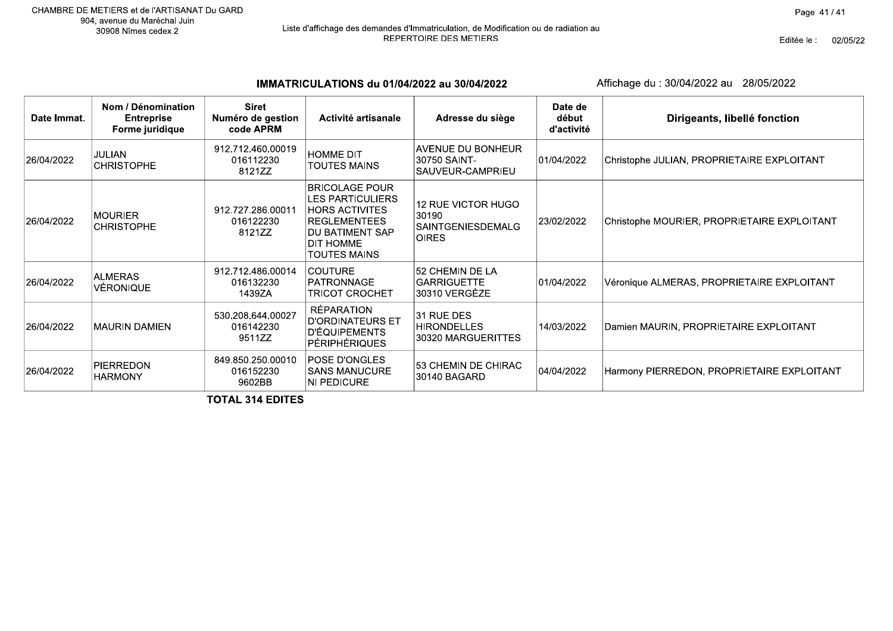CHAMBRE DE METIERS et de l'ARTISANAT Du GARD
904, avenue du Maréchal Juin
30908 Nîmes cedex 2

Liste d'affichage des demandes d'Immatriculation, de Modification ou de radiation au REPERTOIRE DES METIERS

Editée le : 02/05/22

## IMMATRICULATIONS du 01/04/2022 au 30/04/2022

Affichage du : 30/04/2022 au 28/05/2022

| Date Immat. | Nom / Dénomination Entreprise Forme juridique | Siret Numéro de gestion code APRM | Activité artisanale | Adresse du siège | Date de début d'activité | Dirigeants, libellé fonction |
|---|---|---|---|---|---|---|
| 26/04/2022 | JULIAN CHRISTOPHE | 912.712.460.00019 016112230 8121ZZ | HOMME DIT TOUTES MAINS | AVENUE DU BONHEUR 30750 SAINT-SAUVEUR-CAMPRIEU | 01/04/2022 | Christophe JULIAN, PROPRIETAIRE EXPLOITANT |
| 26/04/2022 | MOURIER CHRISTOPHE | 912.727.286.00011 016122230 8121ZZ | BRICOLAGE POUR LES PARTICULIERS HORS ACTIVITES REGLEMENTEES DU BATIMENT SAP DIT HOMME TOUTES MAINS | 12 RUE VICTOR HUGO 30190 SAINTGENIESDEMALGOIRES | 23/02/2022 | Christophe MOURIER, PROPRIETAIRE EXPLOITANT |
| 26/04/2022 | ALMERAS VÉRONIQUE | 912.712.486.00014 016132230 1439ZA | COUTURE PATRONNAGE TRICOT CROCHET | 52 CHEMIN DE LA GARRIGUETTE 30310 VERGÈZE | 01/04/2022 | Véronique ALMERAS, PROPRIETAIRE EXPLOITANT |
| 26/04/2022 | MAURIN DAMIEN | 530.208.644.00027 016142230 9511ZZ | RÉPARATION D'ORDINATEURS ET D'ÉQUIPEMENTS PÉRIPHÉRIQUES | 31 RUE DES HIRONDELLES 30320 MARGUERITTES | 14/03/2022 | Damien MAURIN, PROPRIETAIRE EXPLOITANT |
| 26/04/2022 | PIERREDON HARMONY | 849.850.250.00010 016152230 9602BB | POSE D'ONGLES SANS MANUCURE NI PEDICURE | 53 CHEMIN DE CHIRAC 30140 BAGARD | 04/04/2022 | Harmony PIERREDON, PROPRIETAIRE EXPLOITANT |

**TOTAL 314 EDITES**